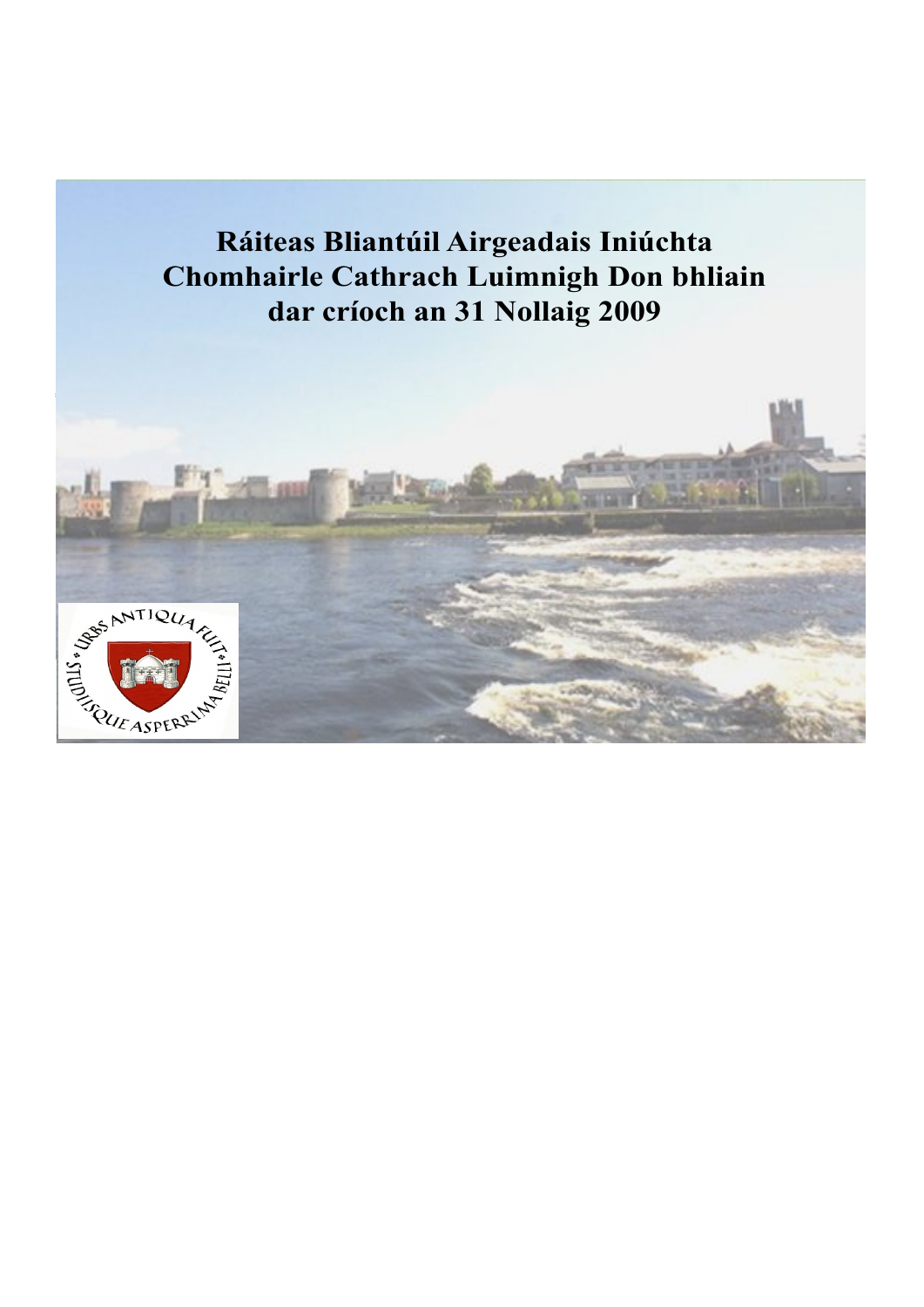# Ráiteas Bliantúil Airgeadais Iniúchta Chomhairle Cathrach Luimnigh Don bhliain dar críoch an 31 Nollaig 2009

URBS ANTIQUA FUIT STUDIISQUE ASPERRIMA BELLI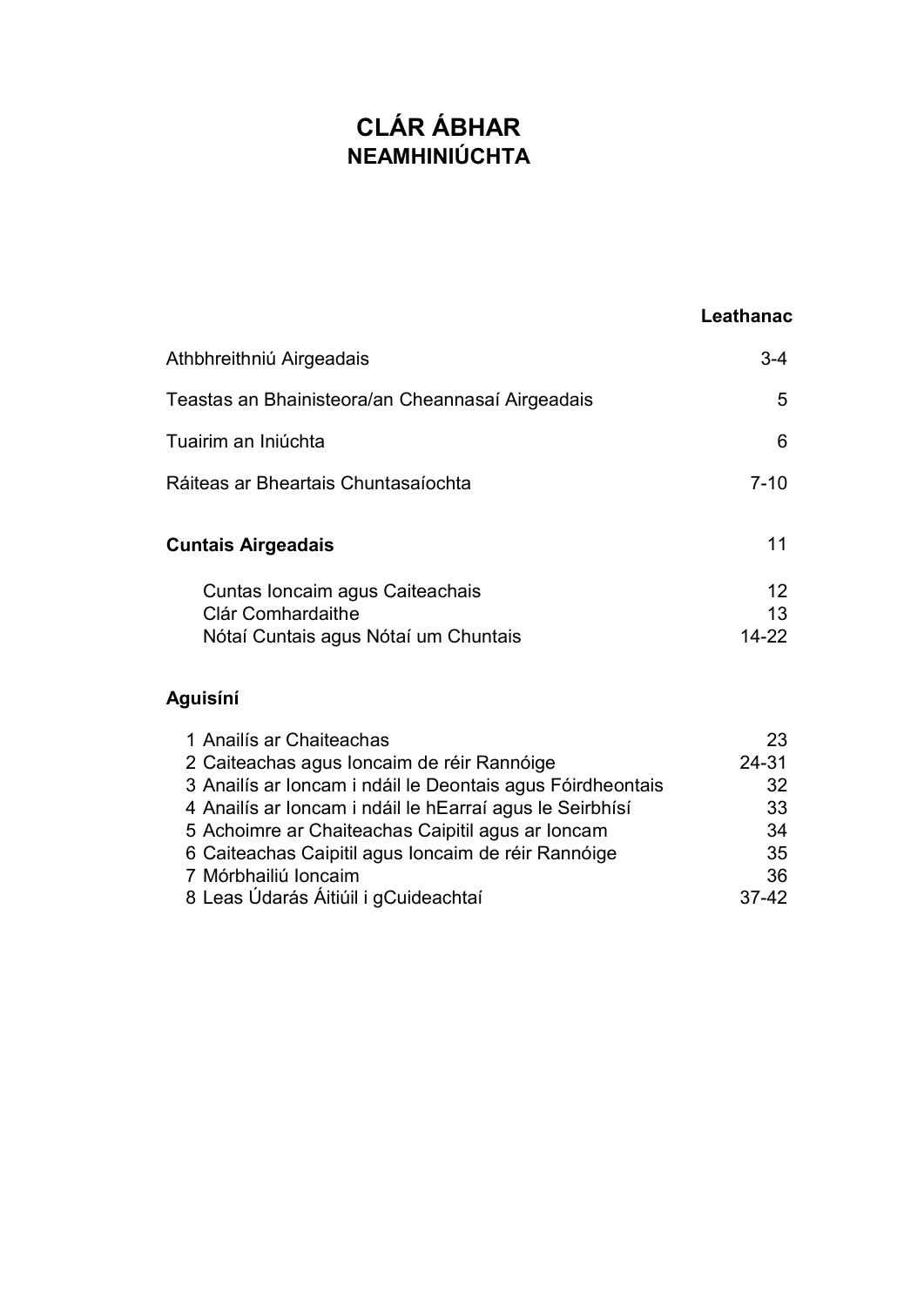# CLÁR ÁBHAR
## NEAMHINIÚCHTA

| | Leathanac |
|---|---|
| Athbhreithniú Airgeadais | 3-4 |
| Teastas an Bhainisteora/an Cheannasaí Airgeadais | 5 |
| Tuairim an Iniúchta | 6 |
| Ráiteas ar Bheartais Chuntasaíochta | 7-10 |
| **Cuntais Airgeadais** | 11 |
| Cuntas Ioncaim agus Caiteachais | 12 |
| Clár Comhardaithe | 13 |
| Nótaí Cuntais agus Nótaí um Chuntais | 14-22 |

**Aguisíní**

| | |
|---|---|
| 1 Anailís ar Chaiteachas | 23 |
| 2 Caiteachas agus Ioncaim de réir Rannóige | 24-31 |
| 3 Anailís ar Ioncam i ndáil le Deontais agus Fóirdheontais | 32 |
| 4 Anailís ar Ioncam i ndáil le hEarraí agus le Seirbhísí | 33 |
| 5 Achoimre ar Chaiteachas Caipitil agus ar Ioncam | 34 |
| 6 Caiteachas Caipitil agus Ioncaim de réir Rannóige | 35 |
| 7 Mórbhailiú Ioncaim | 36 |
| 8 Leas Údarás Áitiúil i gCuideachtaí | 37-42 |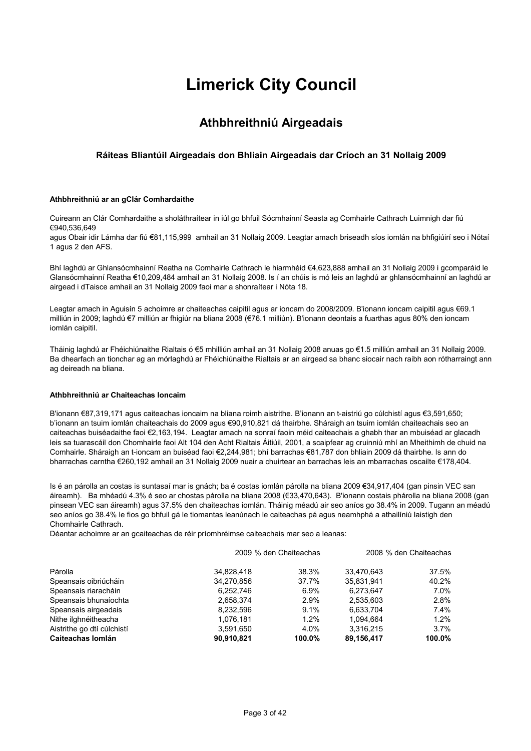# Limerick City Council

## Athbhreithniú Airgeadais

### Ráiteas Bliantúil Airgeadais don Bhliain Airgeadais dar Críoch an 31 Nollaig 2009

**Athbhreithniú ar an gClár Comhardaithe**

Cuireann an Clár Comhardaithe a sholáthraítear in iúl go bhfuil Sócmhainní Seasta ag Comhairle Cathrach Luimnigh dar fiú €940,536,649
agus Obair idir Lámha dar fiú €81,115,999 amhail an 31 Nollaig 2009. Leagtar amach briseadh síos iomlán na bhfigiúirí seo i Nótaí 1 agus 2 den AFS.

Bhí laghdú ar Ghlansócmhainní Reatha na Comhairle Cathrach le hiarmhéid €4,623,888 amhail an 31 Nollaig 2009 i gcomparáid le Glansócmhainní Reatha €10,209,484 amhail an 31 Nollaig 2008. Is í an chúis is mó leis an laghdú ar ghlansócmhainní an laghdú ar airgead i dTaisce amhail an 31 Nollaig 2009 faoi mar a shonraítear i Nóta 18.

Leagtar amach in Aguisín 5 achoimre ar chaiteachas caipitil agus ar ioncam do 2008/2009. B'ionann ioncam caipitil agus €69.1 milliún in 2009; laghdú €7 milliún ar fhigiúr na bliana 2008 (€76.1 milliún). B'ionann deontais a fuarthas agus 80% den ioncam iomlán caipitil.

Tháinig laghdú ar Fhéichiúnaithe Rialtais ó €5 mhilliún amhail an 31 Nollaig 2008 anuas go €1.5 milliún amhail an 31 Nollaig 2009. Ba dhearfach an tionchar ag an mórlaghdú ar Fhéichiúnaithe Rialtais ar an airgead sa bhanc siocair nach raibh aon rótharraingt ann ag deireadh na bliana.

**Athbhreithniú ar Chaiteachas Ioncaim**

B'ionann €87,319,171 agus caiteachas ioncaim na bliana roimh aistrithe. B'ionann an t-aistriú go cúlchistí agus €3,591,650; b'ionann an tsuim iomlán chaiteachais do 2009 agus €90,910,821 dá thairbhe. Sháraigh an tsuim iomlán chaiteachais seo an caiteachas buiséadaithe faoi €2,163,194. Leagtar amach na sonraí faoin méid caiteachais a ghabh thar an mbuiséad ar glacadh leis sa tuarascáil don Chomhairle faoi Alt 104 den Acht Rialtais Áitiúil, 2001, a scaipfear ag cruinniú mhí an Mheithimh de chuid na Comhairle. Sháraigh an t-ioncam an buiséad faoi €2,244,981; bhí barrachas €81,787 don bhliain 2009 dá thairbhe. Is ann do bharrachas carntha €260,192 amhail an 31 Nollaig 2009 nuair a chuirtear an barrachas leis an mbarrachas oscailte €178,404.

Is é an párolla an costas is suntasaí mar is gnách; ba é costas iomlán párolla na bliana 2009 €34,917,404 (gan pinsin VEC san áireamh). Ba mhéadú 4.3% é seo ar chostas párolla na bliana 2008 (€33,470,643). B'ionann costais phárolla na bliana 2008 (gan pinsean VEC san áireamh) agus 37.5% den chaiteachas iomlán. Tháinig méadú air seo aníos go 38.4% in 2009. Tugann an méadú seo aníos go 38.4% le fios go bhfuil gá le tiomantas leanúnach le caiteachas pá agus neamhphá a athailíniú laistigh den Chomhairle Cathrach.

Déantar achoimre ar an gcaiteachas de réir príomhréimse caiteachais mar seo a leanas:

| | 2009 | % den Chaiteachas | 2008 | % den Chaiteachas |
|---|---|---|---|---|
| Párolla | 34,828,418 | 38.3% | 33,470,643 | 37.5% |
| Speansais oibriúcháin | 34,270,856 | 37.7% | 35,831,941 | 40.2% |
| Speansais riaracháin | 6,252,746 | 6.9% | 6,273,647 | 7.0% |
| Speansais bhunaíochta | 2,658,374 | 2.9% | 2,535,603 | 2.8% |
| Speansais airgeadais | 8,232,596 | 9.1% | 6,633,704 | 7.4% |
| Nithe ilghnéitheacha | 1,076,181 | 1.2% | 1,094,664 | 1.2% |
| Aistrithe go dtí cúlchistí | 3,591,650 | 4.0% | 3,316,215 | 3.7% |
| **Caiteachas Iomlán** | **90,910,821** | **100.0%** | **89,156,417** | **100.0%** |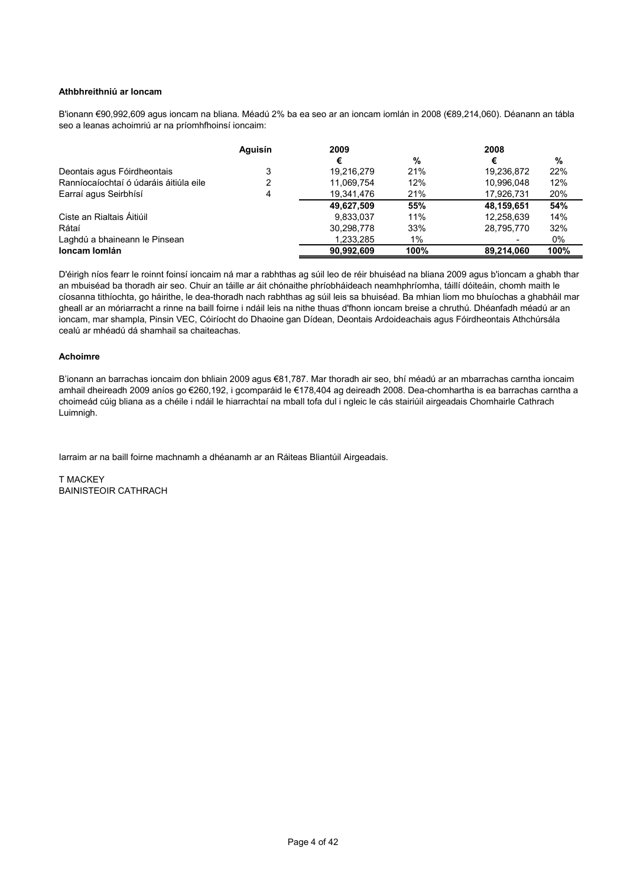**Athbhreithniú ar Ioncam**

B'ionann €90,992,609 agus ioncam na bliana. Méadú 2% ba ea seo ar an ioncam iomlán in 2008 (€89,214,060). Déanann an tábla seo a leanas achoimriú ar na príomhfhoinsí ioncaim:

| | Aguisín | 2009 | | 2008 | |
|---|---|---|---|---|---|
| | | € | % | € | % |
| Deontais agus Fóirdheontais | 3 | 19,216,279 | 21% | 19,236,872 | 22% |
| Ranníocaíochtaí ó údaráis áitiúla eile | 2 | 11,069,754 | 12% | 10,996,048 | 12% |
| Earraí agus Seirbhísí | 4 | 19,341,476 | 21% | 17,926,731 | 20% |
| | | **49,627,509** | **55%** | **48,159,651** | **54%** |
| Ciste an Rialtais Áitiúil | | 9,833,037 | 11% | 12,258,639 | 14% |
| Rátaí | | 30,298,778 | 33% | 28,795,770 | 32% |
| Laghdú a bhaineann le Pinsean | | 1,233,285 | 1% | - | 0% |
| **Ioncam Iomlán** | | **90,992,609** | **100%** | **89,214,060** | **100%** |

D'éirigh níos fearr le roinnt foinsí ioncaim ná mar a rabhthas ag súil leo de réir bhuiséad na bliana 2009 agus b'ioncam a ghabh thar an mbuiséad ba thoradh air seo. Chuir an táille ar áit chónaithe phríobháideach neamhphríomha, táillí dóiteáin, chomh maith le cíosanna tithíochta, go háirithe, le dea-thoradh nach rabhthas ag súil leis sa bhuiséad. Ba mhian liom mo bhuíochas a ghabháil mar gheall ar an móriarracht a rinne na baill foirne i ndáil leis na nithe thuas d'fhonn ioncam breise a chruthú. Dhéanfadh méadú ar an ioncam, mar shampla, Pinsin VEC, Cóiríocht do Dhaoine gan Dídean, Deontais Ardoideachais agus Fóirdheontais Athchúrsála cealú ar mhéadú dá shamhail sa chaiteachas.

**Achoimre**

B'ionann an barrachas ioncaim don bhliain 2009 agus €81,787. Mar thoradh air seo, bhí méadú ar an mbarrachas carntha ioncaim amhail dheireadh 2009 aníos go €260,192, i gcomparáid le €178,404 ag deireadh 2008. Dea-chomhartha is ea barrachas carntha a choimeád cúig bliana as a chéile i ndáil le hiarrachtaí na mball tofa dul i ngleic le cás stairiúil airgeadais Chomhairle Cathrach Luimnigh.

Iarraim ar na baill foirne machnamh a dhéanamh ar an Ráiteas Bliantúil Airgeadais.

T MACKEY
BAINISTEOIR CATHRACH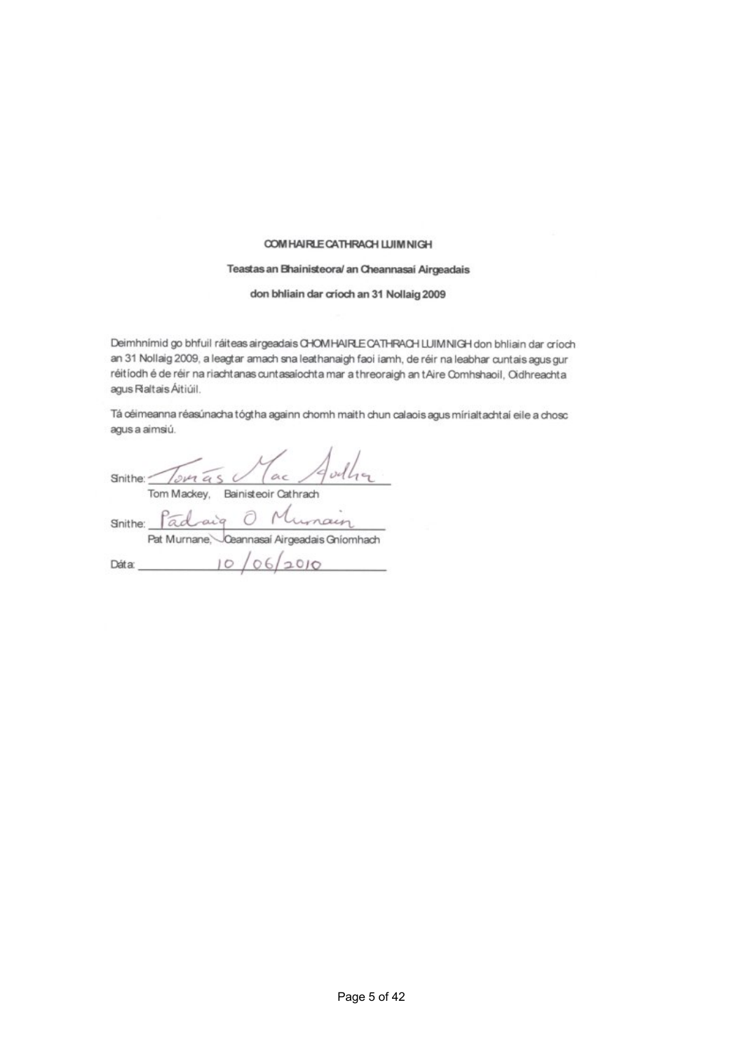**COMHAIRLE CATHRACH LUIMNIGH**

**Teastas an Bhainisteora/ an Cheannasaí Airgeadais**

**don bhliain dar críoch an 31 Nollaig 2009**

Deimhnímid go bhfuil ráiteas airgeadais CHOMHAIRLE CATHRACH LUIMNIGH don bhliain dar críoch an 31 Nollaig 2009, a leagtar amach sna leathanaigh faoi iamh, de réir na leabhar cuntais agus gur réitíodh é de réir na riachtanas cuntasaíochta mar a threoraigh an tAire Comhshaoil, Oidhreachta agus Rialtais Áitiúil.

Tá céimeanna réasúnacha tógtha againn chomh maith chun calaois agus mírialtachtaí eile a chosc agus a aimsiú.

Sínithe: Tomás Mac Aodha
Tom Mackey, Bainisteoir Cathrach

Sínithe: Pádraig Ó Murnáin
Pat Murnane, Ceannasaí Airgeadais Gníomhach

Dáta: 10/06/2010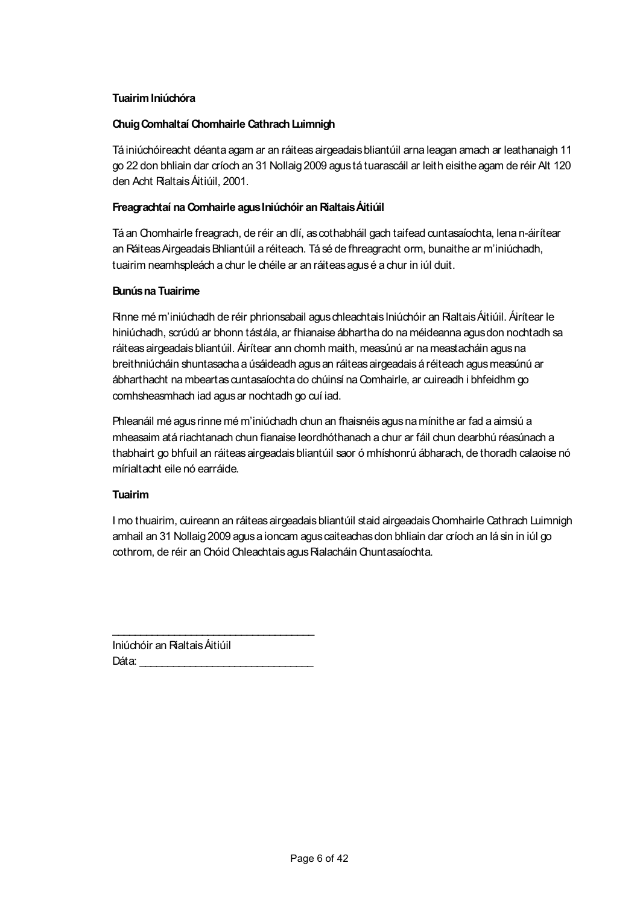**Tuairim Iniúchóra**

**Chuig Comhaltaí Chomhairle Cathrach Luimnigh**

Tá iniúchóireacht déanta agam ar an ráiteas airgeadais bliantúil arna leagan amach ar leathanaigh 11 go 22 don bhliain dar críoch an 31 Nollaig 2009 agus tá tuarascáil ar leith eisithe agam de réir Alt 120 den Acht Rialtais Áitiúil, 2001.

**Freagrachtaí na Comhairle agus Iniúchóir an Rialtais Áitiúil**

Tá an Chomhairle freagrach, de réir an dlí, as cothabháil gach taifead cuntasaíochta, lena n-áirítear an Ráiteas Airgeadais Bhliantúil a réiteach. Tá sé de fhreagracht orm, bunaithe ar m'iniúchadh, tuairim neamhspleách a chur le chéile ar an ráiteas agus é a chur in iúl duit.

**Bunús na Tuairime**

Rinne mé m'iniúchadh de réir phrionsabail agus chleachtais Iniúchóir an Rialtais Áitiúil. Áirítear le hiniúchadh, scrúdú ar bhonn tástála, ar fhianaise ábhartha do na méideanna agus don nochtadh sa ráiteas airgeadais bliantúil. Áirítear ann chomh maith, measúnú ar na meastacháin agus na breithniúcháin shuntasacha a úsáideadh agus an ráiteas airgeadais á réiteach agus measúnú ar ábharthacht na mbeartas cuntasaíochta do chúinsí na Comhairle, ar cuireadh i bhfeidhm go comhsheasmhach iad agus ar nochtadh go cuí iad.

Phleanáil mé agus rinne mé m'iniúchadh chun an fhaisnéis agus na mínithe ar fad a aimsiú a mheasaim atá riachtanach chun fianaise leordhóthanach a chur ar fáil chun dearbhú réasúnach a thabhairt go bhfuil an ráiteas airgeadais bliantúil saor ó mhíshonrú ábharach, de thoradh calaoise nó mírialtacht eile nó earráide.

**Tuairim**

I mo thuairim, cuireann an ráiteas airgeadais bliantúil staid airgeadais Chomhairle Cathrach Luimnigh amhail an 31 Nollaig 2009 agus a ioncam agus caiteachas don bhliain dar críoch an lá sin in iúl go cothrom, de réir an Chóid Chleachtais agus Rialacháin Chuntasaíochta.

\_\_\_\_\_\_\_\_\_\_\_\_\_\_\_\_\_\_\_\_\_\_\_\_\_\_\_\_\_\_\_\_\_\_\_\_\_\_

Iniúchóir an Rialtais Áitiúil

Dáta: \_\_\_\_\_\_\_\_\_\_\_\_\_\_\_\_\_\_\_\_\_\_\_\_\_\_\_\_\_\_\_\_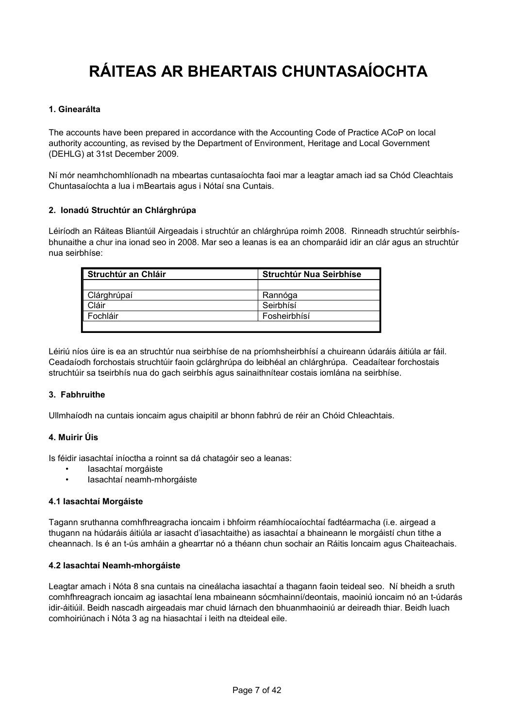# RÁITEAS AR BHEARTAIS CHUNTASAÍOCHTA

### 1. Ginearálta

The accounts have been prepared in accordance with the Accounting Code of Practice ACoP on local authority accounting, as revised by the Department of Environment, Heritage and Local Government (DEHLG) at 31st December 2009.

Ní mór neamhchomhlíonadh na mbeartas cuntasaíochta faoi mar a leagtar amach iad sa Chód Cleachtais Chuntasaíochta a lua i mBeartais agus i Nótaí sna Cuntais.

### 2. Ionadú Struchtúr an Chlárghrúpa

Léiríodh an Ráiteas Bliantúil Airgeadais i struchtúr an chlárghrúpa roimh 2008. Rinneadh struchtúr seirbhís-bhunaithe a chur ina ionad seo in 2008. Mar seo a leanas is ea an chomparáid idir an clár agus an struchtúr nua seirbhíse:

| Struchtúr an Chláir | Struchtúr Nua Seirbhíse |
|---|---|
| | |
| Clárghrúpaí | Rannóga |
| Cláir | Seirbhísí |
| Fochláir | Fosheirbhísí |
| | |

Léiriú níos úire is ea an struchtúr nua seirbhíse de na príomhsheirbhísí a chuireann údaráis áitiúla ar fáil. Ceadaíodh forchostais struchtúir faoin gclárghrúpa do leibhéal an chlárghrúpa. Ceadaítear forchostais struchtúir sa tseirbhís nua do gach seirbhís agus sainaithnítear costais iomlána na seirbhíse.

### 3. Fabhruithe

Ullmhaíodh na cuntais ioncaim agus chaipitil ar bhonn fabhrú de réir an Chóid Chleachtais.

### 4. Muirir Úis

Is féidir iasachtaí iníoctha a roinnt sa dá chatagóir seo a leanas:

- Iasachtaí morgáiste
- Iasachtaí neamh-mhorgáiste

#### 4.1 Iasachtaí Morgáiste

Tagann sruthanna comhfhreagracha ioncaim i bhfoirm réamhíocaíochtaí fadtéarmacha (i.e. airgead a thugann na húdaráis áitiúla ar iasacht d'iasachtaithe) as iasachtaí a bhaineann le morgáistí chun tithe a cheannach. Is é an t-ús amháin a ghearrtar nó a théann chun sochair an Ráitis Ioncaim agus Chaiteachais.

#### 4.2 Iasachtaí Neamh-mhorgáiste

Leagtar amach i Nóta 8 sna cuntais na cineálacha iasachtaí a thagann faoin teideal seo. Ní bheidh a sruth comhfhreagrach ioncaim ag iasachtaí lena mbaineann sócmhainní/deontais, maoiniú ioncaim nó an t-údarás idir-áitiúil. Beidh nascadh airgeadais mar chuid lárnach den bhuanmhaoiniú ar deireadh thiar. Beidh luach comhoiriúnach i Nóta 3 ag na hiasachtaí i leith na dteideal eile.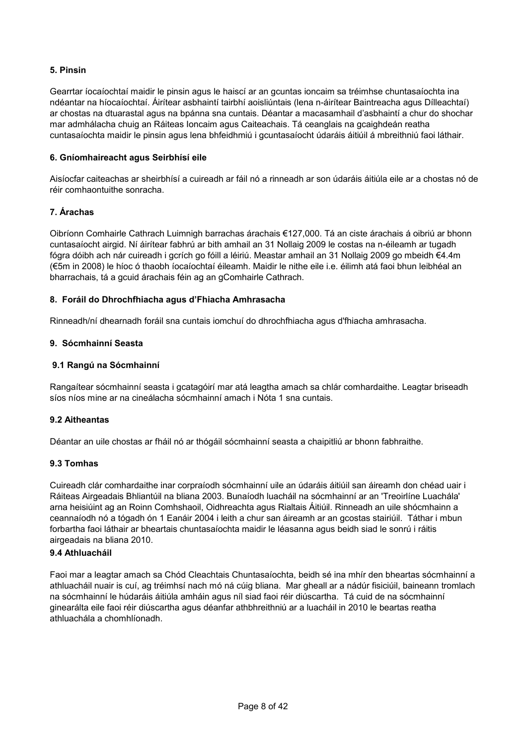**5. Pinsin**

Gearrtar íocaíochtaí maidir le pinsin agus le haiscí ar an gcuntas ioncaim sa tréimhse chuntasaíochta ina ndéantar na híocaíochtaí. Áirítear asbhaintí tairbhí aoisliúntais (lena n-áirítear Baintreacha agus Dílleachtaí) ar chostas na dtuarastal agus na bpánna sna cuntais. Déantar a macasamhail d'asbhaintí a chur do shochar mar admhálacha chuig an Ráiteas Ioncaim agus Caiteachais. Tá ceanglais na gcaighdeán reatha cuntasaíochta maidir le pinsin agus lena bhfeidhmiú i gcuntasaíocht údaráis áitiúil á mbreithniú faoi láthair.

**6. Gníomhaireacht agus Seirbhísí eile**

Aisíocfar caiteachas ar sheirbhísí a cuireadh ar fáil nó a rinneadh ar son údaráis áitiúla eile ar a chostas nó de réir comhaontuithe sonracha.

**7. Árachas**

Oibríonn Comhairle Cathrach Luimnigh barrachas árachais €127,000. Tá an ciste árachais á oibriú ar bhonn cuntasaíocht airgid. Ní áirítear fabhrú ar bith amhail an 31 Nollaig 2009 le costas na n-éileamh ar tugadh fógra dóibh ach nár cuireadh i gcrích go fóill a léiriú. Meastar amhail an 31 Nollaig 2009 go mbeidh €4.4m (€5m in 2008) le híoc ó thaobh íocaíochtaí éileamh. Maidir le nithe eile i.e. éilimh atá faoi bhun leibhéal an bharrachais, tá a gcuid árachais féin ag an gComhairle Cathrach.

**8. Foráil do Dhrochfhiacha agus d'Fhiacha Amhrasacha**

Rinneadh/ní dhearnadh foráil sna cuntais iomchuí do dhrochfhiacha agus d'fhiacha amhrasacha.

**9. Sócmhainní Seasta**

**9.1 Rangú na Sócmhainní**

Rangaítear sócmhainní seasta i gcatagóirí mar atá leagtha amach sa chlár comhardaithe. Leagtar briseadh síos níos mine ar na cineálacha sócmhainní amach i Nóta 1 sna cuntais.

**9.2 Aitheantas**

Déantar an uile chostas ar fháil nó ar thógáil sócmhainní seasta a chaipitliú ar bhonn fabhraithe.

**9.3 Tomhas**

Cuireadh clár comhardaithe inar corpraíodh sócmhainní uile an údaráis áitiúil san áireamh don chéad uair i Ráiteas Airgeadais Bhliantúil na bliana 2003. Bunaíodh luacháil na sócmhainní ar an 'Treoirlíne Luachála' arna heisiúint ag an Roinn Comhshaoil, Oidhreachta agus Rialtais Áitiúil. Rinneadh an uile shócmhainn a ceannaíodh nó a tógadh ón 1 Eanáir 2004 i leith a chur san áireamh ar an gcostas stairiúil. Táthar i mbun forbartha faoi láthair ar bheartais chuntasaíochta maidir le léasanna agus beidh siad le sonrú i ráitis airgeadais na bliana 2010.

**9.4 Athluacháil**

Faoi mar a leagtar amach sa Chód Cleachtais Chuntasaíochta, beidh sé ina mhír den bheartas sócmhainní a athluacháil nuair is cuí, ag tréimhsí nach mó ná cúig bliana. Mar gheall ar a nádúr fisiciúil, baineann tromlach na sócmhainní le húdaráis áitiúla amháin agus níl siad faoi réir diúscartha. Tá cuid de na sócmhainní ginearálta eile faoi réir diúscartha agus déanfar athbhreithniú ar a luacháil in 2010 le beartas reatha athluachála a chomhlíonadh.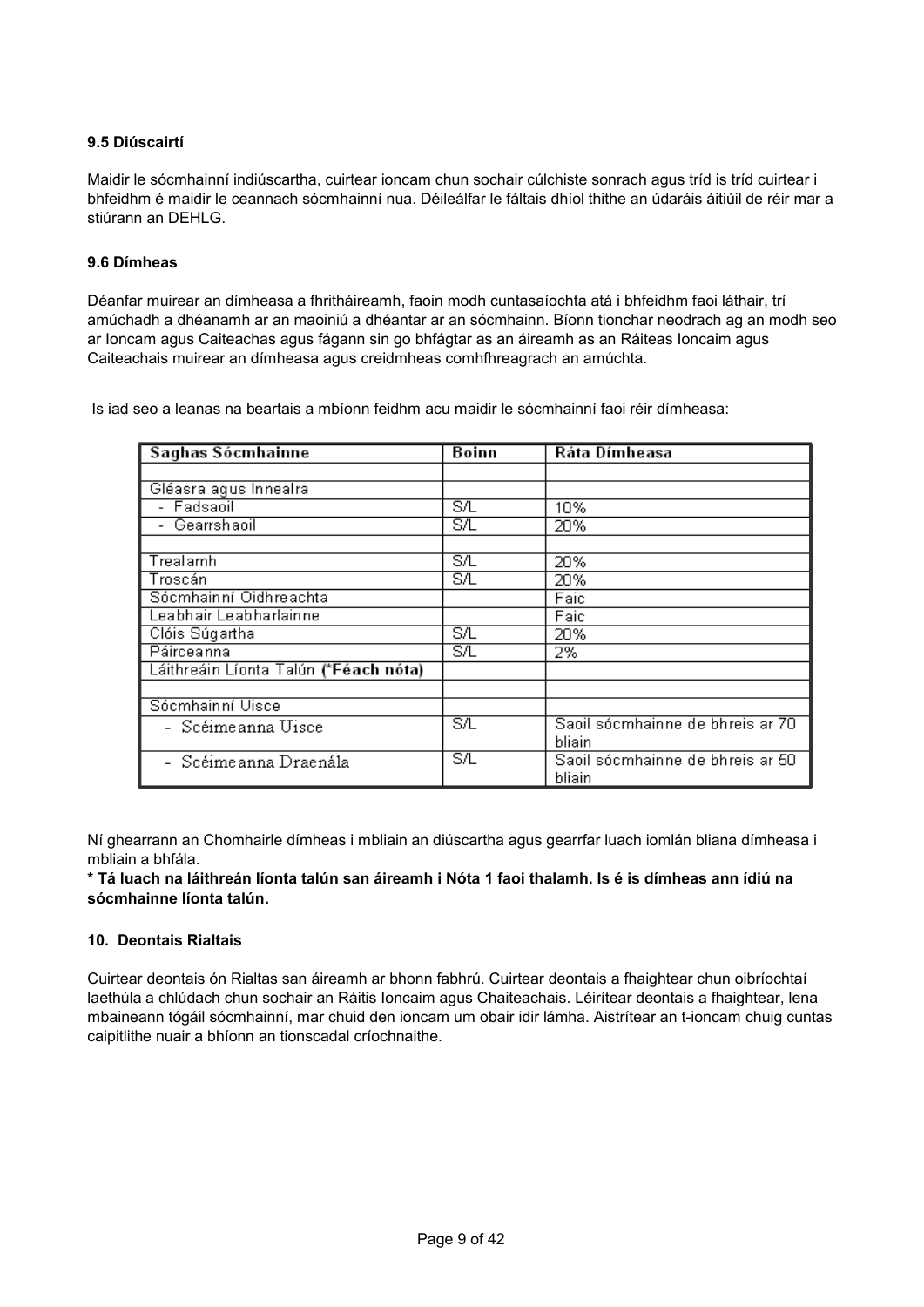### 9.5 Diúscairtí

Maidir le sócmhainní indiúscartha, cuirtear ioncam chun sochair cúlchiste sonrach agus tríd is tríd cuirtear i bhfeidhm é maidir le ceannach sócmhainní nua. Déileálfar le fáltais dhíol thithe an údaráis áitiúil de réir mar a stiúrann an DEHLG.

### 9.6 Dímheas

Déanfar muirear an dímheasa a fhrithááireamh, faoin modh cuntasaíochta atá i bhfeidhm faoi láthair, trí amúchadh a dhéanamh ar an maoiniú a dhéantar ar an sócmhainn. Bíonn tionchar neodrach ag an modh seo ar Ioncam agus Caiteachas agus fágann sin go bhfágtar as an áireamh as an Ráiteas Ioncaim agus Caiteachais muirear an dímheasa agus creidmheas comhfhreagrach an amúchta.

Is iad seo a leanas na beartais a mbíonn feidhm acu maidir le sócmhainní faoi réir dímheasa:

| Saghas Sócmhainne | Boinn | Ráta Dímheasa |
|---|---|---|
| | | |
| Gléasra agus Innealra | | |
| - Fadsaoil | S/L | 10% |
| - Gearrshaoil | S/L | 20% |
| | | |
| Trealamh | S/L | 20% |
| Troscán | S/L | 20% |
| Sócmhainní Oidhreachta | | Faic |
| Leabhair Leabharlainne | | Faic |
| Clóis Súgartha | S/L | 20% |
| Páirceanna | S/L | 2% |
| Láithreáin Líonta Talún (**\*Féach nóta**) | | |
| | | |
| Sócmhainní Uisce | | |
| - Scéimeanna Uisce | S/L | Saoil sócmhainne de bhreis ar 70 bliain |
| - Scéimeanna Draenála | S/L | Saoil sócmhainne de bhreis ar 50 bliain |

Ní ghearrann an Chomhairle dímheas i mbliain an diúscartha agus gearrfar luach iomlán bliana dímheasa i mbliain a bhfála.

**\* Tá luach na láithreán líonta talún san áireamh i Nóta 1 faoi thalamh. Is é is dímheas ann ídiú na sócmhainne líonta talún.**

### 10. Deontais Rialtais

Cuirtear deontais ón Rialtas san áireamh ar bhonn fabhrú. Cuirtear deontais a fhaightear chun oibríochtaí laethúla a chlúdach chun sochair an Ráitis Ioncaim agus Chaiteachais. Léirítear deontais a fhaightear, lena mbaineann tógáil sócmhainní, mar chuid den ioncam um obair idir lámha. Aistrítear an t-ioncam chuig cuntas caipitlithe nuair a bhíonn an tionscadal críochnaithe.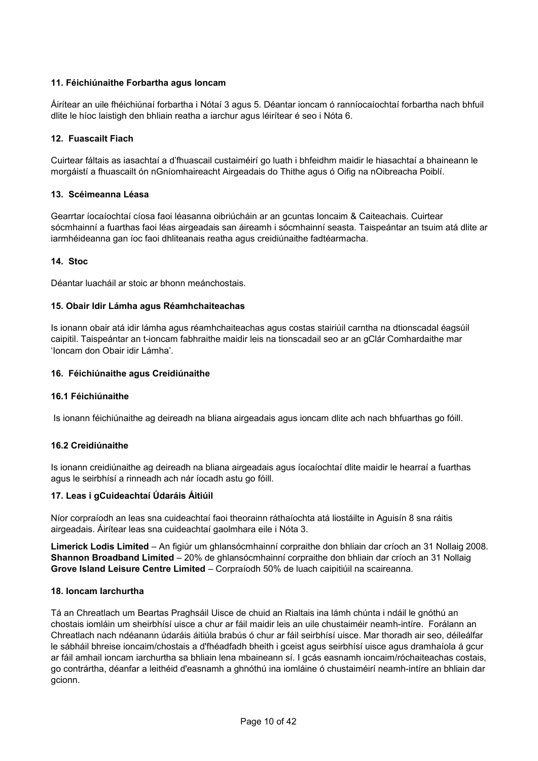#### 11. Féichiúnaithe Forbartha agus Ioncam

Áirítear an uile fhéichiúnaí forbartha i Nótaí 3 agus 5. Déantar ioncam ó ranníocaíochtaí forbartha nach bhfuil dlite le híoc laistigh den bhliain reatha a iarchur agus léirítear é seo i Nóta 6.

#### 12. Fuascailt Fiach

Cuirtear fáltais as iasachtaí a d'fhuascail custaiméirí go luath i bhfeidhm maidir le hiasachtaí a bhaineann le morgáistí a fhuascailt ón nGníomhaireacht Airgeadais do Thithe agus ó Oifig na nOibreacha Poiblí.

#### 13. Scéimeanna Léasa

Gearrtar íocaíochtaí cíosa faoi léasanna oibriúcháin ar an gcuntas Ioncaim & Caiteachais. Cuirtear sócmhainní a fuarthas faoi léas airgeadais san áireamh i sócmhainní seasta. Taispeántar an tsuim atá dlite ar iarmhéideanna gan íoc faoi dhliteanais reatha agus creidiúnaithe fadtéarmacha.

#### 14. Stoc

Déantar luacháil ar stoic ar bhonn meánchostais.

#### 15. Obair Idir Lámha agus Réamhchaiteachas

Is ionann obair atá idir lámha agus réamhchaiteachas agus costas stairiúil carntha na dtionscadal éagsúil caipitil. Taispeántar an t-ioncam fabhraithe maidir leis na tionscadail seo ar an gClár Comhardaithe mar 'Ioncam don Obair idir Lámha'.

#### 16. Féichiúnaithe agus Creidiúnaithe

#### 16.1 Féichiúnaithe

Is ionann féichiúnaithe ag deireadh na bliana airgeadais agus ioncam dlite ach nach bhfuarthas go fóill.

#### 16.2 Creidiúnaithe

Is ionann creidiúnaithe ag deireadh na bliana airgeadais agus íocaíochtaí dlite maidir le hearraí a fuarthas agus le seirbhísí a rinneadh ach nár íocadh astu go fóill.

#### 17. Leas i gCuideachtaí Údaráis Áitiúil

Níor corpraíodh an leas sna cuideachtaí faoi theorainn ráthaíochta atá liostáilte in Aguisín 8 sna ráitis airgeadais. Áirítear leas sna cuideachtaí gaolmhara eile i Nóta 3.

**Limerick Lodis Limited** – An figiúr um ghlansócmhainní corpraithe don bhliain dar críoch an 31 Nollaig 2008.
**Shannon Broadband Limited** – 20% de ghlansócmhainní corpraithe don bhliain dar críoch an 31 Nollaig
**Grove Island Leisure Centre Limited** – Corpraíodh 50% de luach caipitiúil na scaireanna.

#### 18. Ioncam Iarchurtha

Tá an Chreatlach um Beartas Praghsáil Uisce de chuid an Rialtais ina lámh chúnta i ndáil le gnóthú an chostais iomláin um sheirbhísí uisce a chur ar fáil maidir leis an uile chustaiméir neamh-intíre. Forálann an Chreatlach nach ndéanann údaráis áitiúla brabús ó chur ar fáil seirbhísí uisce. Mar thoradh air seo, déileálfar le sábháil bhreise ioncaim/chostais a d'fhéadfadh bheith i gceist agus seirbhísí uisce agus dramhaíola á gcur ar fáil amhail ioncam iarchurtha sa bhliain lena mbaineann sí. I gcás easnamh ioncaim/róchaiteachas costais, go contrártha, déanfar a leithéid d'easnamh a ghnóthú ina iomláine ó chustaiméirí neamh-intíre an bhliain dar gcionn.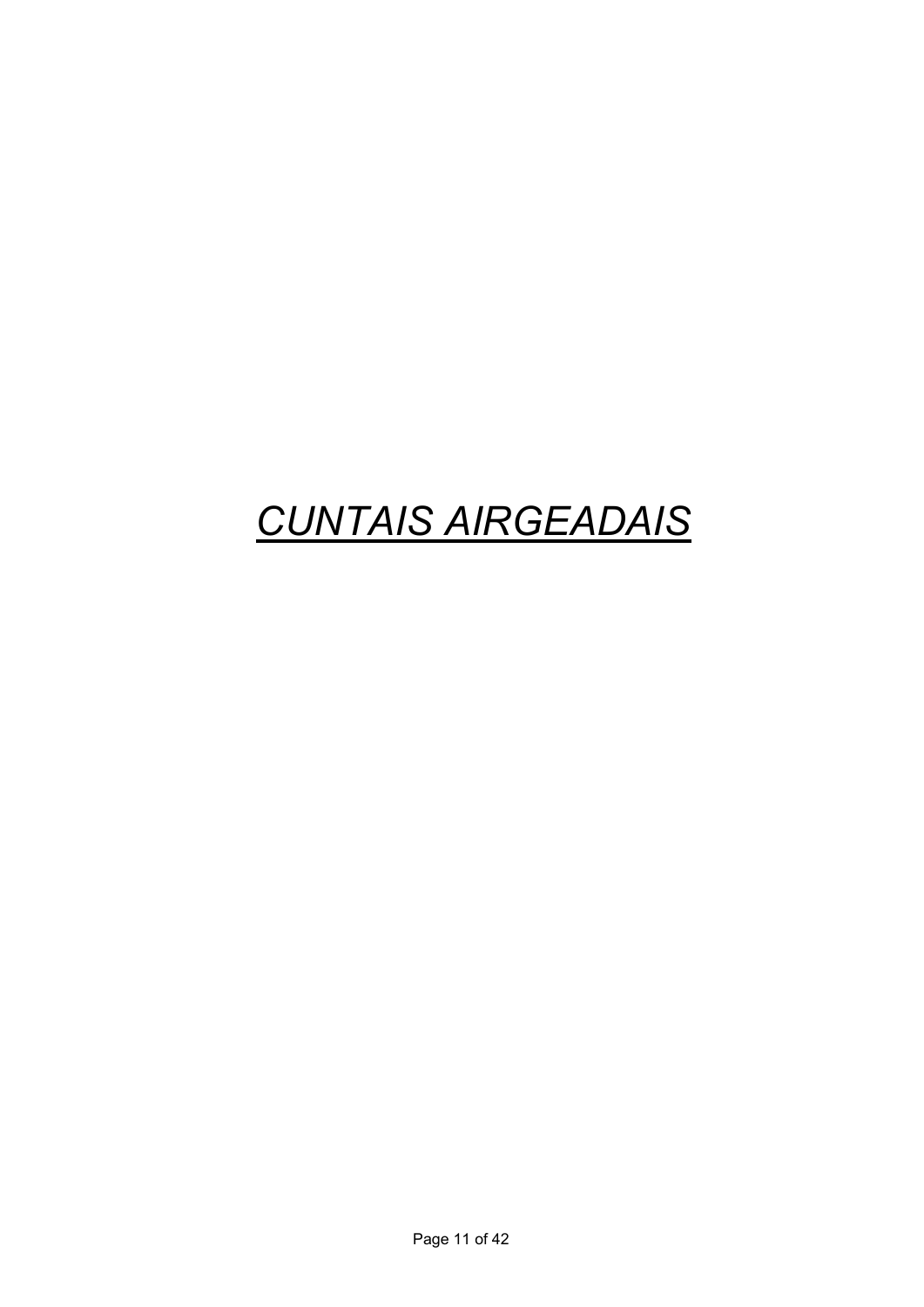# _*CUNTAIS AIRGEADAIS*_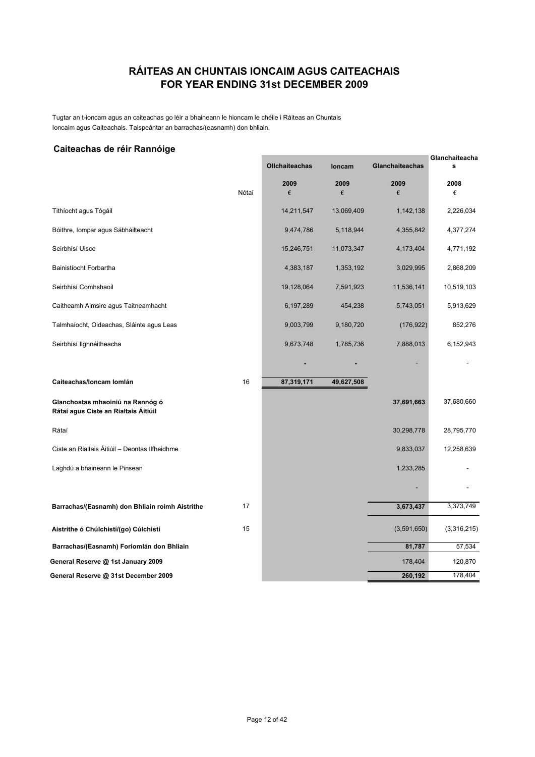# RÁITEAS AN CHUNTAIS IONCAIM AGUS CAITEACHAIS
# FOR YEAR ENDING 31st DECEMBER 2009

Tugtar an t-ioncam agus an caiteachas go léir a bhaineann le hioncam le chéile i Ráiteas an Chuntais Ioncaim agus Caiteachais. Taispeántar an barrachas/(easnamh) don bhliain.

## Caiteachas de réir Rannóige

| | Nótaí | Ollchaiteachas 2009 € | Ioncam 2009 € | Glanchaiteachas 2009 € | Glanchaiteachas 2008 € |
|---|---|---|---|---|---|
| Tithíocht agus Tógáil | | 14,211,547 | 13,069,409 | 1,142,138 | 2,226,034 |
| Bóithre, Iompar agus Sábháilteacht | | 9,474,786 | 5,118,944 | 4,355,842 | 4,377,274 |
| Seirbhísí Uisce | | 15,246,751 | 11,073,347 | 4,173,404 | 4,771,192 |
| Bainistíocht Forbartha | | 4,383,187 | 1,353,192 | 3,029,995 | 2,868,209 |
| Seirbhísí Comhshaoil | | 19,128,064 | 7,591,923 | 11,536,141 | 10,519,103 |
| Caitheamh Aimsire agus Taitneamhacht | | 6,197,289 | 454,238 | 5,743,051 | 5,913,629 |
| Talmhaíocht, Oideachas, Sláinte agus Leas | | 9,003,799 | 9,180,720 | (176,922) | 852,276 |
| Seirbhísí Ilghnéitheacha | | 9,673,748 | 1,785,736 | 7,888,013 | 6,152,943 |
| | | - | - | - | - |
| **Caiteachas/Ioncam Iomlán** | 16 | **87,319,171** | **49,627,508** | | |
| **Glanchostas mhaoiniú na Rannóg ó Rátaí agus Ciste an Rialtais Áitiúil** | | | | **37,691,663** | 37,680,660 |
| Rátaí | | | | 30,298,778 | 28,795,770 |
| Ciste an Rialtais Áitiúil – Deontas Ilfheidhme | | | | 9,833,037 | 12,258,639 |
| Laghdú a bhaineann le Pinsean | | | | 1,233,285 | - |
| | | | | - | - |
| **Barrachas/(Easnamh) don Bhliain roimh Aistrithe** | 17 | | | **3,673,437** | 3,373,749 |
| **Aistrithe ó Chúlchistí/(go) Cúlchistí** | 15 | | | (3,591,650) | (3,316,215) |
| **Barrachas/(Easnamh) Foriomlán don Bhliain** | | | | **81,787** | 57,534 |
| **General Reserve @ 1st January 2009** | | | | 178,404 | 120,870 |
| **General Reserve @ 31st December 2009** | | | | **260,192** | 178,404 |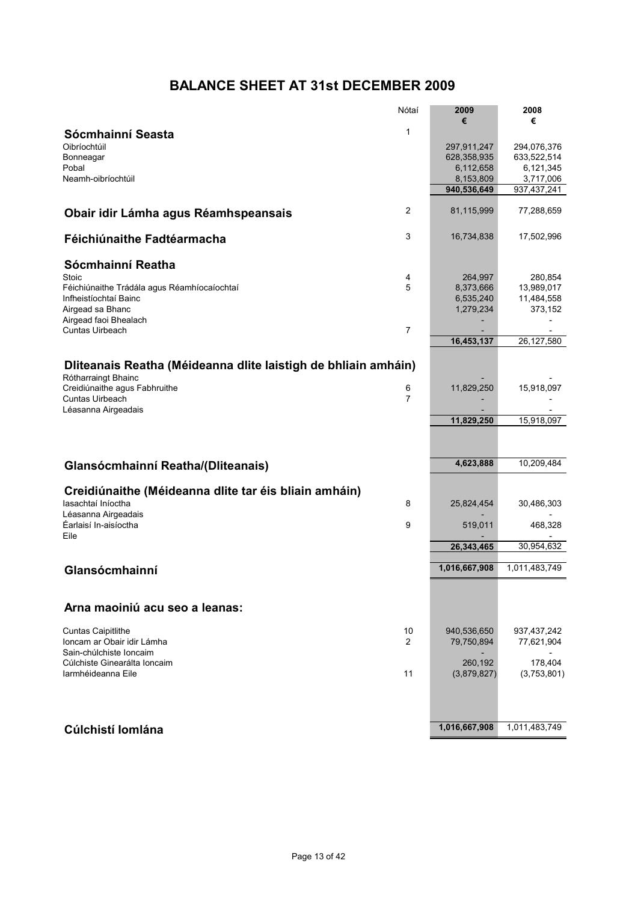# BALANCE SHEET AT 31st DECEMBER 2009

| | Nótaí | 2009 € | 2008 € |
|---|---|---|---|
| **Sócmhainní Seasta** | 1 | | |
| Oibríochtúil | | 297,911,247 | 294,076,376 |
| Bonneagar | | 628,358,935 | 633,522,514 |
| Pobal | | 6,112,658 | 6,121,345 |
| Neamh-oibríochtúil | | 8,153,809 | 3,717,006 |
| | | **940,536,649** | 937,437,241 |
| **Obair idir Lámha agus Réamhspeansais** | 2 | 81,115,999 | 77,288,659 |
| **Féichiúnaithe Fadtéarmacha** | 3 | 16,734,838 | 17,502,996 |
| **Sócmhainní Reatha** | | | |
| Stoic | 4 | 264,997 | 280,854 |
| Féichiúnaithe Trádála agus Réamhíocaíochtaí | 5 | 8,373,666 | 13,989,017 |
| Infheistíochtaí Bainc | | 6,535,240 | 11,484,558 |
| Airgead sa Bhanc | | 1,279,234 | 373,152 |
| Airgead faoi Bhealach | | - | - |
| Cuntas Uirbeach | 7 | - | - |
| | | **16,453,137** | 26,127,580 |
| **Dliteanais Reatha (Méideanna dlite laistigh de bhliain amháin)** | | | |
| Rótharraingt Bhainc | | - | - |
| Creidiúnaithe agus Fabhruithe | 6 | 11,829,250 | 15,918,097 |
| Cuntas Uirbeach | 7 | - | - |
| Léasanna Airgeadais | | - | - |
| | | **11,829,250** | 15,918,097 |
| **Glansócmhainní Reatha/(Dliteanais)** | | **4,623,888** | 10,209,484 |
| **Creidiúnaithe (Méideanna dlite tar éis bliain amháin)** | | | |
| Iasachtaí Iníoctha | 8 | 25,824,454 | 30,486,303 |
| Léasanna Airgeadais | | - | - |
| Éarlaisí In-aisíoctha | 9 | 519,011 | 468,328 |
| Eile | | - | - |
| | | **26,343,465** | 30,954,632 |
| **Glansócmhainní** | | **1,016,667,908** | 1,011,483,749 |
| **Arna maoiniú acu seo a leanas:** | | | |
| Cuntas Caipitlithe | 10 | 940,536,650 | 937,437,242 |
| Ioncam ar Obair idir Lámha | 2 | 79,750,894 | 77,621,904 |
| Sain-chúlchiste Ioncaim | | - | - |
| Cúlchiste Ginearálta Ioncaim | | 260,192 | 178,404 |
| Iarmhéideanna Eile | 11 | (3,879,827) | (3,753,801) |
| **Cúlchistí Iomlána** | | **1,016,667,908** | 1,011,483,749 |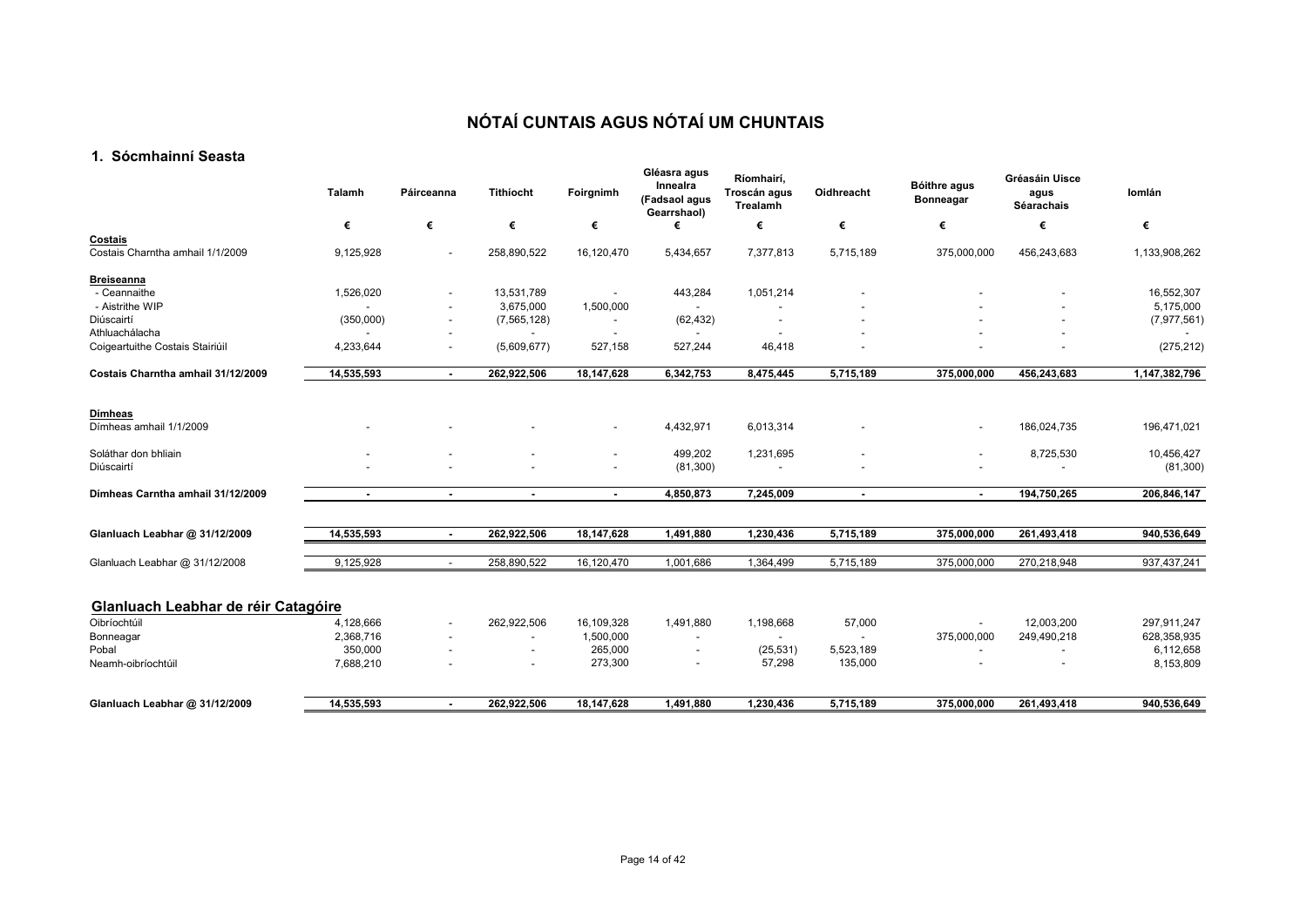# NÓTAÍ CUNTAIS AGUS NÓTAÍ UM CHUNTAIS

## 1. Sócmhainní Seasta

| | Talamh | Páirceanna | Tithíocht | Foirgnimh | Gléasra agus Innealra (Fadsaol agus Gearrshaol) | Ríomhairí, Troscán agus Trealamh | Oidhreacht | Bóithre agus Bonneagar | Gréasáin Uisce agus Séarachais | Iomlán |
|---|---|---|---|---|---|---|---|---|---|---|
| | € | € | € | € | € | € | € | € | € | € |
| **Costais** | | | | | | | | | | |
| Costais Charntha amhail 1/1/2009 | 9,125,928 | - | 258,890,522 | 16,120,470 | 5,434,657 | 7,377,813 | 5,715,189 | 375,000,000 | 456,243,683 | 1,133,908,262 |
| **Breiseanna** | | | | | | | | | | |
| - Ceannaithe | 1,526,020 | - | 13,531,789 | - | 443,284 | 1,051,214 | - | - | - | 16,552,307 |
| - Aistrithe WIP | - | - | 3,675,000 | 1,500,000 | - | - | - | - | - | 5,175,000 |
| Diúscairtí | (350,000) | - | (7,565,128) | - | (62,432) | - | - | - | - | (7,977,561) |
| Athluachálacha | - | - | - | - | - | - | - | - | - | - |
| Coigeartuithe Costais Stairiúil | 4,233,644 | - | (5,609,677) | 527,158 | 527,244 | 46,418 | - | - | - | (275,212) |
| **Costais Charntha amhail 31/12/2009** | **14,535,593** | **-** | **262,922,506** | **18,147,628** | **6,342,753** | **8,475,445** | **5,715,189** | **375,000,000** | **456,243,683** | **1,147,382,796** |
| **Dímheas** | | | | | | | | | | |
| Dímheas amhail 1/1/2009 | - | - | - | - | 4,432,971 | 6,013,314 | - | - | 186,024,735 | 196,471,021 |
| Soláthar don bhliain | - | - | - | - | 499,202 | 1,231,695 | - | - | 8,725,530 | 10,456,427 |
| Diúscairtí | - | - | - | - | (81,300) | - | - | - | - | (81,300) |
| **Dímheas Carntha amhail 31/12/2009** | **-** | **-** | **-** | **-** | **4,850,873** | **7,245,009** | **-** | **-** | **194,750,265** | **206,846,147** |
| **Glanluach Leabhar @ 31/12/2009** | **14,535,593** | **-** | **262,922,506** | **18,147,628** | **1,491,880** | **1,230,436** | **5,715,189** | **375,000,000** | **261,493,418** | **940,536,649** |
| Glanluach Leabhar @ 31/12/2008 | 9,125,928 | - | 258,890,522 | 16,120,470 | 1,001,686 | 1,364,499 | 5,715,189 | 375,000,000 | 270,218,948 | 937,437,241 |

### Glanluach Leabhar de réir Catagóire

| | Talamh | Páirceanna | Tithíocht | Foirgnimh | Gléasra agus Innealra (Fadsaol agus Gearrshaol) | Ríomhairí, Troscán agus Trealamh | Oidhreacht | Bóithre agus Bonneagar | Gréasáin Uisce agus Séarachais | Iomlán |
|---|---|---|---|---|---|---|---|---|---|---|
| Oibríochtúil | 4,128,666 | - | 262,922,506 | 16,109,328 | 1,491,880 | 1,198,668 | 57,000 | - | 12,003,200 | 297,911,247 |
| Bonneagar | 2,368,716 | - | - | 1,500,000 | - | - | - | 375,000,000 | 249,490,218 | 628,358,935 |
| Pobal | 350,000 | - | - | 265,000 | - | (25,531) | 5,523,189 | - | - | 6,112,658 |
| Neamh-oibríochtúil | 7,688,210 | - | - | 273,300 | - | 57,298 | 135,000 | - | - | 8,153,809 |
| **Glanluach Leabhar @ 31/12/2009** | **14,535,593** | **-** | **262,922,506** | **18,147,628** | **1,491,880** | **1,230,436** | **5,715,189** | **375,000,000** | **261,493,418** | **940,536,649** |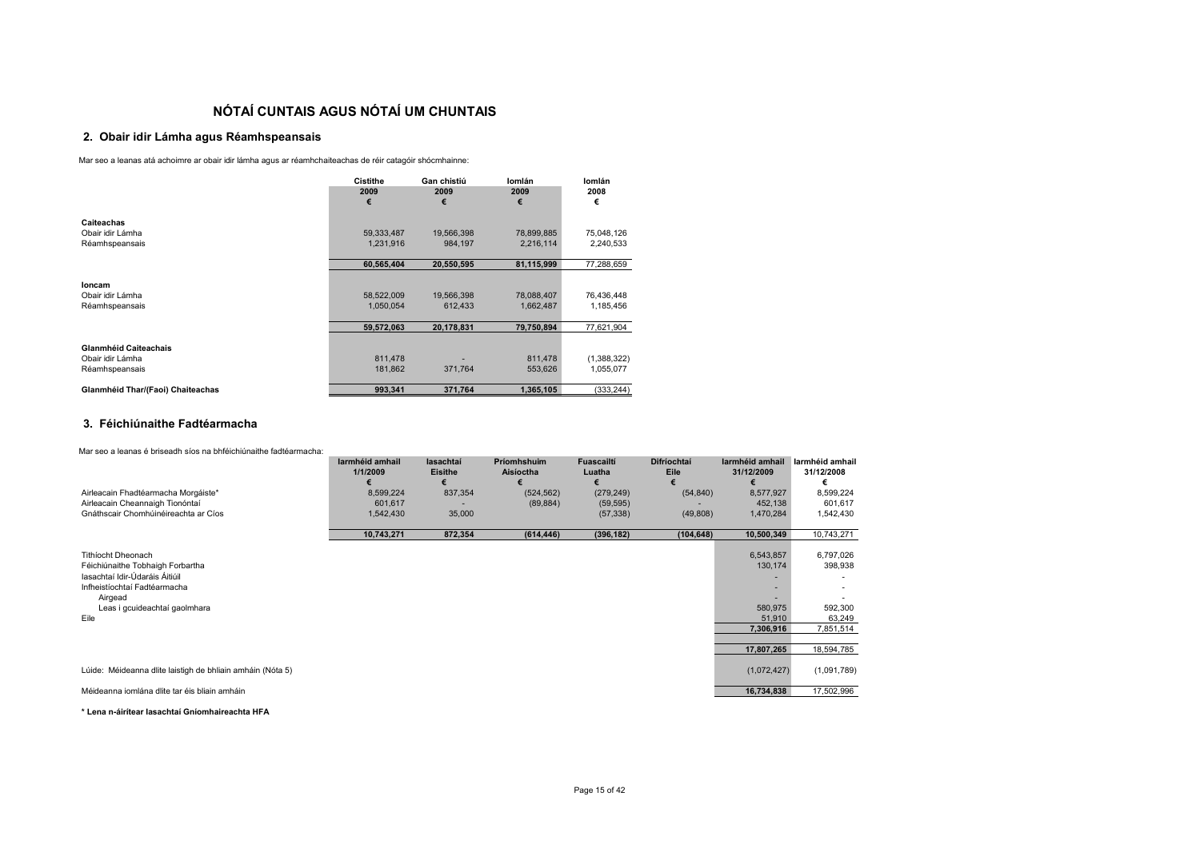# NÓTAÍ CUNTAIS AGUS NÓTAÍ UM CHUNTAIS

## 2. Obair idir Lámha agus Réamhspeansais

Mar seo a leanas atá achoimre ar obair idir lámha agus ar réamhchaiteachas de réir catagóir shócmhainne:

| | Cistithe 2009 € | Gan chistiú 2009 € | Iomlán 2009 € | Iomlán 2008 € |
|---|---|---|---|---|
| **Caiteachas** | | | | |
| Obair idir Lámha | 59,333,487 | 19,566,398 | 78,899,885 | 75,048,126 |
| Réamhspeansais | 1,231,916 | 984,197 | 2,216,114 | 2,240,533 |
| | **60,565,404** | **20,550,595** | **81,115,999** | 77,288,659 |
| **Ioncam** | | | | |
| Obair idir Lámha | 58,522,009 | 19,566,398 | 78,088,407 | 76,436,448 |
| Réamhspeansais | 1,050,054 | 612,433 | 1,662,487 | 1,185,456 |
| | **59,572,063** | **20,178,831** | **79,750,894** | 77,621,904 |
| **Glanmhéid Caiteachais** | | | | |
| Obair idir Lámha | 811,478 | - | 811,478 | (1,388,322) |
| Réamhspeansais | 181,862 | 371,764 | 553,626 | 1,055,077 |
| **Glanmhéid Thar/(Faoi) Chaiteachas** | **993,341** | **371,764** | **1,365,105** | (333,244) |

## 3. Féichiúnaithe Fadtéarmacha

Mar seo a leanas é briseadh síos na bhféichiúnaithe fadtéarmacha:

| | Iarmhéid amhail 1/1/2009 € | Iasachtaí Eisithe € | Príomhshuim Aisíoctha € | Fuascailtí Luatha € | Difríochtaí Eile € | Iarmhéid amhail 31/12/2009 € | Iarmhéid amhail 31/12/2008 € |
|---|---|---|---|---|---|---|---|
| Airleacain Fhadtéarmacha Morgáiste* | 8,599,224 | 837,354 | (524,562) | (279,249) | (54,840) | 8,577,927 | 8,599,224 |
| Airleacain Cheannaigh Tionóntaí | 601,617 | - | (89,884) | (59,595) | - | 452,138 | 601,617 |
| Gnáthscair Chomhúinéireachta ar Cíos | 1,542,430 | 35,000 | | (57,338) | (49,808) | 1,470,284 | 1,542,430 |
| | **10,743,271** | **872,354** | **(614,446)** | **(396,182)** | **(104,648)** | **10,500,349** | 10,743,271 |
| Tithíocht Dheonach | | | | | | 6,543,857 | 6,797,026 |
| Féichiúnaithe Tobhaigh Forbartha | | | | | | 130,174 | 398,938 |
| Iasachtaí Idir-Údaráis Áitiúil | | | | | | - | - |
| Infheistíochtaí Fadtéarmacha | | | | | | - | - |
| Airgead | | | | | | - | - |
| Leas i gcuideachtaí gaolmhara | | | | | | 580,975 | 592,300 |
| Eile | | | | | | 51,910 | 63,249 |
| | | | | | | **7,306,916** | 7,851,514 |
| | | | | | | **17,807,265** | 18,594,785 |
| Lúide: Méideanna dlite laistigh de bhliain amháin (Nóta 5) | | | | | | (1,072,427) | (1,091,789) |
| Méideanna iomlána dlite tar éis bliain amháin | | | | | | **16,734,838** | 17,502,996 |

**\* Lena n-áirítear Iasachtaí Gníomhaireachta HFA**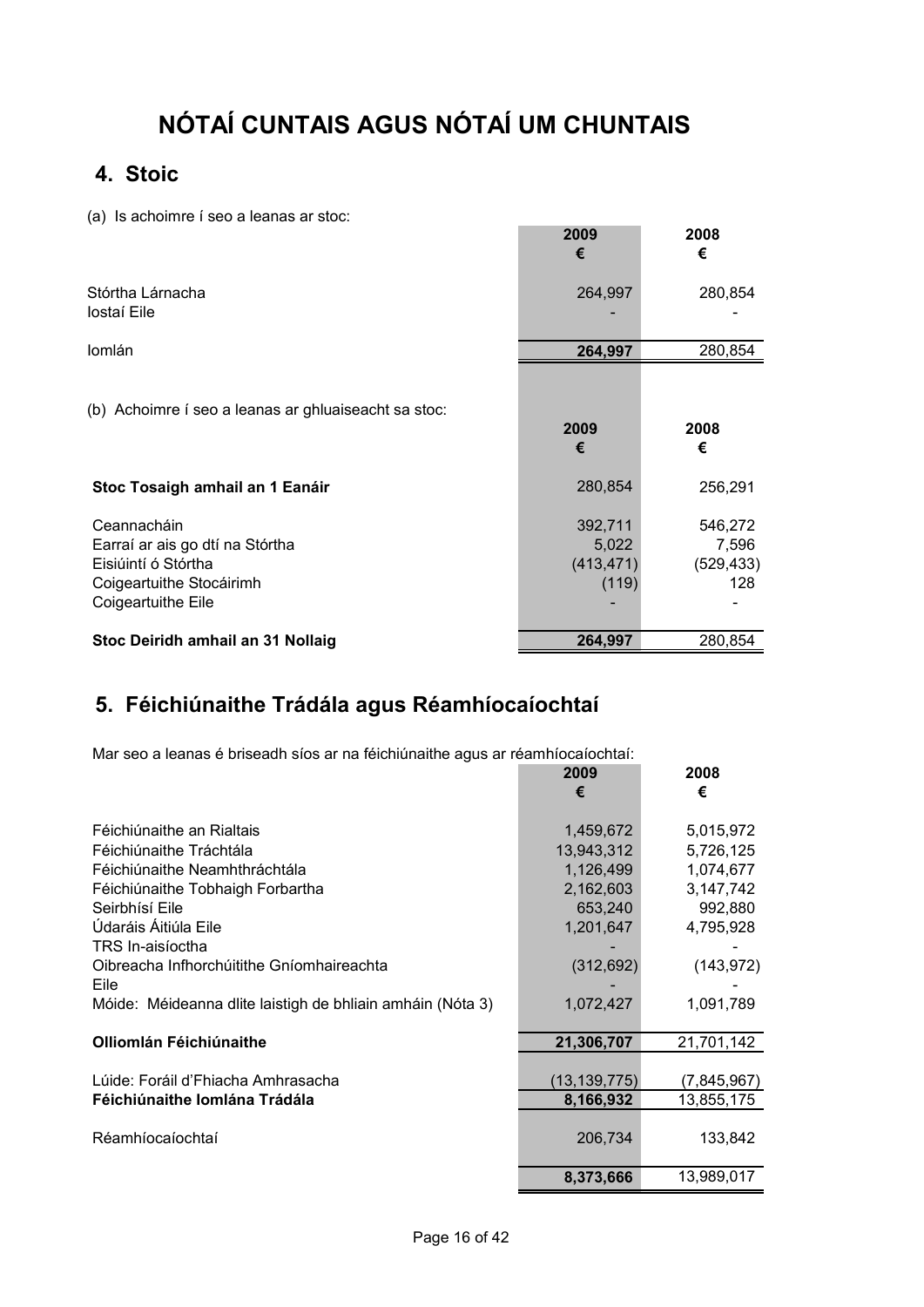# NÓTAÍ CUNTAIS AGUS NÓTAÍ UM CHUNTAIS

## 4. Stoic

(a) Is achoimre í seo a leanas ar stoc:

| | 2009<br>€ | 2008<br>€ |
|---|---|---|
| Stórtha Lárnacha | 264,997 | 280,854 |
| Iostaí Eile | - | - |
| Iomlán | **264,997** | 280,854 |

(b) Achoimre í seo a leanas ar ghluaiseacht sa stoc:

| | 2009<br>€ | 2008<br>€ |
|---|---|---|
| **Stoc Tosaigh amhail an 1 Eanáir** | 280,854 | 256,291 |
| Ceannacháin | 392,711 | 546,272 |
| Earraí ar ais go dtí na Stórtha | 5,022 | 7,596 |
| Eisiúintí ó Stórtha | (413,471) | (529,433) |
| Coigeartuithe Stocáirimh | (119) | 128 |
| Coigeartuithe Eile | - | - |
| **Stoc Deiridh amhail an 31 Nollaig** | **264,997** | 280,854 |

## 5. Féichiúnaithe Trádála agus Réamhíocaíochtaí

Mar seo a leanas é briseadh síos ar na féichiúnaithe agus ar réamhíocaíochtaí:

| | 2009<br>€ | 2008<br>€ |
|---|---|---|
| Féichiúnaithe an Rialtais | 1,459,672 | 5,015,972 |
| Féichiúnaithe Tráchtála | 13,943,312 | 5,726,125 |
| Féichiúnaithe Neamhthráchtála | 1,126,499 | 1,074,677 |
| Féichiúnaithe Tobhaigh Forbartha | 2,162,603 | 3,147,742 |
| Seirbhísí Eile | 653,240 | 992,880 |
| Údaráis Áitiúla Eile | 1,201,647 | 4,795,928 |
| TRS In-aisíoctha | - | - |
| Oibreacha Infhorchúitithe Gníomhaireachta | (312,692) | (143,972) |
| Eile | - | - |
| Móide: Méideanna dlite laistigh de bhliain amháin (Nóta 3) | 1,072,427 | 1,091,789 |
| **Olliomlán Féichiúnaithe** | **21,306,707** | 21,701,142 |
| Lúide: Foráil d'Fhiacha Amhrasacha | (13,139,775) | (7,845,967) |
| **Féichiúnaithe Iomlána Trádála** | **8,166,932** | 13,855,175 |
| Réamhíocaíochtaí | 206,734 | 133,842 |
| | **8,373,666** | 13,989,017 |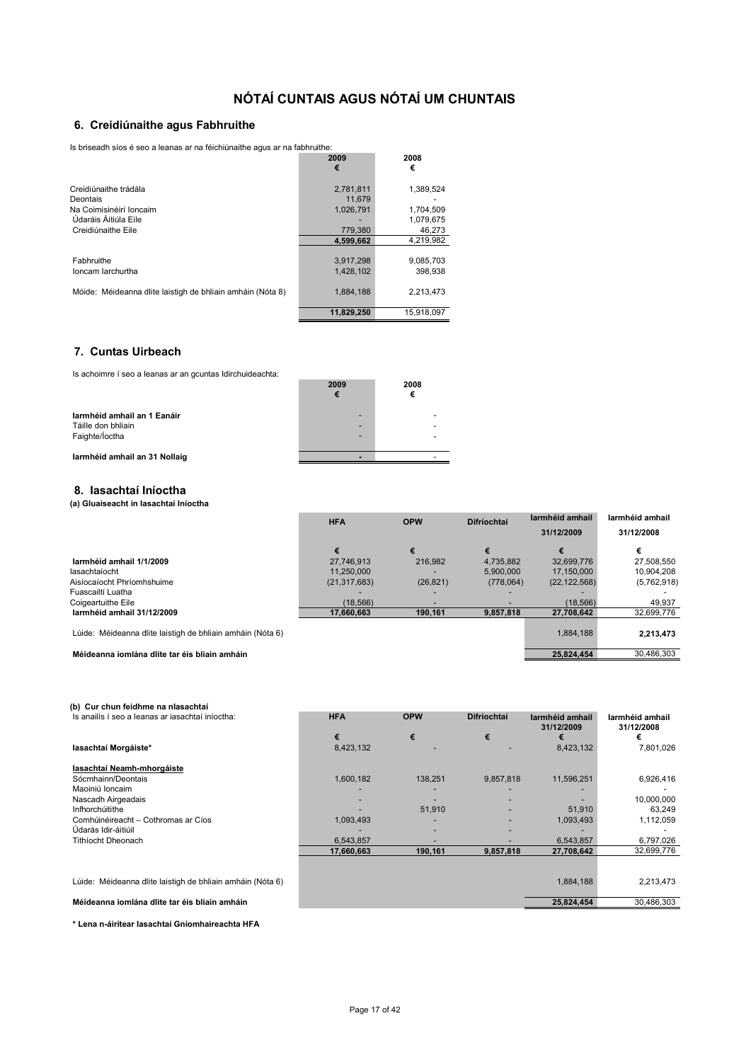# NÓTAÍ CUNTAIS AGUS NÓTAÍ UM CHUNTAIS

## 6. Creidiúnaithe agus Fabhruithe

Is briseadh síos é seo a leanas ar na féichiúnaithe agus ar na fabhruithe:

| | 2009 | 2008 |
|---|---|---|
| | € | € |
| Creidiúnaithe trádála | 2,781,811 | 1,389,524 |
| Deontais | 11,679 | - |
| Na Coimisinéirí Ioncaim | 1,026,791 | 1,704,509 |
| Údaráis Áitiúla Eile | - | 1,079,675 |
| Creidiúnaithe Eile | 779,380 | 46,273 |
| | **4,599,662** | 4,219,982 |
| Fabhruithe | 3,917,298 | 9,085,703 |
| Ioncam Iarchurtha | 1,428,102 | 398,938 |
| Móide: Méideanna dlite laistigh de bhliain amháin (Nóta 8) | 1,884,188 | 2,213,473 |
| | **11,829,250** | 15,918,097 |

## 7. Cuntas Uirbeach

Is achoimre í seo a leanas ar an gcuntas Idirchuideachta:

| | 2009 | 2008 |
|---|---|---|
| | € | € |
| **Iarmhéid amhail an 1 Eanáir** | - | - |
| Táille don bhliain | - | - |
| Faighte/Íoctha | - | - |
| **Iarmhéid amhail an 31 Nollaig** | **-** | - |

## 8. Iasachtaí Iníoctha

**(a) Gluaiseacht in Iasachtaí Iníoctha**

| | HFA | OPW | Difríochtaí | Iarmhéid amhail 31/12/2009 | Iarmhéid amhail 31/12/2008 |
|---|---|---|---|---|---|
| | € | € | € | € | € |
| **Iarmhéid amhail 1/1/2009** | 27,746,913 | 216,982 | 4,735,882 | 32,699,776 | 27,508,550 |
| Iasachtaíocht | 11,250,000 | - | 5,900,000 | 17,150,000 | 10,904,208 |
| Aisíocaíocht Phríomhshuime | (21,317,683) | (26,821) | (778,064) | (22,122,568) | (5,762,918) |
| Fuascailtí Luatha | - | - | - | - | - |
| Coigeartuithe Eile | (18,566) | - | - | (18,566) | 49,937 |
| **Iarmhéid amhail 31/12/2009** | **17,660,663** | **190,161** | **9,857,818** | **27,708,642** | 32,699,776 |
| Lúide: Méideanna dlite laistigh de bhliain amháin (Nóta 6) | | | | 1,884,188 | **2,213,473** |
| **Méideanna iomlána dlite tar éis bliain amháin** | | | | **25,824,454** | 30,486,303 |

**(b) Cur chun feidhme na nIasachtaí**

Is anailís í seo a leanas ar iasachtaí iníoctha:

| | HFA | OPW | Difríochtaí | Iarmhéid amhail 31/12/2009 | Iarmhéid amhail 31/12/2008 |
|---|---|---|---|---|---|
| | € | € | € | € | € |
| **Iasachtaí Morgáiste*** | 8,423,132 | - | - | 8,423,132 | 7,801,026 |
| **<u>Iasachtaí Neamh-mhorgáiste</u>** | | | | | |
| Sócmhainn/Deontais | 1,600,182 | 138,251 | 9,857,818 | 11,596,251 | 6,926,416 |
| Maoiniú Ioncaim | - | - | - | - | - |
| Nascadh Airgeadais | - | - | - | - | 10,000,000 |
| Infhorchúitithe | - | 51,910 | - | 51,910 | 63,249 |
| Comhúinéireacht – Cothromas ar Cíos | 1,093,493 | - | - | 1,093,493 | 1,112,059 |
| Údarás Idir-áitiúil | - | - | - | - | - |
| Tithíocht Dheonach | 6,543,857 | - | - | 6,543,857 | 6,797,026 |
| | **17,660,663** | **190,161** | **9,857,818** | **27,708,642** | 32,699,776 |
| Lúide: Méideanna dlite laistigh de bhliain amháin (Nóta 6) | | | | 1,884,188 | 2,213,473 |
| **Méideanna iomlána dlite tar éis bliain amháin** | | | | **25,824,454** | 30,486,303 |

**\* Lena n-áirítear Iasachtaí Gníomhaireachta HFA**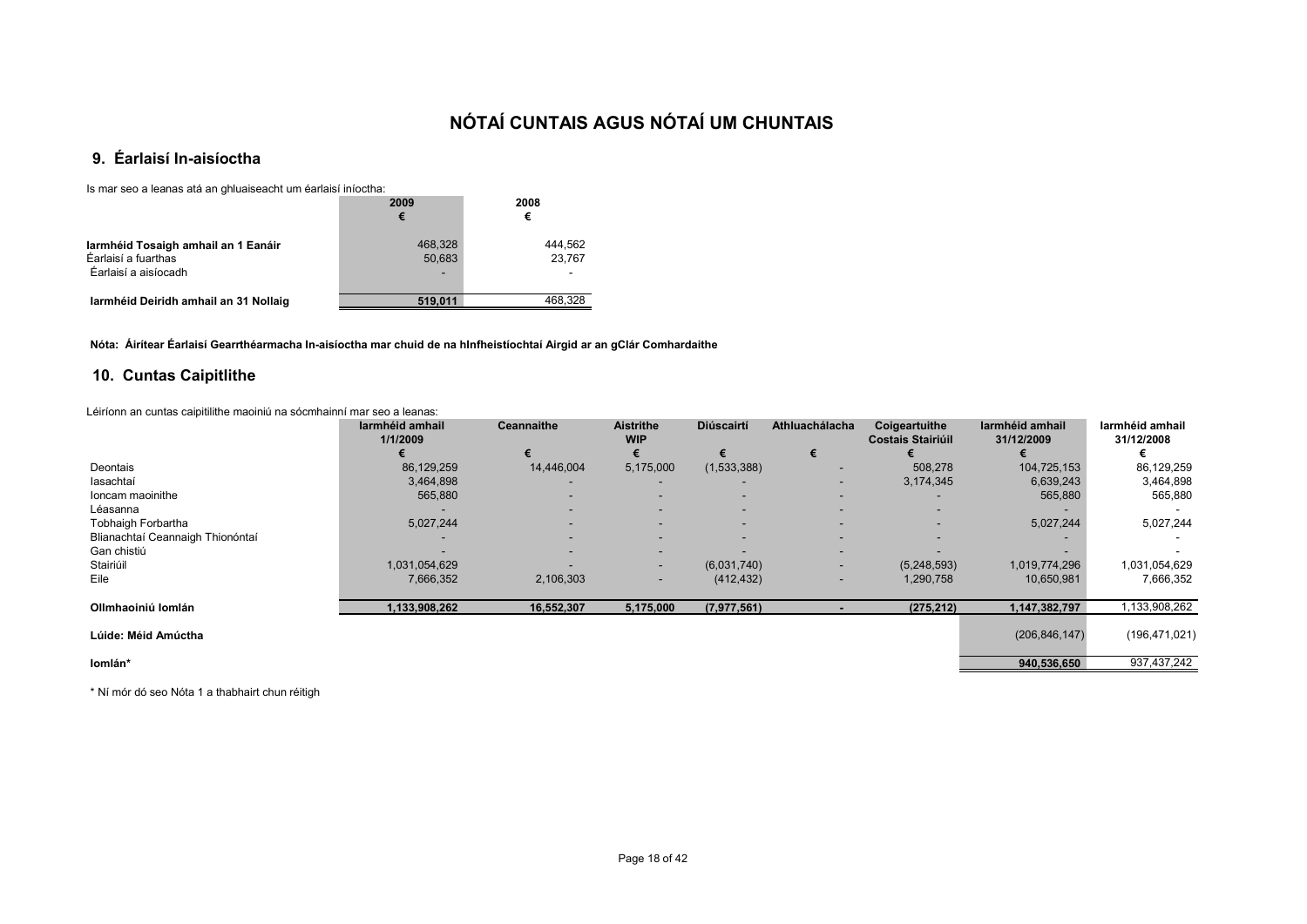# NÓTAÍ CUNTAIS AGUS NÓTAÍ UM CHUNTAIS

## 9. Éarlaisí In-aisíoctha

Is mar seo a leanas atá an ghluaiseacht um éarlaisí iníoctha:

| | 2009 | 2008 |
|---|---|---|
| | € | € |
| **Iarmhéid Tosaigh amhail an 1 Eanáir** | 468,328 | 444,562 |
| Éarlaisí a fuarthas | 50,683 | 23,767 |
| Éarlaisí a aisíocadh | - | - |
| **Iarmhéid Deiridh amhail an 31 Nollaig** | **519,011** | 468,328 |

**Nóta: Áirítear Éarlaisí Gearrthéarmacha In-aisíoctha mar chuid de na hInfheistíochtaí Airgid ar an gClár Comhardaithe**

## 10. Cuntas Caipitlithe

Léiríonn an cuntas caipitilithe maoiniú na sócmhainní mar seo a leanas:

| | Iarmhéid amhail 1/1/2009 | Ceannaithe | Aistrithe WIP | Diúscairtí | Athluachálacha | Coigeartuithe Costais Stairiúil | Iarmhéid amhail 31/12/2009 | Iarmhéid amhail 31/12/2008 |
|---|---|---|---|---|---|---|---|---|
| | € | € | € | € | € | € | € | € |
| Deontais | 86,129,259 | 14,446,004 | 5,175,000 | (1,533,388) | - | 508,278 | 104,725,153 | 86,129,259 |
| Iasachtaí | 3,464,898 | - | - | - | - | 3,174,345 | 6,639,243 | 3,464,898 |
| Ioncam maoinithe | 565,880 | - | - | - | - | - | 565,880 | 565,880 |
| Léasanna | - | - | - | - | - | - | - | - |
| Tobhaigh Forbartha | 5,027,244 | - | - | - | - | - | 5,027,244 | 5,027,244 |
| Blianachtaí Ceannaigh Thionóntaí | - | - | - | - | - | - | - | - |
| Gan chistiú | - | - | - | - | - | - | - | - |
| Stairiúil | 1,031,054,629 | - | - | (6,031,740) | - | (5,248,593) | 1,019,774,296 | 1,031,054,629 |
| Eile | 7,666,352 | 2,106,303 | - | (412,432) | - | 1,290,758 | 10,650,981 | 7,666,352 |
| **Ollmhaoiniú Iomlán** | **1,133,908,262** | **16,552,307** | **5,175,000** | **(7,977,561)** | **-** | **(275,212)** | **1,147,382,797** | 1,133,908,262 |
| **Lúide: Méid Amúctha** | | | | | | | (206,846,147) | (196,471,021) |
| **Iomlán*** | | | | | | | **940,536,650** | 937,437,242 |

* Ní mór dó seo Nóta 1 a thabhairt chun réitigh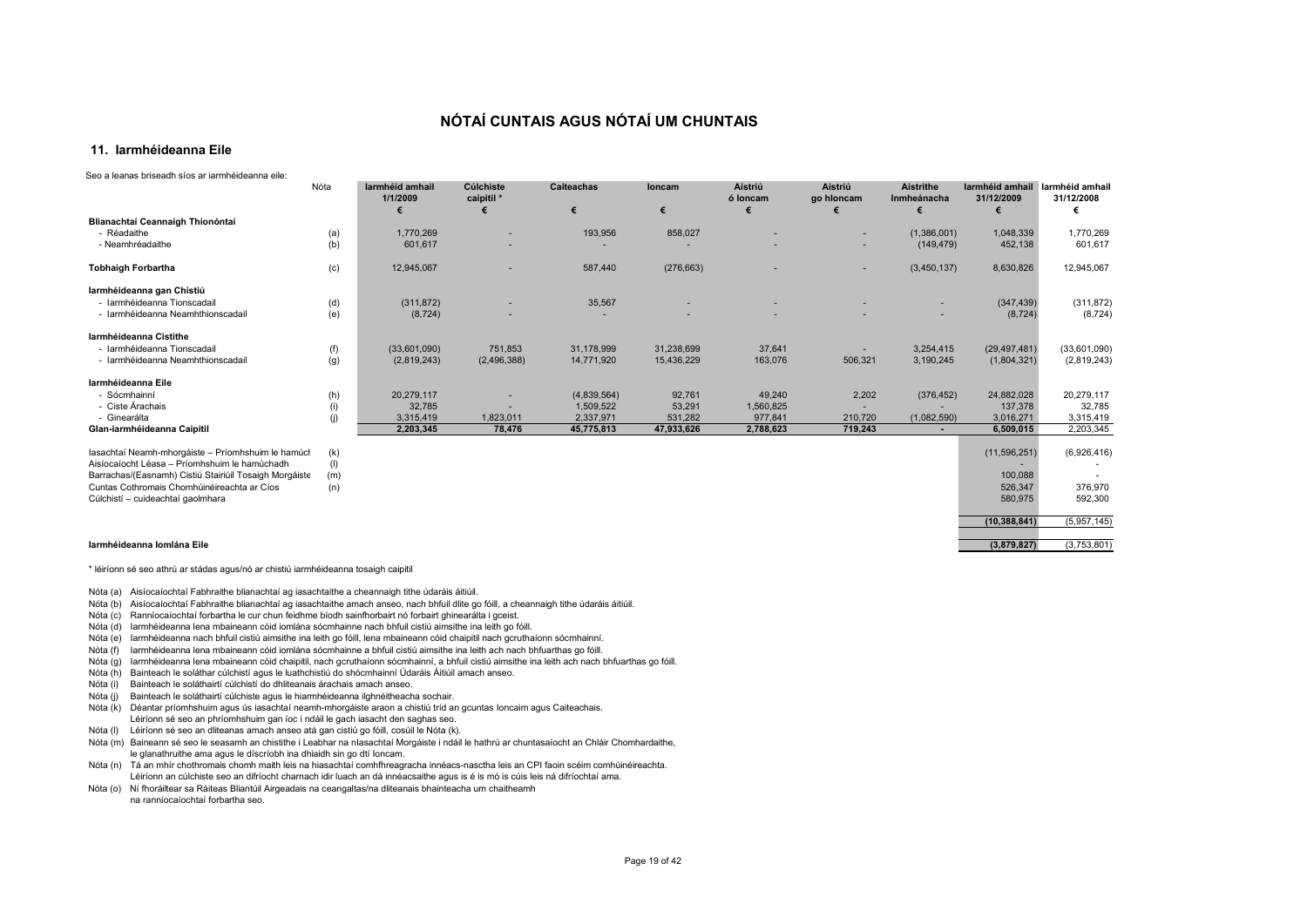# NÓTAÍ CUNTAIS AGUS NÓTAÍ UM CHUNTAIS

## 11. Iarmhéideanna Eile

Seo a leanas briseadh síos ar iarmhéideanna eile:

| | Nóta | Iarmhéid amhail 1/1/2009 | Cúlchiste caipitil * | Caiteachas | Ioncam | Aistriú ó Ioncam | Aistriú go hIoncam | Aistrithe Inmheánacha | Iarmhéid amhail 31/12/2009 | Iarmhéid amhail 31/12/2008 |
|---|---|---|---|---|---|---|---|---|---|---|
| | | € | € | € | € | € | € | € | € | € |
| **Blianachtaí Ceannaigh Thionóntaí** | | | | | | | | | | |
| - Réadaithe | (a) | 1,770,269 | - | 193,956 | 858,027 | - | - | (1,386,001) | 1,048,339 | 1,770,269 |
| - Neamhréadaithe | (b) | 601,617 | - | - | - | - | - | (149,479) | 452,138 | 601,617 |
| **Tobhaigh Forbartha** | (c) | 12,945,067 | - | 587,440 | (276,663) | - | - | (3,450,137) | 8,630,826 | 12,945,067 |
| **Iarmhéideanna gan Chistiú** | | | | | | | | | | |
| - Iarmhéideanna Tionscadail | (d) | (311,872) | - | 35,567 | - | - | - | - | (347,439) | (311,872) |
| - Iarmhéideanna Neamhthionscadail | (e) | (8,724) | - | - | - | - | - | - | (8,724) | (8,724) |
| **Iarmhéideanna Cistithe** | | | | | | | | | | |
| - Iarmhéideanna Tionscadail | (f) | (33,601,090) | 751,853 | 31,178,999 | 31,238,699 | 37,641 | - | 3,254,415 | (29,497,481) | (33,601,090) |
| - Iarmhéideanna Neamhthionscadail | (g) | (2,819,243) | (2,496,388) | 14,771,920 | 15,436,229 | 163,076 | 506,321 | 3,190,245 | (1,804,321) | (2,819,243) |
| **Iarmhéideanna Eile** | | | | | | | | | | |
| - Sócmhainní | (h) | 20,279,117 | - | (4,839,564) | 92,761 | 49,240 | 2,202 | (376,452) | 24,882,028 | 20,279,117 |
| - Ciste Árachais | (i) | 32,785 | - | 1,509,522 | 53,291 | 1,560,825 | - | - | 137,378 | 32,785 |
| - Ginearálta | (j) | 3,315,419 | 1,823,011 | 2,337,971 | 531,282 | 977,841 | 210,720 | (1,082,590) | 3,016,271 | 3,315,419 |
| **Glan-iarmhéideanna Caipitil** | | **2,203,345** | **78,476** | **45,775,813** | **47,933,626** | **2,788,623** | **719,243** | **-** | **6,509,015** | 2,203,345 |
| Iasachtaí Neamh-mhorgáiste – Príomhshuim le hamúch | (k) | | | | | | | | (11,596,251) | (6,926,416) |
| Aisíocaíocht Léasa – Príomhshuim le hamúchadh | (l) | | | | | | | | - | - |
| Barrachas/(Easnamh) Cistiú Stairiúil Tosaigh Morgáiste | (m) | | | | | | | | 100,088 | - |
| Cuntas Cothromais Chomhúinéireachta ar Cíos | (n) | | | | | | | | 526,347 | 376,970 |
| Cúlchistí – cuideachtaí gaolmhara | | | | | | | | | 580,975 | 592,300 |
| | | | | | | | | | **(10,388,841)** | (5,957,145) |
| **Iarmhéideanna Iomlána Eile** | | | | | | | | | **(3,879,827)** | (3,753,801) |

* léiríonn sé seo athrú ar stádas agus/nó ar chistiú iarmhéideanna tosaigh caipitil

Nóta (a) Aisíocaíochtaí Fabhraithe blianachtaí ag iasachtaithe a cheannaigh tithe údaráis áitiúil.
Nóta (b) Aisíocaíochtaí Fabhraithe blianachtaí ag iasachtaithe amach anseo, nach bhfuil dlite go fóill, a cheannaigh tithe údaráis áitiúil.
Nóta (c) Ranníocaíochtaí forbartha le cur chun feidhme bíodh sainfhorbairt nó forbairt ghinearálta i gceist.
Nóta (d) Iarmhéideanna lena mbaineann cóid iomlána sócmhainne nach bhfuil cistiú aimsithe ina leith go fóill.
Nóta (e) Iarmhéideanna nach bhfuil cistiú aimsithe ina leith go fóill, lena mbaineann cóid chaipitil nach gcruthaíonn sócmhainní.
Nóta (f) Iarmhéideanna lena mbaineann cóid iomlána sócmhainne a bhfuil cistiú aimsithe ina leith ach nach bhfuarthas go fóill.
Nóta (g) Iarmhéideanna lena mbaineann cóid chaipitil, nach gcruthaíonn sócmhainní, a bhfuil cistiú aimsithe ina leith ach nach bhfuarthas go fóill.
Nóta (h) Bainteach le soláthar cúlchistí agus le luathchistiú do shócmhainní Údaráis Áitiúil amach anseo.
Nóta (i) Bainteach le soláthairtí cúlchistí do dhliteanais árachais amach anseo.
Nóta (j) Bainteach le soláthairtí cúlchiste agus le hiarmhéideanna ilghnéitheacha sochair.
Nóta (k) Déantar príomhshuim agus ús iasachtaí neamh-mhorgáiste araon a chistiú tríd an gcuntas Ioncaim agus Caiteachais. Léiríonn sé seo an phríomhshuim gan íoc i ndáil le gach iasacht den saghas seo.
Nóta (l) Léiríonn sé seo an dliteanas amach anseo atá gan cistiú go fóill, cosúil le Nóta (k).
Nóta (m) Baineann sé seo le seasamh an chistithe i Leabhar na nIasachtaí Morgáiste i ndáil le hathrú ar chuntasaíocht an Chláir Chomhardaithe, le glanathruithe ama agus le díscríobh ina dhiaidh sin go dtí Ioncam.
Nóta (n) Tá an mhír chothromais chomh maith leis na hiasachtaí comhfhreagracha innéacs-nasctha leis an CPI faoin scéim comhúinéireachta. Léiríonn an cúlchiste seo an difríocht charnach idir luach an dá innéacsaithe agus is é is mó is cúis leis ná difríochtaí ama.
Nóta (o) Ní fhoráiltear sa Ráiteas Bliantúil Airgeadais na ceangaltas/na dliteanais bhainteacha um chaitheamh na ranníocaíochtaí forbartha seo.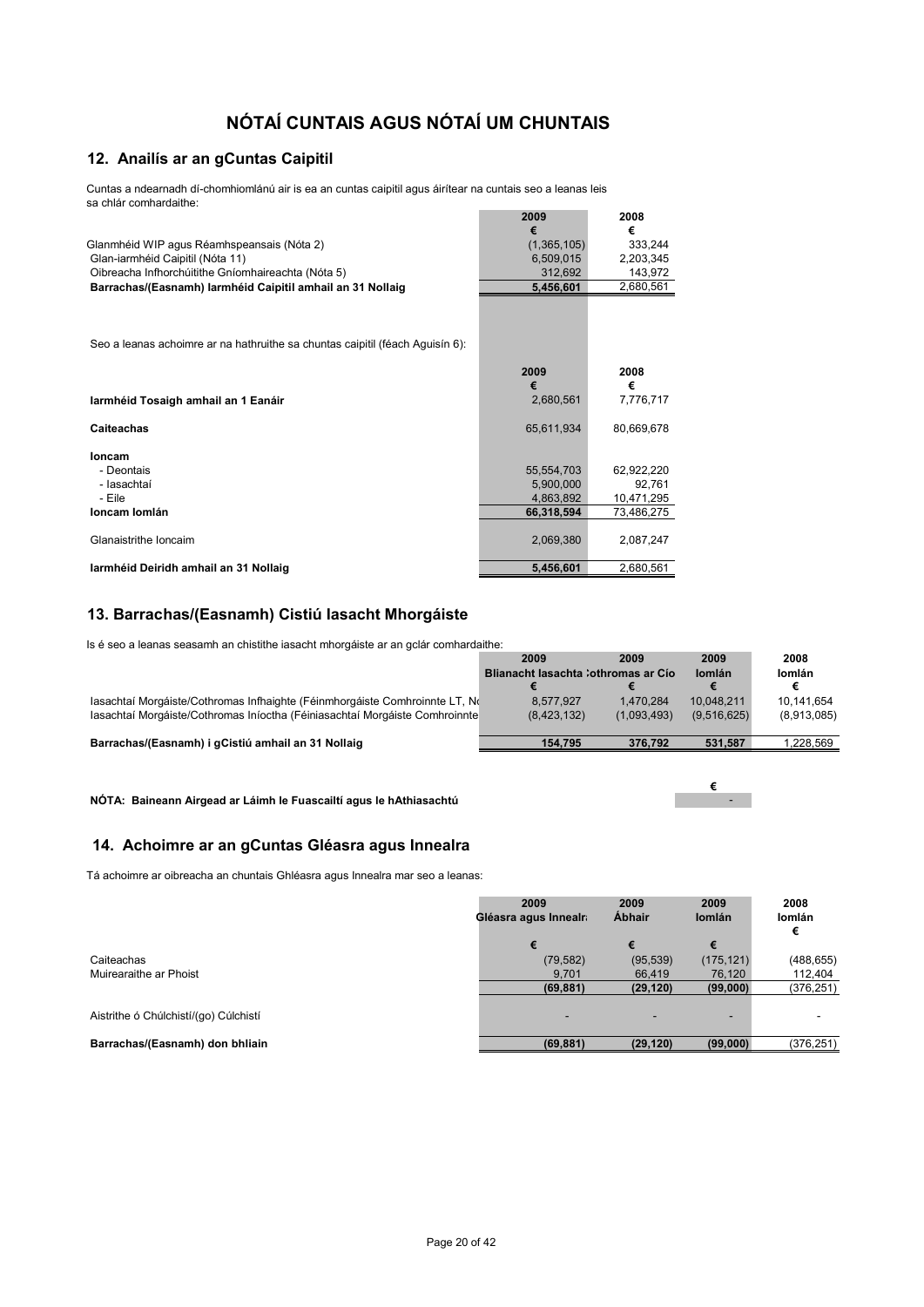# NÓTAÍ CUNTAIS AGUS NÓTAÍ UM CHUNTAIS

## 12. Anailís ar an gCuntas Caipitil

Cuntas a ndearnadh dí-chomhiomlánú air is ea an cuntas caipitil agus áirítear na cuntais seo a leanas leis sa chlár comhardaithe:

| | 2009 | 2008 |
|---|---|---|
| | € | € |
| Glanmhéid WIP agus Réamhspeansais (Nóta 2) | (1,365,105) | 333,244 |
| Glan-iarmhéid Caipitil (Nóta 11) | 6,509,015 | 2,203,345 |
| Oibreacha Infhorchúitithe Gníomhaireachta (Nóta 5) | 312,692 | 143,972 |
| **Barrachas/(Easnamh) Iarmhéid Caipitil amhail an 31 Nollaig** | **5,456,601** | 2,680,561 |

Seo a leanas achoimre ar na hathruithe sa chuntas caipitil (féach Aguisín 6):

| | 2009 | 2008 |
|---|---|---|
| | € | € |
| **Iarmhéid Tosaigh amhail an 1 Eanáir** | 2,680,561 | 7,776,717 |
| **Caiteachas** | 65,611,934 | 80,669,678 |
| **Ioncam** | | |
| - Deontais | 55,554,703 | 62,922,220 |
| - Iasachtaí | 5,900,000 | 92,761 |
| - Eile | 4,863,892 | 10,471,295 |
| **Ioncam Iomlán** | **66,318,594** | 73,486,275 |
| Glanaistrithe Ioncaim | 2,069,380 | 2,087,247 |
| **Iarmhéid Deiridh amhail an 31 Nollaig** | **5,456,601** | 2,680,561 |

## 13. Barrachas/(Easnamh) Cistiú Iasacht Mhorgáiste

Is é seo a leanas seasamh an chistithe iasacht mhorgáiste ar an gclár comhardaithe:

| | 2009 | 2009 | 2009 | 2008 |
|---|---|---|---|---|
| | Blianacht Iasachta | Cothromas ar Cíos | Iomlán | Iomlán |
| | € | € | € | € |
| Iasachtaí Morgáiste/Cothromas Infhaighte (Féinmhorgáiste Comhroinnte LT, No | 8,577,927 | 1,470,284 | 10,048,211 | 10,141,654 |
| Iasachtaí Morgáiste/Cothromas Iníoctha (Féiniasachtaí Morgáiste Comhroinnte | (8,423,132) | (1,093,493) | (9,516,625) | (8,913,085) |
| **Barrachas/(Easnamh) i gCistiú amhail an 31 Nollaig** | **154,795** | **376,792** | **531,587** | 1,228,569 |

| | € |
|---|---|
| **NÓTA: Baineann Airgead ar Láimh le Fuascailtí agus le hAthiasachtú** | - |

## 14. Achoimre ar an gCuntas Gléasra agus Innealra

Tá achoimre ar oibreacha an chuntais Ghléasra agus Innealra mar seo a leanas:

| | 2009 | 2009 | 2009 | 2008 |
|---|---|---|---|---|
| | Gléasra agus Innealra | Ábhair | Iomlán | Iomlán |
| | € | € | € | € |
| Caiteachas | (79,582) | (95,539) | (175,121) | (488,655) |
| Muirearaithe ar Phoist | 9,701 | 66,419 | 76,120 | 112,404 |
| | **(69,881)** | **(29,120)** | **(99,000)** | (376,251) |
| Aistrithe ó Chúlchistí/(go) Cúlchistí | - | - | - | - |
| **Barrachas/(Easnamh) don bhliain** | **(69,881)** | **(29,120)** | **(99,000)** | (376,251) |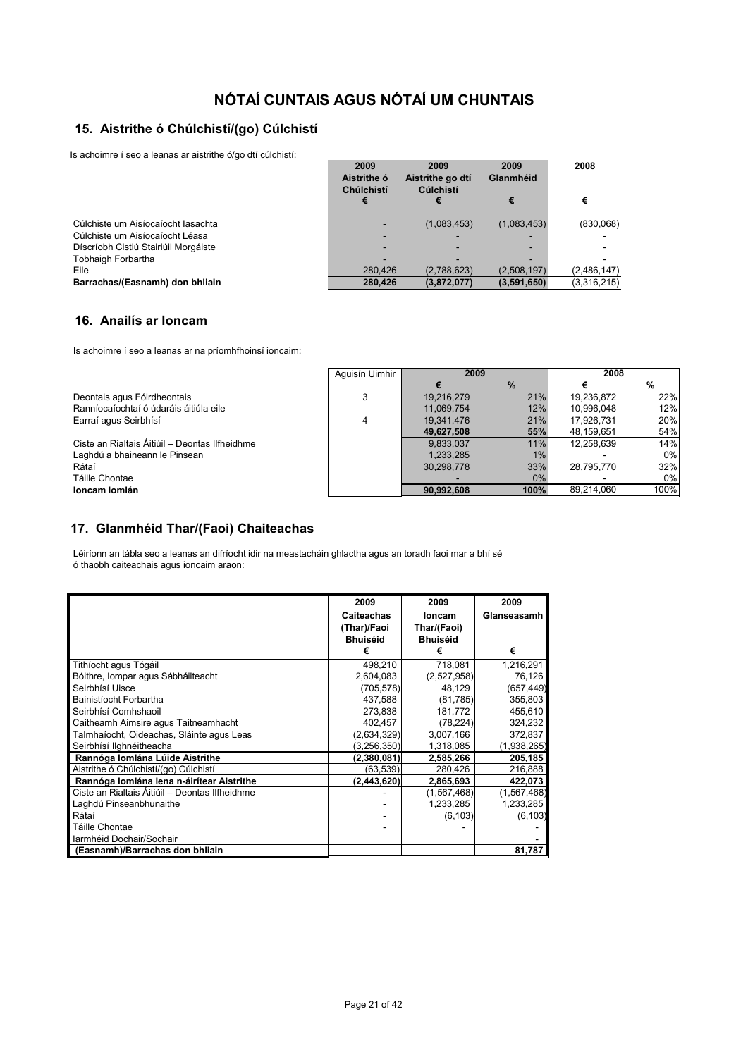# NÓTAÍ CUNTAIS AGUS NÓTAÍ UM CHUNTAIS

## 15. Aistrithe ó Chúlchistí/(go) Cúlchistí

Is achoimre í seo a leanas ar aistrithe ó/go dtí cúlchistí:

| | 2009 Aistrithe ó Chúlchistí | 2009 Aistrithe go dtí Cúlchistí | 2009 Glanmhéid | 2008 |
|---|---|---|---|---|
| | € | € | € | € |
| Cúlchiste um Aisíocaíocht Iasachta | - | (1,083,453) | (1,083,453) | (830,068) |
| Cúlchiste um Aisíocaíocht Léasa | - | - | - | - |
| Díscríobh Cistiú Stairiúil Morgáiste | - | - | - | - |
| Tobhaigh Forbartha | - | - | - | - |
| Eile | 280,426 | (2,788,623) | (2,508,197) | (2,486,147) |
| **Barrachas/(Easnamh) don bhliain** | **280,426** | **(3,872,077)** | **(3,591,650)** | (3,316,215) |

## 16. Anailís ar Ioncam

Is achoimre í seo a leanas ar na príomhfhoinsí ioncaim:

| | Aguisín Uimhir | 2009 | | 2008 | |
|---|---|---|---|---|---|
| | | € | % | € | % |
| Deontais agus Fóirdheontais | 3 | 19,216,279 | 21% | 19,236,872 | 22% |
| Ranníocaíochtaí ó údaráis áitiúla eile | | 11,069,754 | 12% | 10,996,048 | 12% |
| Earraí agus Seirbhísí | 4 | 19,341,476 | 21% | 17,926,731 | 20% |
| | | **49,627,508** | **55%** | 48,159,651 | 54% |
| Ciste an Rialtais Áitiúil – Deontas Ilfheidhme | | 9,833,037 | 11% | 12,258,639 | 14% |
| Laghdú a bhaineann le Pinsean | | 1,233,285 | 1% | - | 0% |
| Rátaí | | 30,298,778 | 33% | 28,795,770 | 32% |
| Táille Chontae | | - | 0% | - | 0% |
| **Ioncam Iomlán** | | **90,992,608** | **100%** | 89,214,060 | 100% |

## 17. Glanmhéid Thar/(Faoi) Chaiteachas

Léiríonn an tábla seo a leanas an difríocht idir na meastacháin ghlactha agus an toradh faoi mar a bhí sé ó thaobh caiteachais agus ioncaim araon:

| | 2009 Caiteachas (Thar)/Faoi Bhuiséid | 2009 Ioncam Thar/(Faoi) Bhuiséid | 2009 Glanseasamh |
|---|---|---|---|
| | € | € | € |
| Tithíocht agus Tógáil | 498,210 | 718,081 | 1,216,291 |
| Bóithre, Iompar agus Sábháilteacht | 2,604,083 | (2,527,958) | 76,126 |
| Seirbhísí Uisce | (705,578) | 48,129 | (657,449) |
| Bainistíocht Forbartha | 437,588 | (81,785) | 355,803 |
| Seirbhísí Comhshaoil | 273,838 | 181,772 | 455,610 |
| Caitheamh Aimsire agus Taitneamhacht | 402,457 | (78,224) | 324,232 |
| Talmhaíocht, Oideachas, Sláinte agus Leas | (2,634,329) | 3,007,166 | 372,837 |
| Seirbhísí Ilghnéitheacha | (3,256,350) | 1,318,085 | (1,938,265) |
| **Rannóga Iomlána Lúide Aistrithe** | **(2,380,081)** | **2,585,266** | **205,185** |
| Aistrithe ó Chúlchistí/(go) Cúlchistí | (63,539) | 280,426 | 216,888 |
| **Rannóga Iomlána lena n-áirítear Aistrithe** | **(2,443,620)** | **2,865,693** | **422,073** |
| Ciste an Rialtais Áitiúil – Deontas Ilfheidhme | - | (1,567,468) | (1,567,468) |
| Laghdú Pinseanbhunaithe | - | 1,233,285 | 1,233,285 |
| Rátaí | - | (6,103) | (6,103) |
| Táille Chontae | - | - | - |
| Iarmhéid Dochair/Sochair | | | - |
| **(Easnamh)/Barrachas don bhliain** | | | **81,787** |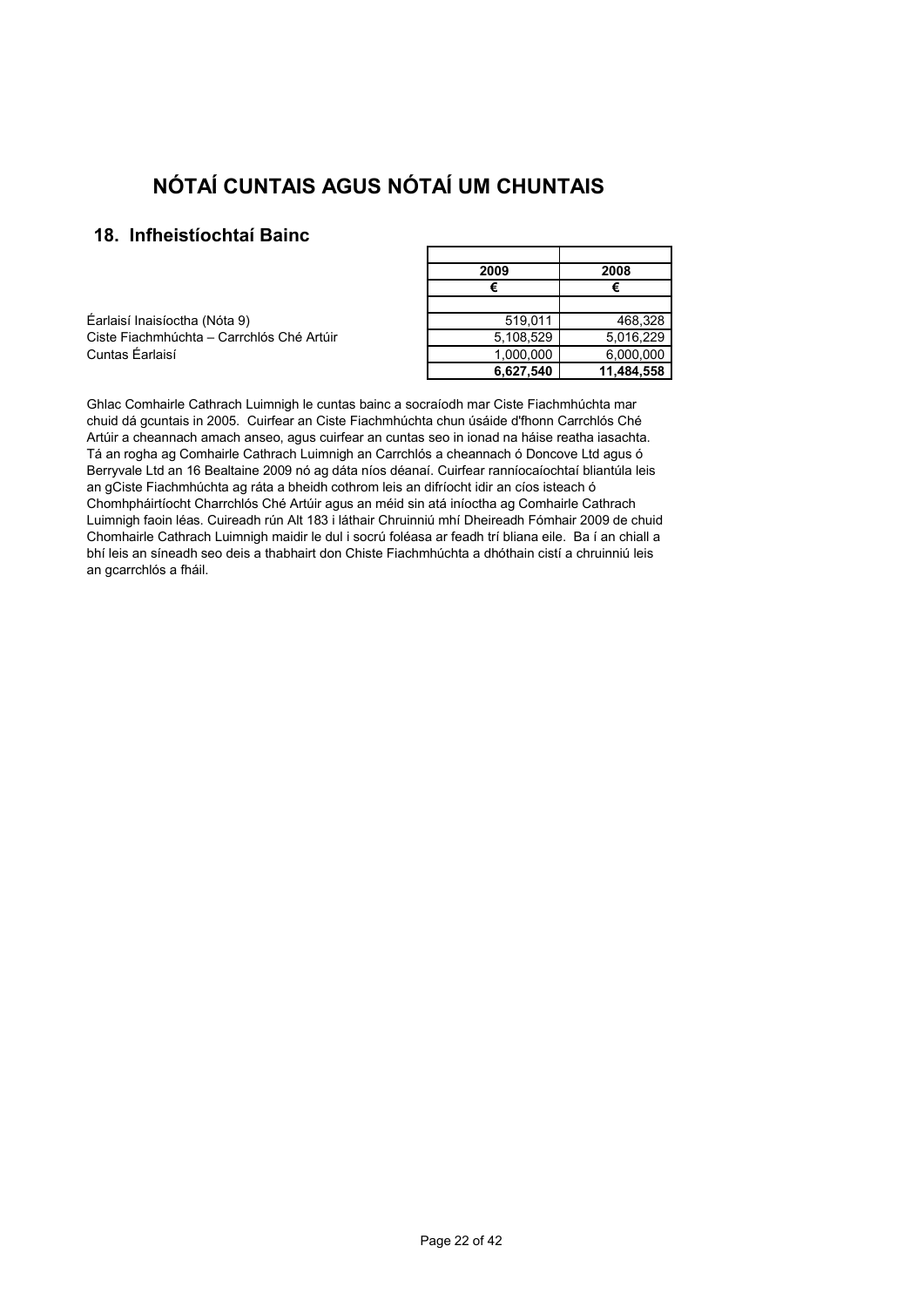# NÓTAÍ CUNTAIS AGUS NÓTAÍ UM CHUNTAIS

## 18. Infheistíochtaí Bainc

| | 2009 | 2008 |
|---|---|---|
| | € | € |
| | | |
| Éarlaisí Inaisíoctha (Nóta 9) | 519,011 | 468,328 |
| Ciste Fiachmhúchta – Carrchlós Ché Artúir | 5,108,529 | 5,016,229 |
| Cuntas Éarlaisí | 1,000,000 | 6,000,000 |
| | **6,627,540** | **11,484,558** |

Ghlac Comhairle Cathrach Luimnigh le cuntas bainc a socraíodh mar Ciste Fiachmhúchta mar chuid dá gcuntais in 2005. Cuirfear an Ciste Fiachmhúchta chun úsáide d'fhonn Carrchlós Ché Artúir a cheannach amach anseo, agus cuirfear an cuntas seo in ionad na háise reatha iasachta. Tá an rogha ag Comhairle Cathrach Luimnigh an Carrchlós a cheannach ó Doncove Ltd agus ó Berryvale Ltd an 16 Bealtaine 2009 nó ag dáta níos déanaí. Cuirfear ranníocaíochtaí bliantúla leis an gCiste Fiachmhúchta ag ráta a bheidh cothrom leis an difríocht idir an cíos isteach ó Chomhpháirtíocht Charrchlós Ché Artúir agus an méid sin atá iníoctha ag Comhairle Cathrach Luimnigh faoin léas. Cuireadh rún Alt 183 i láthair Chruinniú mhí Dheireadh Fómhair 2009 de chuid Chomhairle Cathrach Luimnigh maidir le dul i socrú foléasa ar feadh trí bliana eile. Ba í an chiall a bhí leis an síneadh seo deis a thabhairt don Chiste Fiachmhúchta a dhóthain cistí a chruinniú leis an gcarrchlós a fháil.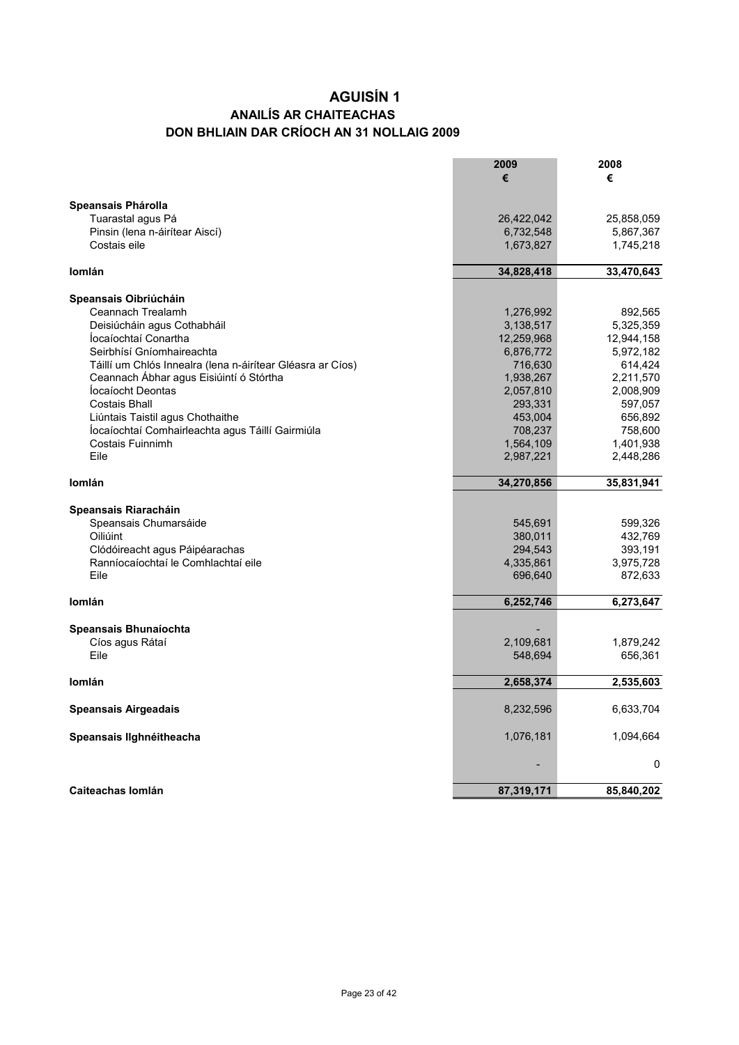# AGUISÍN 1

## ANAILÍS AR CHAITEACHAS

## DON BHLIAIN DAR CRÍOCH AN 31 NOLLAIG 2009

| | 2009 € | 2008 € |
|---|---|---|
| **Speansais Phárolla** | | |
| Tuarastal agus Pá | 26,422,042 | 25,858,059 |
| Pinsin (lena n-áirítear Aiscí) | 6,732,548 | 5,867,367 |
| Costais eile | 1,673,827 | 1,745,218 |
| **Iomlán** | **34,828,418** | **33,470,643** |
| **Speansais Oibriúcháin** | | |
| Ceannach Trealamh | 1,276,992 | 892,565 |
| Deisiúcháin agus Cothabháil | 3,138,517 | 5,325,359 |
| Íocaíochtaí Conartha | 12,259,968 | 12,944,158 |
| Seirbhísí Gníomhaireachta | 6,876,772 | 5,972,182 |
| Táillí um Chlós Innealra (lena n-áirítear Gléasra ar Cíos) | 716,630 | 614,424 |
| Ceannach Ábhar agus Eisiúintí ó Stórtha | 1,938,267 | 2,211,570 |
| Íocaíocht Deontas | 2,057,810 | 2,008,909 |
| Costais Bhall | 293,331 | 597,057 |
| Liúntais Taistil agus Chothaithe | 453,004 | 656,892 |
| Íocaíochtaí Comhairleachta agus Táillí Gairmiúla | 708,237 | 758,600 |
| Costais Fuinnimh | 1,564,109 | 1,401,938 |
| Eile | 2,987,221 | 2,448,286 |
| **Iomlán** | **34,270,856** | **35,831,941** |
| **Speansais Riaracháin** | | |
| Speansais Chumarsáide | 545,691 | 599,326 |
| Oiliúint | 380,011 | 432,769 |
| Clódóireacht agus Páipéarachas | 294,543 | 393,191 |
| Ranníocaíochtaí le Comhlachtaí eile | 4,335,861 | 3,975,728 |
| Eile | 696,640 | 872,633 |
| **Iomlán** | **6,252,746** | **6,273,647** |
| **Speansais Bhunaíochta** | - | |
| Cíos agus Rátaí | 2,109,681 | 1,879,242 |
| Eile | 548,694 | 656,361 |
| **Iomlán** | **2,658,374** | **2,535,603** |
| **Speansais Airgeadais** | 8,232,596 | 6,633,704 |
| **Speansais Ilghnéitheacha** | 1,076,181 | 1,094,664 |
| | - | 0 |
| **Caiteachas Iomlán** | **87,319,171** | **85,840,202** |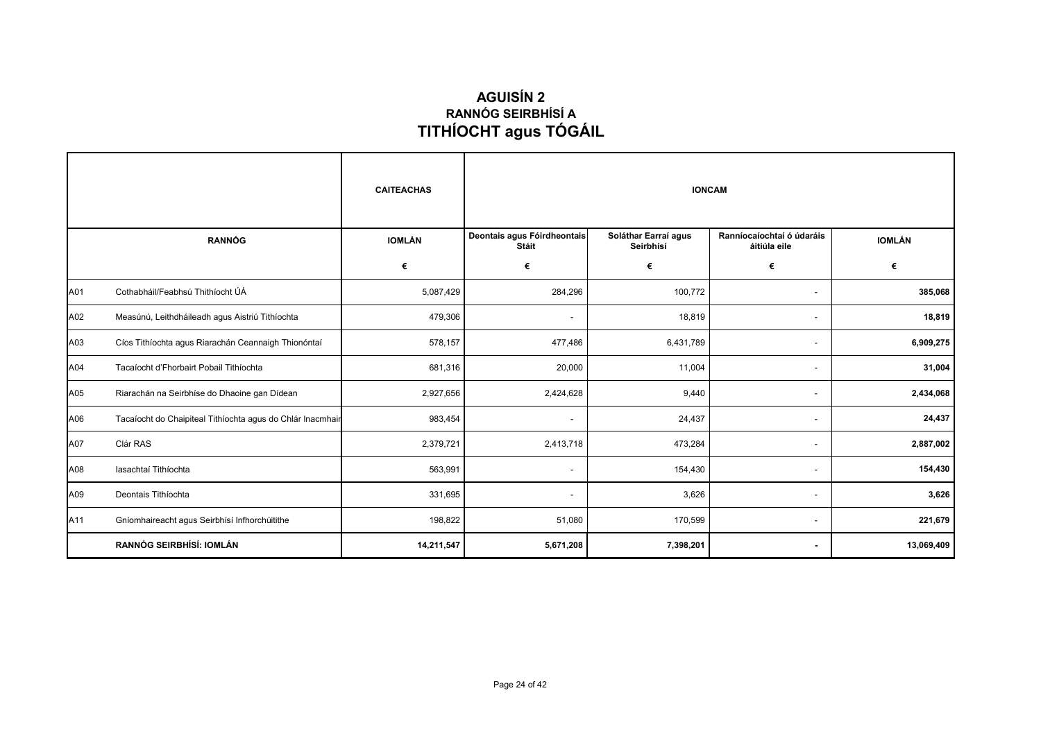# AGUISÍN 2
## RANNÓG SEIRBHÍSÍ A
## TITHÍOCHT agus TÓGÁIL

| | | CAITEACHAS | IONCAM | | | |
|---|---|---|---|---|---|---|
| | RANNÓG | IOMLÁN | Deontais agus Fóirdheontais Stáit | Soláthar Earraí agus Seirbhísí | Ranníocaíochtaí ó údaráis áitiúla eile | IOMLÁN |
| | | € | € | € | € | € |
| A01 | Cothabháil/Feabhsú Thithíocht ÚÁ | 5,087,429 | 284,296 | 100,772 | - | **385,068** |
| A02 | Measúnú, Leithdháileadh agus Aistriú Tithíochta | 479,306 | - | 18,819 | - | **18,819** |
| A03 | Cíos Tithíochta agus Riarachán Ceannaigh Thionóntaí | 578,157 | 477,486 | 6,431,789 | - | **6,909,275** |
| A04 | Tacaíocht d'Fhorbairt Pobail Tithíochta | 681,316 | 20,000 | 11,004 | - | **31,004** |
| A05 | Riarachán na Seirbhíse do Dhaoine gan Dídean | 2,927,656 | 2,424,628 | 9,440 | - | **2,434,068** |
| A06 | Tacaíocht do Chaipiteal Tithíochta agus do Chlár Inacmhair | 983,454 | - | 24,437 | - | **24,437** |
| A07 | Clár RAS | 2,379,721 | 2,413,718 | 473,284 | - | **2,887,002** |
| A08 | Iasachtaí Tithíochta | 563,991 | - | 154,430 | - | **154,430** |
| A09 | Deontais Tithíochta | 331,695 | - | 3,626 | - | **3,626** |
| A11 | Gníomhaireacht agus Seirbhísí Infhorchúitithe | 198,822 | 51,080 | 170,599 | - | **221,679** |
| | **RANNÓG SEIRBHÍSÍ: IOMLÁN** | **14,211,547** | **5,671,208** | **7,398,201** | **-** | **13,069,409** |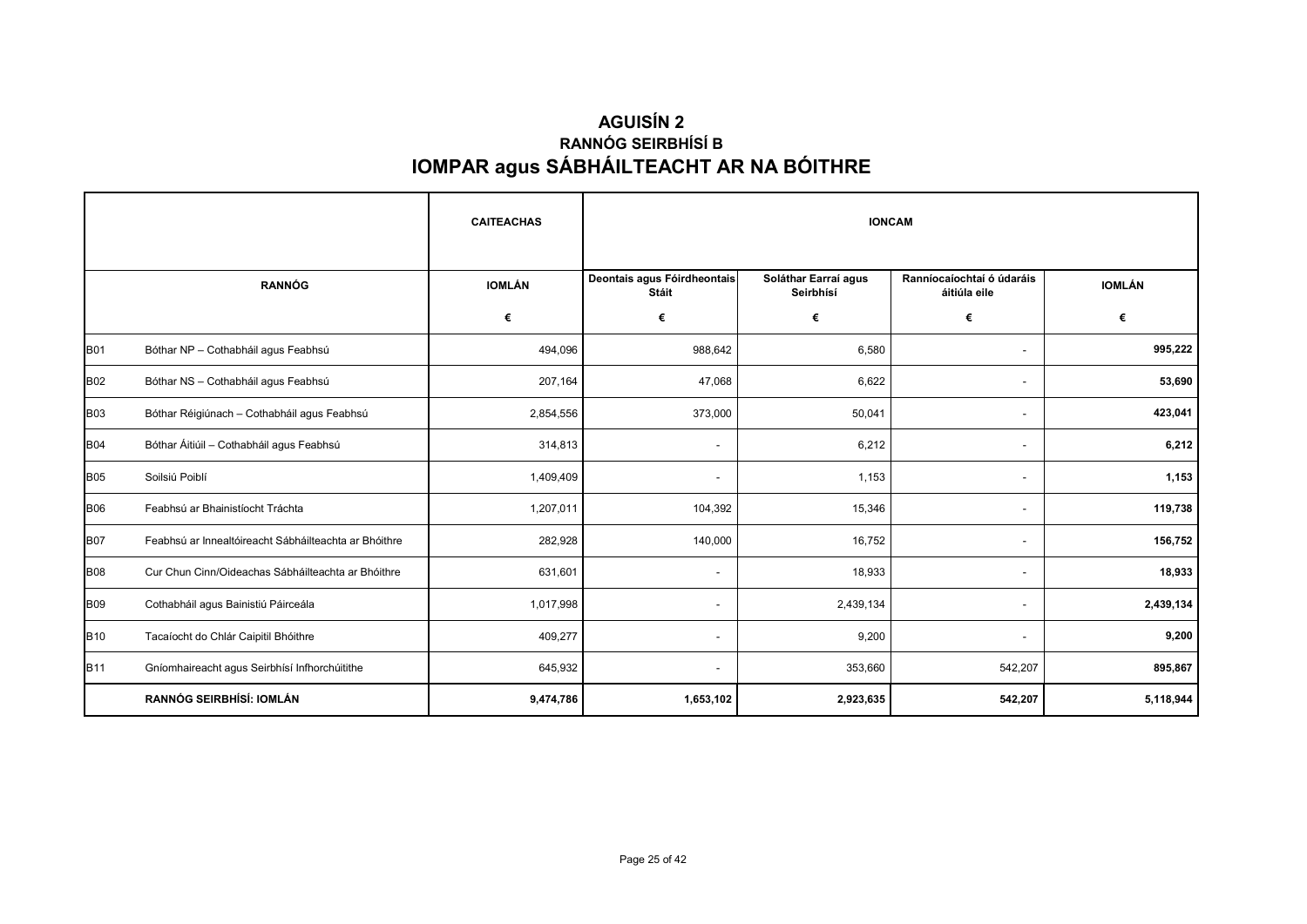# AGUISÍN 2

## RANNÓG SEIRBHÍSÍ B

# IOMPAR agus SÁBHÁILTEACHT AR NA BÓITHRE

| | | CAITEACHAS | IONCAM | | | |
|---|---|---|---|---|---|---|
| | RANNÓG | IOMLÁN | Deontais agus Fóirdheontais Stáit | Soláthar Earraí agus Seirbhísí | Ranníocaíochtaí ó údaráis áitiúla eile | IOMLÁN |
| | | € | € | € | € | € |
| B01 | Bóthar NP – Cothabháil agus Feabhsú | 494,096 | 988,642 | 6,580 | - | **995,222** |
| B02 | Bóthar NS – Cothabháil agus Feabhsú | 207,164 | 47,068 | 6,622 | - | **53,690** |
| B03 | Bóthar Réigiúnach – Cothabháil agus Feabhsú | 2,854,556 | 373,000 | 50,041 | - | **423,041** |
| B04 | Bóthar Áitiúil – Cothabháil agus Feabhsú | 314,813 | - | 6,212 | - | **6,212** |
| B05 | Soilsiú Poiblí | 1,409,409 | - | 1,153 | - | **1,153** |
| B06 | Feabhsú ar Bhainistíocht Tráchta | 1,207,011 | 104,392 | 15,346 | - | **119,738** |
| B07 | Feabhsú ar Innealtóireacht Sábháilteachta ar Bhóithre | 282,928 | 140,000 | 16,752 | - | **156,752** |
| B08 | Cur Chun Cinn/Oideachas Sábháilteachta ar Bhóithre | 631,601 | - | 18,933 | - | **18,933** |
| B09 | Cothabháil agus Bainistiú Páirceála | 1,017,998 | - | 2,439,134 | - | **2,439,134** |
| B10 | Tacaíocht do Chlár Caipitil Bhóithre | 409,277 | - | 9,200 | - | **9,200** |
| B11 | Gníomhaireacht agus Seirbhísí Infhorchúitithe | 645,932 | - | 353,660 | 542,207 | **895,867** |
| | **RANNÓG SEIRBHÍSÍ: IOMLÁN** | **9,474,786** | **1,653,102** | **2,923,635** | **542,207** | **5,118,944** |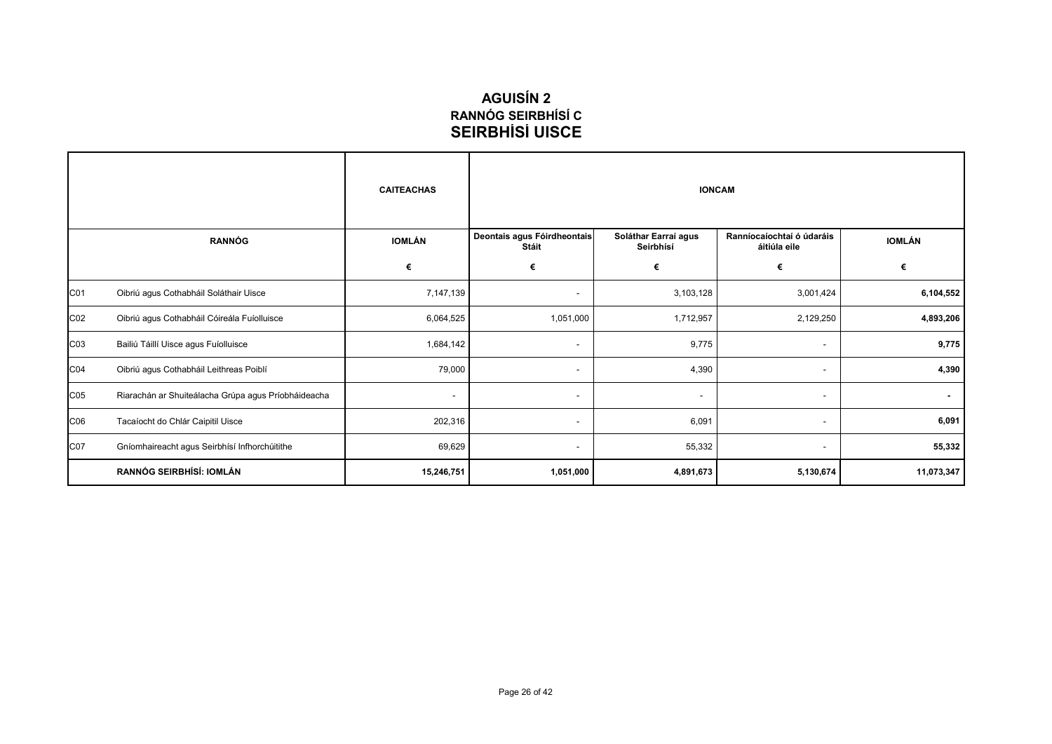# AGUISÍN 2
## RANNÓG SEIRBHÍSÍ C
## SEIRBHÍSÍ UISCE

| | | CAITEACHAS | IONCAM | | | |
|---|---|---|---|---|---|---|
| RANNÓG | | IOMLÁN | Deontais agus Fóirdheontais Stáit | Soláthar Earraí agus Seirbhísí | Ranníocaíochtaí ó údaráis áitiúla eile | IOMLÁN |
| | | € | € | € | € | € |
| C01 | Oibriú agus Cothabháil Soláthair Uisce | 7,147,139 | - | 3,103,128 | 3,001,424 | **6,104,552** |
| C02 | Oibriú agus Cothabháil Cóireála Fuíolluisce | 6,064,525 | 1,051,000 | 1,712,957 | 2,129,250 | **4,893,206** |
| C03 | Bailiú Táillí Uisce agus Fuíolluisce | 1,684,142 | - | 9,775 | - | **9,775** |
| C04 | Oibriú agus Cothabháil Leithreas Poiblí | 79,000 | - | 4,390 | - | **4,390** |
| C05 | Riarachán ar Shuiteálacha Grúpa agus Príobháideacha | - | - | - | - | **-** |
| C06 | Tacaíocht do Chlár Caipitil Uisce | 202,316 | - | 6,091 | - | **6,091** |
| C07 | Gníomhaireacht agus Seirbhísí Infhorchúitithe | 69,629 | - | 55,332 | - | **55,332** |
| | **RANNÓG SEIRBHÍSÍ: IOMLÁN** | **15,246,751** | **1,051,000** | **4,891,673** | **5,130,674** | **11,073,347** |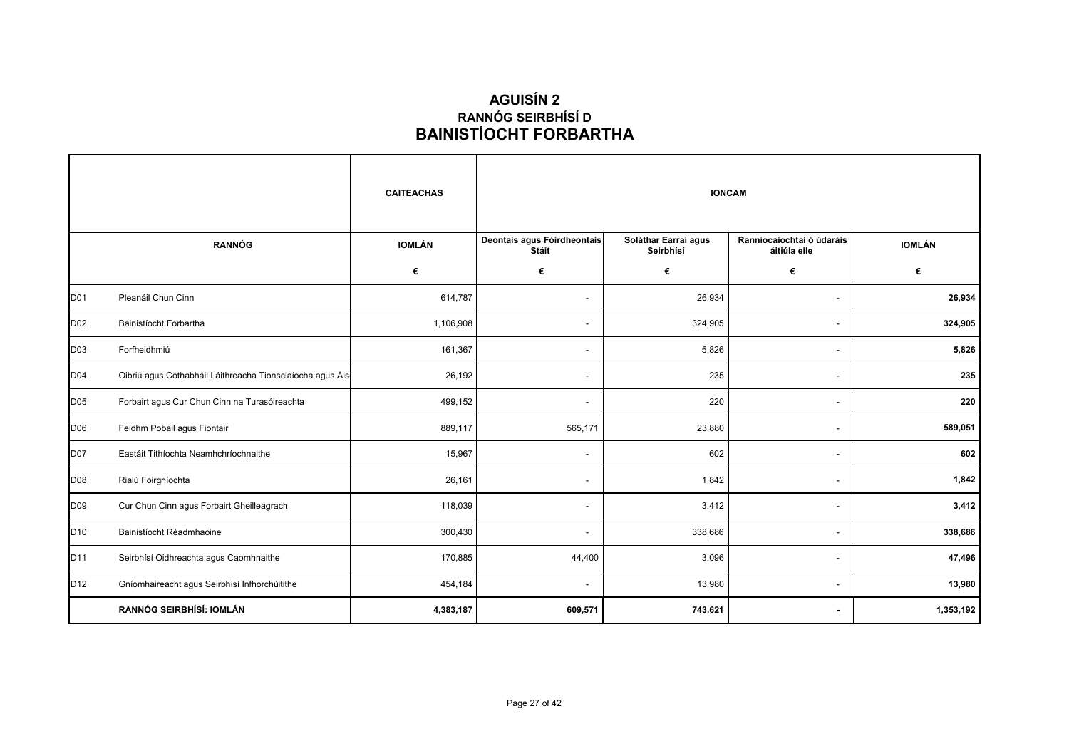# AGUISÍN 2
## RANNÓG SEIRBHÍSÍ D
# BAINISTÍOCHT FORBARTHA

| | | CAITEACHAS | IONCAM | | | |
|---|---|---|---|---|---|---|
| RANNÓG | | IOMLÁN | Deontais agus Fóirdheontais Stáit | Soláthar Earraí agus Seirbhísí | Ranníocaíochtaí ó údaráis áitiúla eile | IOMLÁN |
| | | € | € | € | € | € |
| D01 | Pleanáil Chun Cinn | 614,787 | - | 26,934 | - | **26,934** |
| D02 | Bainistíocht Forbartha | 1,106,908 | - | 324,905 | - | **324,905** |
| D03 | Forfheidhmiú | 161,367 | - | 5,826 | - | **5,826** |
| D04 | Oibriú agus Cothabháil Láithreacha Tionsclaíocha agus Áis | 26,192 | - | 235 | - | **235** |
| D05 | Forbairt agus Cur Chun Cinn na Turasóireachta | 499,152 | - | 220 | - | **220** |
| D06 | Feidhm Pobail agus Fiontair | 889,117 | 565,171 | 23,880 | - | **589,051** |
| D07 | Eastáit Tithíochta Neamhchríochnaithe | 15,967 | - | 602 | - | **602** |
| D08 | Rialú Foirgníochta | 26,161 | - | 1,842 | - | **1,842** |
| D09 | Cur Chun Cinn agus Forbairt Gheilleagrach | 118,039 | - | 3,412 | - | **3,412** |
| D10 | Bainistíocht Réadmhaoine | 300,430 | - | 338,686 | - | **338,686** |
| D11 | Seirbhísí Oidhreachta agus Caomhnaithe | 170,885 | 44,400 | 3,096 | - | **47,496** |
| D12 | Gníomhaireacht agus Seirbhísí Infhorchúitithe | 454,184 | - | 13,980 | - | **13,980** |
| | **RANNÓG SEIRBHÍSÍ: IOMLÁN** | **4,383,187** | **609,571** | **743,621** | **-** | **1,353,192** |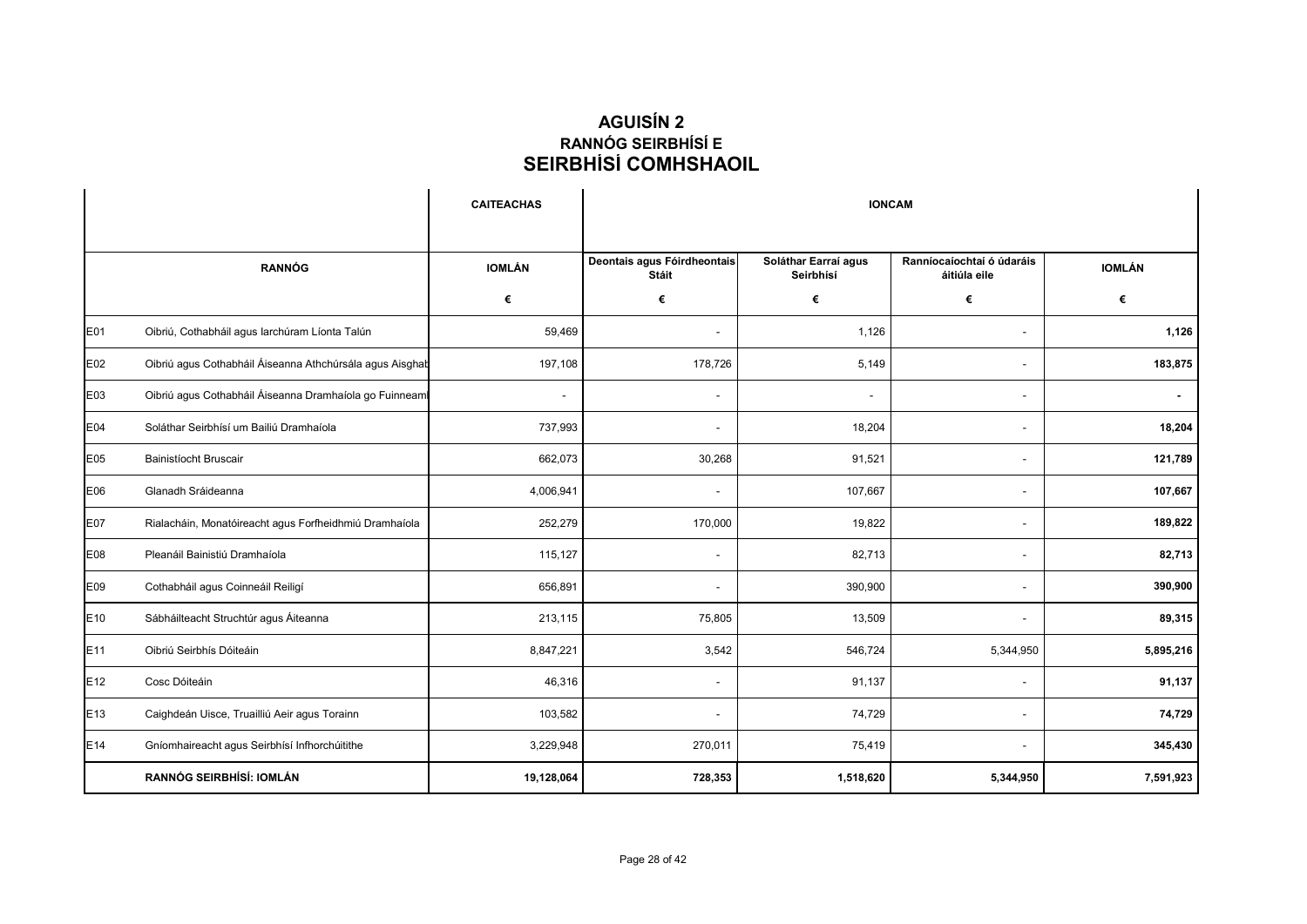# AGUISÍN 2

## RANNÓG SEIRBHÍSÍ E

## SEIRBHÍSÍ COMHSHAOIL

| | | CAITEACHAS | IONCAM | | | |
|---|---|---|---|---|---|---|
| RANNÓG | | IOMLÁN | Deontais agus Fóirdheontais Stáit | Soláthar Earraí agus Seirbhísí | Ranníocaíochtaí ó údaráis áitiúla eile | IOMLÁN |
| | | € | € | € | € | € |
| E01 | Oibriú, Cothabháil agus Iarchúram Líonta Talún | 59,469 | - | 1,126 | - | **1,126** |
| E02 | Oibriú agus Cothabháil Áiseanna Athchúrsála agus Aisghab | 197,108 | 178,726 | 5,149 | - | **183,875** |
| E03 | Oibriú agus Cothabháil Áiseanna Dramhaíola go Fuinneam | - | - | - | - | **-** |
| E04 | Soláthar Seirbhísí um Bailiú Dramhaíola | 737,993 | - | 18,204 | - | **18,204** |
| E05 | Bainistíocht Bruscair | 662,073 | 30,268 | 91,521 | - | **121,789** |
| E06 | Glanadh Sráideanna | 4,006,941 | - | 107,667 | - | **107,667** |
| E07 | Rialacháin, Monatóireacht agus Forfheidhmiú Dramhaíola | 252,279 | 170,000 | 19,822 | - | **189,822** |
| E08 | Pleanáil Bainistiú Dramhaíola | 115,127 | - | 82,713 | - | **82,713** |
| E09 | Cothabháil agus Coinneáil Reiligí | 656,891 | - | 390,900 | - | **390,900** |
| E10 | Sábháilteacht Struchtúr agus Áiteanna | 213,115 | 75,805 | 13,509 | - | **89,315** |
| E11 | Oibriú Seirbhís Dóiteáin | 8,847,221 | 3,542 | 546,724 | 5,344,950 | **5,895,216** |
| E12 | Cosc Dóiteáin | 46,316 | - | 91,137 | - | **91,137** |
| E13 | Caighdeán Uisce, Truailliú Aeir agus Torainn | 103,582 | - | 74,729 | - | **74,729** |
| E14 | Gníomhaireacht agus Seirbhísí Infhorchúitithe | 3,229,948 | 270,011 | 75,419 | - | **345,430** |
| | **RANNÓG SEIRBHÍSÍ: IOMLÁN** | **19,128,064** | **728,353** | **1,518,620** | **5,344,950** | **7,591,923** |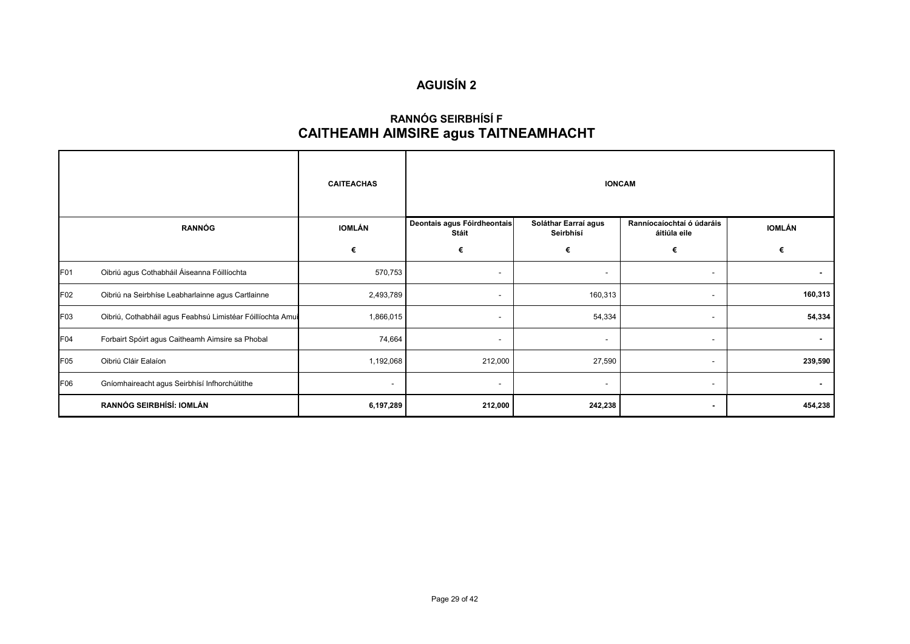# AGUISÍN 2

## RANNÓG SEIRBHÍSÍ F
## CAITHEAMH AIMSIRE agus TAITNEAMHACHT

| | | CAITEACHAS | IONCAM | | | |
|---|---|---|---|---|---|---|
| RANNÓG | | IOMLÁN | Deontais agus Fóirdheontais Stáit | Soláthar Earraí agus Seirbhísí | Ranníocaíochtaí ó údaráis áitiúla eile | IOMLÁN |
| | | € | € | € | € | € |
| F01 | Oibriú agus Cothabháil Áiseanna Fóillíochta | 570,753 | - | - | - | - |
| F02 | Oibriú na Seirbhíse Leabharlainne agus Cartlainne | 2,493,789 | - | 160,313 | - | **160,313** |
| F03 | Oibriú, Cothabháil agus Feabhsú Limistéar Fóillíochta Amui | 1,866,015 | - | 54,334 | - | **54,334** |
| F04 | Forbairt Spóirt agus Caitheamh Aimsire sa Phobal | 74,664 | - | - | - | - |
| F05 | Oibriú Cláir Ealaíon | 1,192,068 | 212,000 | 27,590 | - | **239,590** |
| F06 | Gníomhaireacht agus Seirbhísí Infhorchúitithe | - | - | - | - | - |
| | **RANNÓG SEIRBHÍSÍ: IOMLÁN** | **6,197,289** | **212,000** | **242,238** | **-** | **454,238** |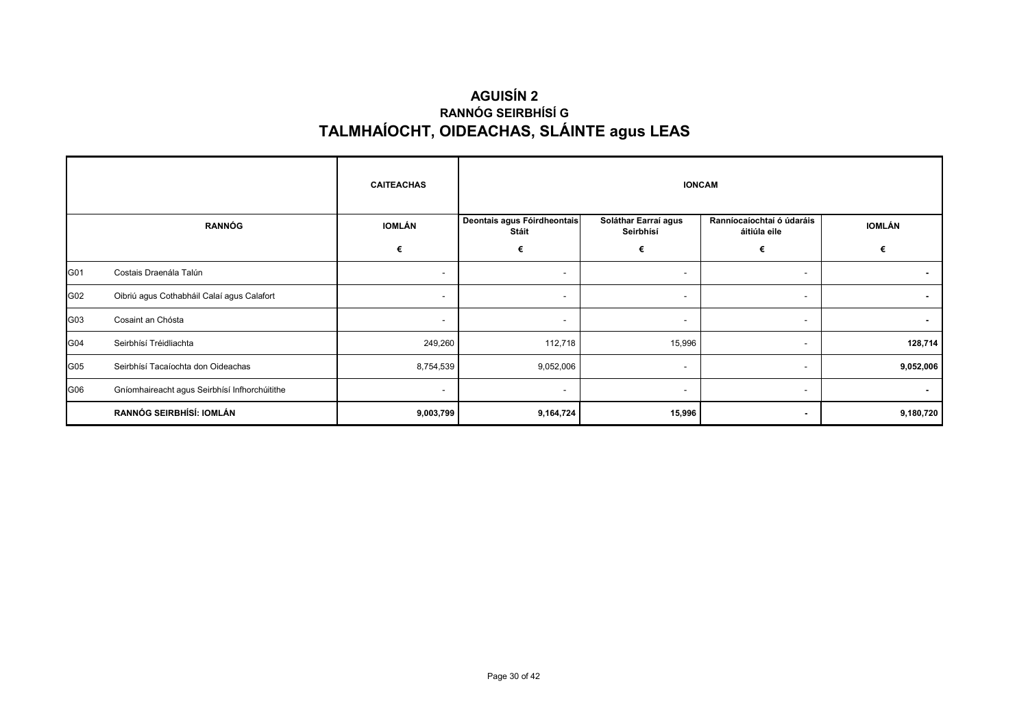# AGUISÍN 2

## RANNÓG SEIRBHÍSÍ G

# TALMHAÍOCHT, OIDEACHAS, SLÁINTE agus LEAS

| | | CAITEACHAS | IONCAM | | | |
|---|---|---|---|---|---|---|
| RANNÓG | | IOMLÁN | Deontais agus Fóirdheontais Stáit | Soláthar Earraí agus Seirbhísí | Ranníocaíochtaí ó údaráis áitiúla eile | IOMLÁN |
| | | € | € | € | € | € |
| G01 | Costais Draenála Talún | - | - | - | - | **-** |
| G02 | Oibriú agus Cothabháil Calaí agus Calafort | - | - | - | - | **-** |
| G03 | Cosaint an Chósta | - | - | - | - | **-** |
| G04 | Seirbhísí Tréidliachta | 249,260 | 112,718 | 15,996 | - | **128,714** |
| G05 | Seirbhísí Tacaíochta don Oideachas | 8,754,539 | 9,052,006 | - | - | **9,052,006** |
| G06 | Gníomhaireacht agus Seirbhísí Infhorchúitithe | - | - | - | - | **-** |
| | **RANNÓG SEIRBHÍSÍ: IOMLÁN** | **9,003,799** | **9,164,724** | **15,996** | **-** | **9,180,720** |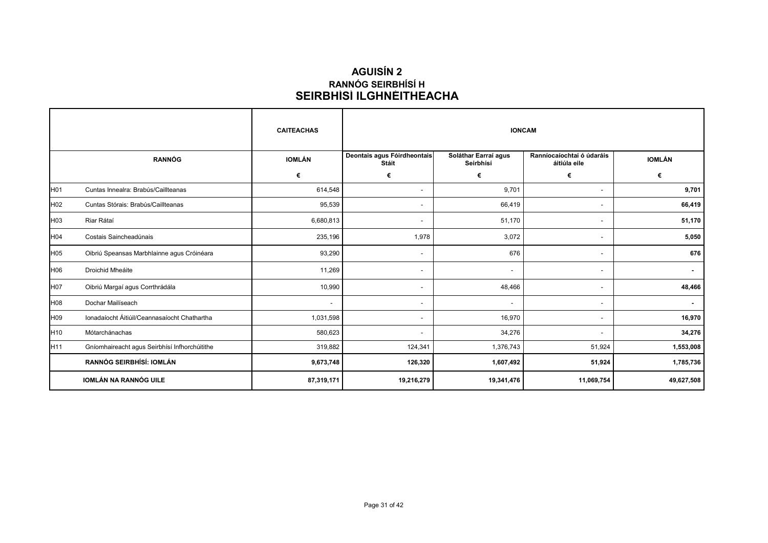# AGUISÍN 2
## RANNÓG SEIRBHÍSÍ H
## SEIRBHÍSÍ ILGHNÉITHEACHA

| | | CAITEACHAS | IONCAM | | | |
|---|---|---|---|---|---|---|
| | RANNÓG | IOMLÁN | Deontais agus Fóirdheontais Stáit | Soláthar Earraí agus Seirbhísí | Ranníocaíochtaí ó údaráis áitiúla eile | IOMLÁN |
| | | € | € | € | € | € |
| H01 | Cuntas Innealra: Brabús/Caillteanas | 614,548 | - | 9,701 | - | **9,701** |
| H02 | Cuntas Stórais: Brabús/Caillteanas | 95,539 | - | 66,419 | - | **66,419** |
| H03 | Riar Rátaí | 6,680,813 | - | 51,170 | - | **51,170** |
| H04 | Costais Saincheadúnais | 235,196 | 1,978 | 3,072 | - | **5,050** |
| H05 | Oibriú Speansas Marbhlainne agus Cróinéara | 93,290 | - | 676 | - | **676** |
| H06 | Droichid Mheáite | 11,269 | - | - | - | **-** |
| H07 | Oibriú Margaí agus Corrthrádála | 10,990 | - | 48,466 | - | **48,466** |
| H08 | Dochar Mailíseach | - | - | - | - | **-** |
| H09 | Ionadaíocht Áitiúil/Ceannasaíocht Chathartha | 1,031,598 | - | 16,970 | - | **16,970** |
| H10 | Mótarchánachas | 580,623 | - | 34,276 | - | **34,276** |
| H11 | Gníomhaireacht agus Seirbhísí Infhorchúitithe | 319,882 | 124,341 | 1,376,743 | 51,924 | **1,553,008** |
| | **RANNÓG SEIRBHÍSÍ: IOMLÁN** | **9,673,748** | **126,320** | **1,607,492** | **51,924** | **1,785,736** |
| | **IOMLÁN NA RANNÓG UILE** | **87,319,171** | **19,216,279** | **19,341,476** | **11,069,754** | **49,627,508** |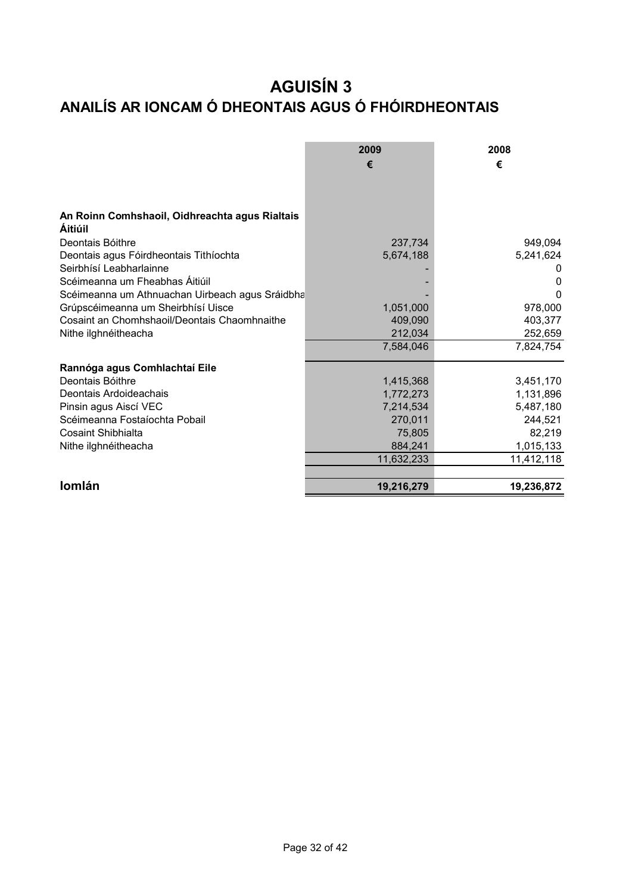# AGUISÍN 3

## ANAILÍS AR IONCAM Ó DHEONTAIS AGUS Ó FHÓIRDHEONTAIS

| | 2009 | 2008 |
|---|---|---|
| | € | € |
| **An Roinn Comhshaoil, Oidhreachta agus Rialtais Áitiúil** | | |
| Deontais Bóithre | 237,734 | 949,094 |
| Deontais agus Fóirdheontais Tithíochta | 5,674,188 | 5,241,624 |
| Seirbhísí Leabharlainne | - | 0 |
| Scéimeanna um Fheabhas Áitiúil | - | 0 |
| Scéimeanna um Athnuachan Uirbeach agus Sráidbha | - | 0 |
| Grúpscéimeanna um Sheirbhísí Uisce | 1,051,000 | 978,000 |
| Cosaint an Chomhshaoil/Deontais Chaomhnaithe | 409,090 | 403,377 |
| Nithe ilghnéitheacha | 212,034 | 252,659 |
| | 7,584,046 | 7,824,754 |
| **Rannóga agus Comhlachtaí Eile** | | |
| Deontais Bóithre | 1,415,368 | 3,451,170 |
| Deontais Ardoideachais | 1,772,273 | 1,131,896 |
| Pinsin agus Aiscí VEC | 7,214,534 | 5,487,180 |
| Scéimeanna Fostaíochta Pobail | 270,011 | 244,521 |
| Cosaint Shibhialta | 75,805 | 82,219 |
| Nithe ilghnéitheacha | 884,241 | 1,015,133 |
| | 11,632,233 | 11,412,118 |
| **Iomlán** | **19,216,279** | **19,236,872** |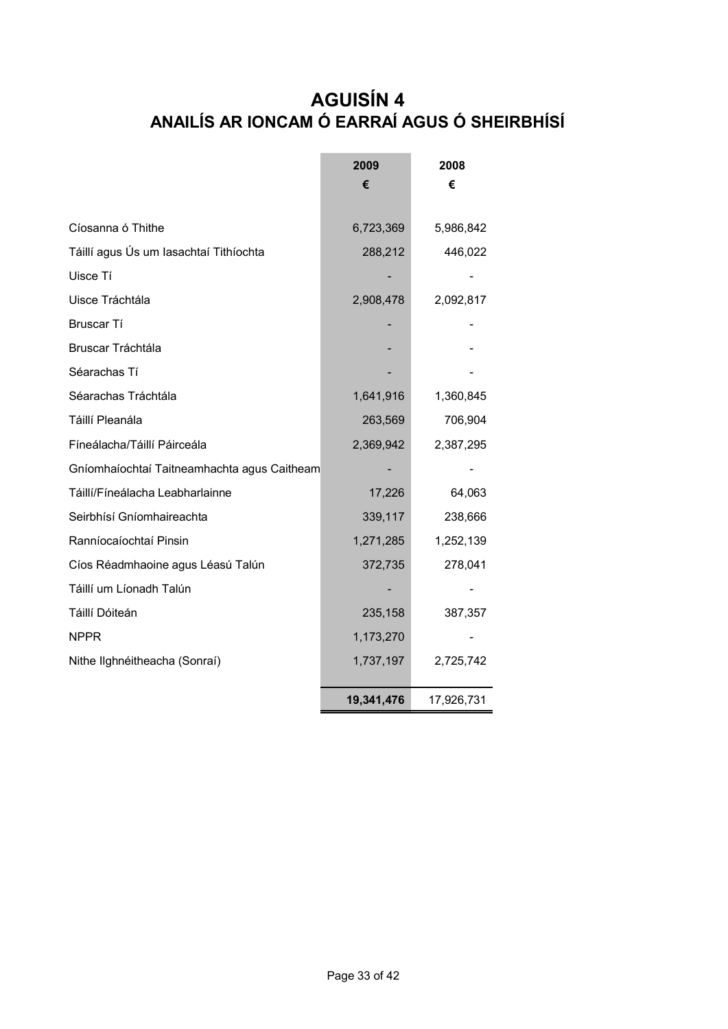# AGUISÍN 4
## ANAILÍS AR IONCAM Ó EARRAÍ AGUS Ó SHEIRBHÍSÍ

| | 2009 € | 2008 € |
|---|---|---|
| Cíosanna ó Thithe | 6,723,369 | 5,986,842 |
| Táillí agus Ús um Iasachtaí Tithíochta | 288,212 | 446,022 |
| Uisce Tí | - | - |
| Uisce Tráchtála | 2,908,478 | 2,092,817 |
| Bruscar Tí | - | - |
| Bruscar Tráchtála | - | - |
| Séarachas Tí | - | - |
| Séarachas Tráchtála | 1,641,916 | 1,360,845 |
| Táillí Pleanála | 263,569 | 706,904 |
| Fíneálacha/Táillí Páirceála | 2,369,942 | 2,387,295 |
| Gníomhaíochtaí Taitneamhachta agus Caitheam | - | - |
| Táillí/Fíneálacha Leabharlainne | 17,226 | 64,063 |
| Seirbhísí Gníomhaireachta | 339,117 | 238,666 |
| Ranníocaíochtaí Pinsin | 1,271,285 | 1,252,139 |
| Cíos Réadmhaoine agus Léasú Talún | 372,735 | 278,041 |
| Táillí um Líonadh Talún | - | - |
| Táillí Dóiteán | 235,158 | 387,357 |
| NPPR | 1,173,270 | - |
| Nithe Ilghnéitheacha (Sonraí) | 1,737,197 | 2,725,742 |
| | **19,341,476** | 17,926,731 |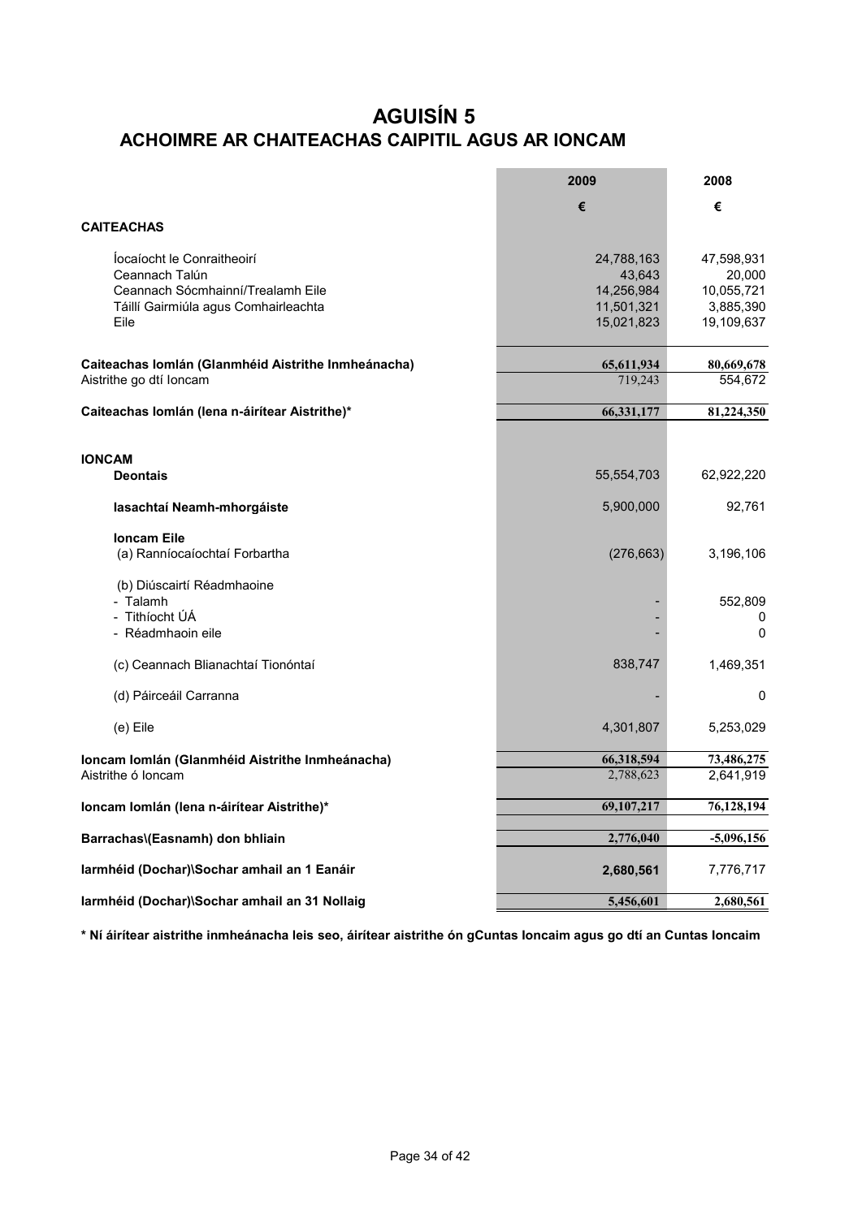# AGUISÍN 5

## ACHOIMRE AR CHAITEACHAS CAIPITIL AGUS AR IONCAM

| | 2009 | 2008 |
|---|---|---|
| | € | € |
| **CAITEACHAS** | | |
| Íocaíocht le Conraitheoirí | 24,788,163 | 47,598,931 |
| Ceannach Talún | 43,643 | 20,000 |
| Ceannach Sócmhainní/Trealamh Eile | 14,256,984 | 10,055,721 |
| Táillí Gairmiúla agus Comhairleachta | 11,501,321 | 3,885,390 |
| Eile | 15,021,823 | 19,109,637 |
| **Caiteachas Iomlán (Glanmhéid Aistrithe Inmheánacha)** | **65,611,934** | **80,669,678** |
| Aistrithe go dtí Ioncam | 719,243 | 554,672 |
| **Caiteachas Iomlán (lena n-áirítear Aistrithe)*** | **66,331,177** | **81,224,350** |
| **IONCAM** | | |
| **Deontais** | 55,554,703 | 62,922,220 |
| **Iasachtaí Neamh-mhorgáiste** | 5,900,000 | 92,761 |
| **Ioncam Eile** | | |
| (a) Ranníocaíochtaí Forbartha | (276,663) | 3,196,106 |
| (b) Diúscairtí Réadmhaoine | | |
| - Talamh | - | 552,809 |
| - Tithíocht ÚÁ | - | 0 |
| - Réadmhaoin eile | - | 0 |
| (c) Ceannach Blianachtaí Tionóntaí | 838,747 | 1,469,351 |
| (d) Páirceáil Carranna | - | 0 |
| (e) Eile | 4,301,807 | 5,253,029 |
| **Ioncam Iomlán (Glanmhéid Aistrithe Inmheánacha)** | **66,318,594** | **73,486,275** |
| Aistrithe ó Ioncam | 2,788,623 | 2,641,919 |
| **Ioncam Iomlán (lena n-áirítear Aistrithe)*** | **69,107,217** | **76,128,194** |
| **Barrachas\(Easnamh) don bhliain** | **2,776,040** | **-5,096,156** |
| **Iarmhéid (Dochar)\Sochar amhail an 1 Eanáir** | **2,680,561** | 7,776,717 |
| **Iarmhéid (Dochar)\Sochar amhail an 31 Nollaig** | **5,456,601** | **2,680,561** |

**\* Ní áirítear aistrithe inmheánacha leis seo, áirítear aistrithe ón gCuntas Ioncaim agus go dtí an Cuntas Ioncaim**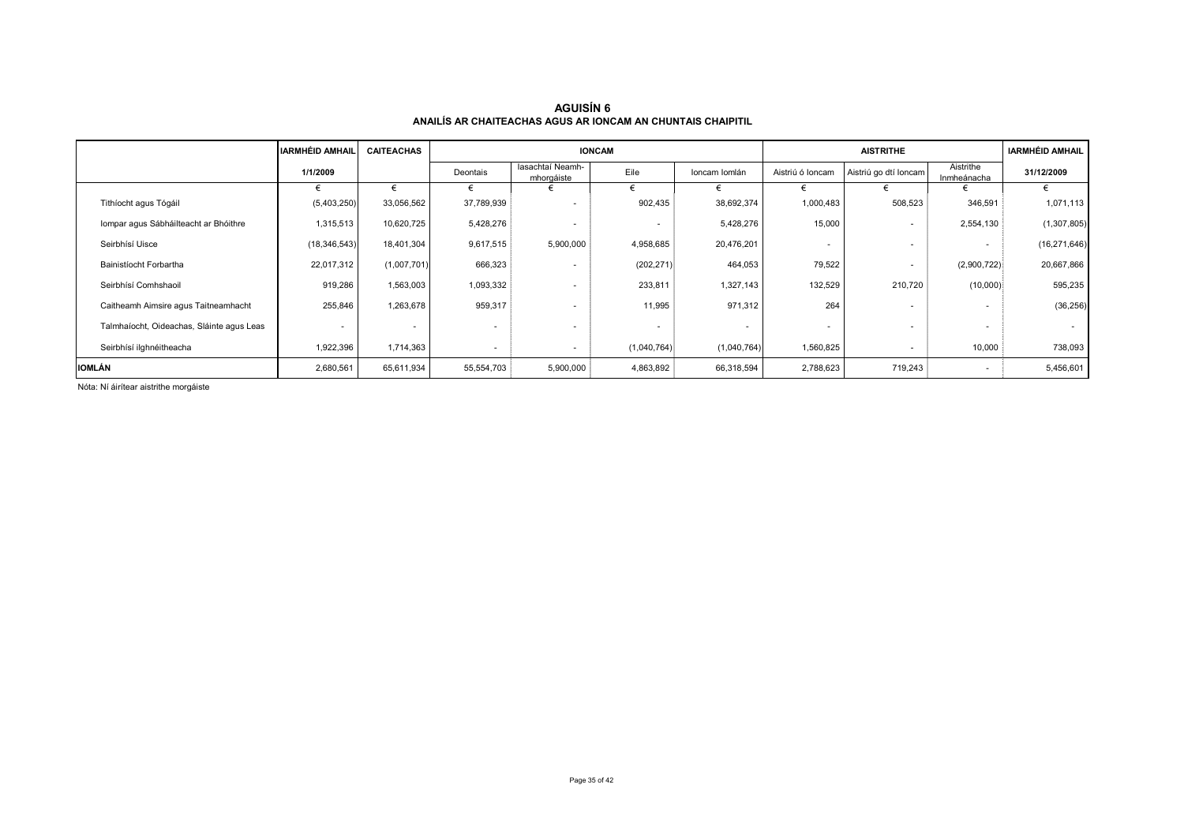# AGUISÍN 6

## ANAILÍS AR CHAITEACHAS AGUS AR IONCAM AN CHUNTAIS CHAIPITIL

| | IARMHÉID AMHAIL | CAITEACHAS | IONCAM | | | | AISTRITHE | | | IARMHÉID AMHAIL |
|---|---|---|---|---|---|---|---|---|---|---|
| | 1/1/2009 | | Deontais | Iasachtaí Neamh-mhorgáiste | Eile | Ioncam Iomlán | Aistriú ó Ioncam | Aistriú go dtí Ioncam | Aistrithe Inmheánacha | 31/12/2009 |
| | € | € | € | € | € | € | € | € | € | € |
| Tithíocht agus Tógáil | (5,403,250) | 33,056,562 | 37,789,939 | - | 902,435 | 38,692,374 | 1,000,483 | 508,523 | 346,591 | 1,071,113 |
| Iompar agus Sábháilteacht ar Bhóithre | 1,315,513 | 10,620,725 | 5,428,276 | - | - | 5,428,276 | 15,000 | - | 2,554,130 | (1,307,805) |
| Seirbhísí Uisce | (18,346,543) | 18,401,304 | 9,617,515 | 5,900,000 | 4,958,685 | 20,476,201 | - | - | - | (16,271,646) |
| Bainistíocht Forbartha | 22,017,312 | (1,007,701) | 666,323 | - | (202,271) | 464,053 | 79,522 | - | (2,900,722) | 20,667,866 |
| Seirbhísí Comhshaoil | 919,286 | 1,563,003 | 1,093,332 | - | 233,811 | 1,327,143 | 132,529 | 210,720 | (10,000) | 595,235 |
| Caitheamh Aimsire agus Taitneamhacht | 255,846 | 1,263,678 | 959,317 | - | 11,995 | 971,312 | 264 | - | - | (36,256) |
| Talmhaíocht, Oideachas, Sláinte agus Leas | - | - | - | - | - | - | - | - | - | - |
| Seirbhísí ilghnéitheacha | 1,922,396 | 1,714,363 | - | - | (1,040,764) | (1,040,764) | 1,560,825 | - | 10,000 | 738,093 |
| **IOMLÁN** | 2,680,561 | 65,611,934 | 55,554,703 | 5,900,000 | 4,863,892 | 66,318,594 | 2,788,623 | 719,243 | - | 5,456,601 |

Nóta: Ní áirítear aistrithe morgáiste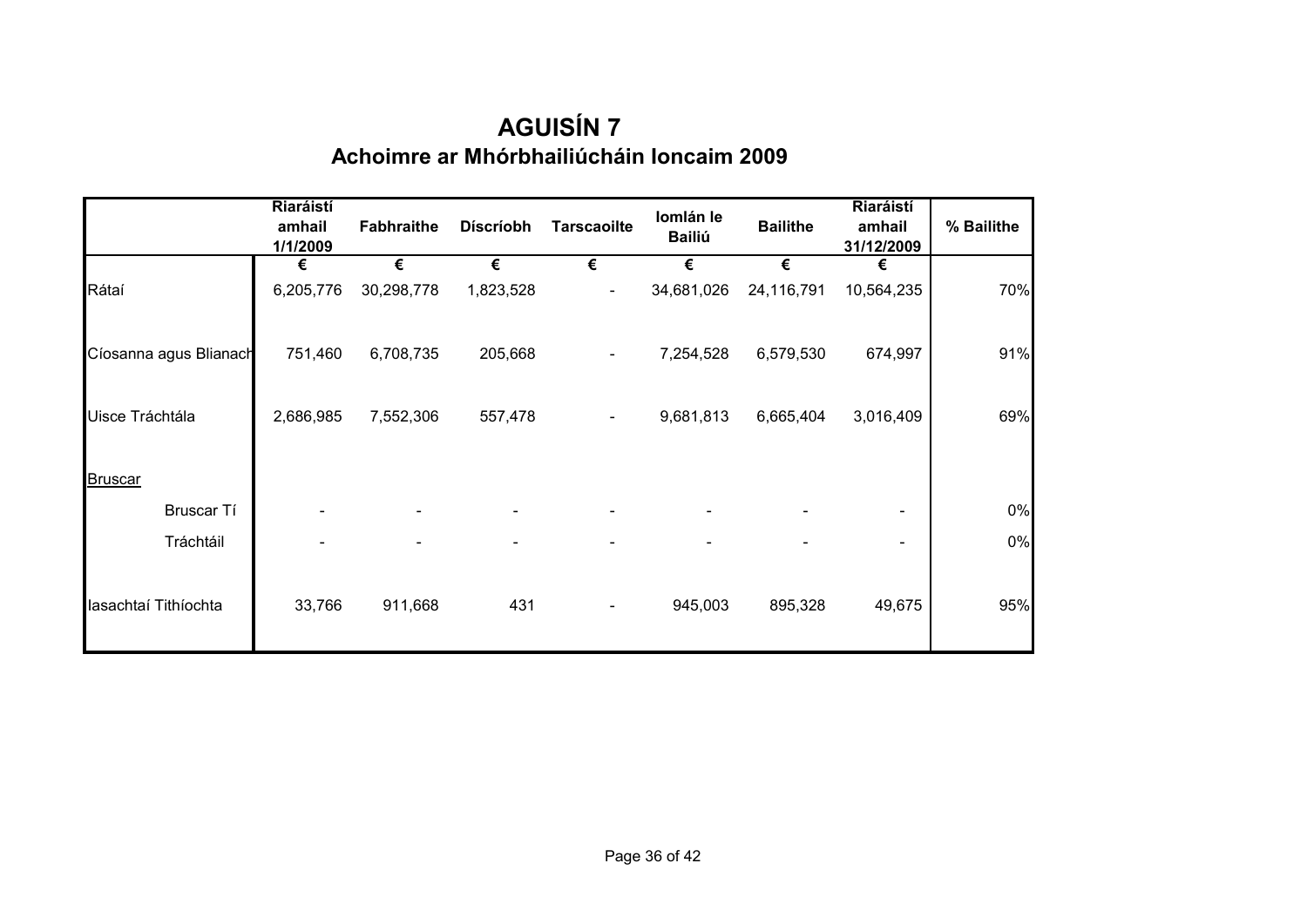# AGUISÍN 7

## Achoimre ar Mhórbhailiúcháin Ioncaim 2009

| | Riaráistí amhail 1/1/2009 | Fabhraithe | Díscríobh | Tarscaoilte | Iomlán le Bailiú | Bailithe | Riaráistí amhail 31/12/2009 | % Bailithe |
|---|---|---|---|---|---|---|---|---|
| | € | € | € | € | € | € | € | |
| Rátaí | 6,205,776 | 30,298,778 | 1,823,528 | - | 34,681,026 | 24,116,791 | 10,564,235 | 70% |
| Cíosanna agus Blianacht | 751,460 | 6,708,735 | 205,668 | - | 7,254,528 | 6,579,530 | 674,997 | 91% |
| Uisce Tráchtála | 2,686,985 | 7,552,306 | 557,478 | - | 9,681,813 | 6,665,404 | 3,016,409 | 69% |
| Bruscar | | | | | | | | |
| Bruscar Tí | - | - | - | - | - | - | - | 0% |
| Tráchtáil | - | - | - | - | - | - | - | 0% |
| Iasachtaí Tithíochta | 33,766 | 911,668 | 431 | - | 945,003 | 895,328 | 49,675 | 95% |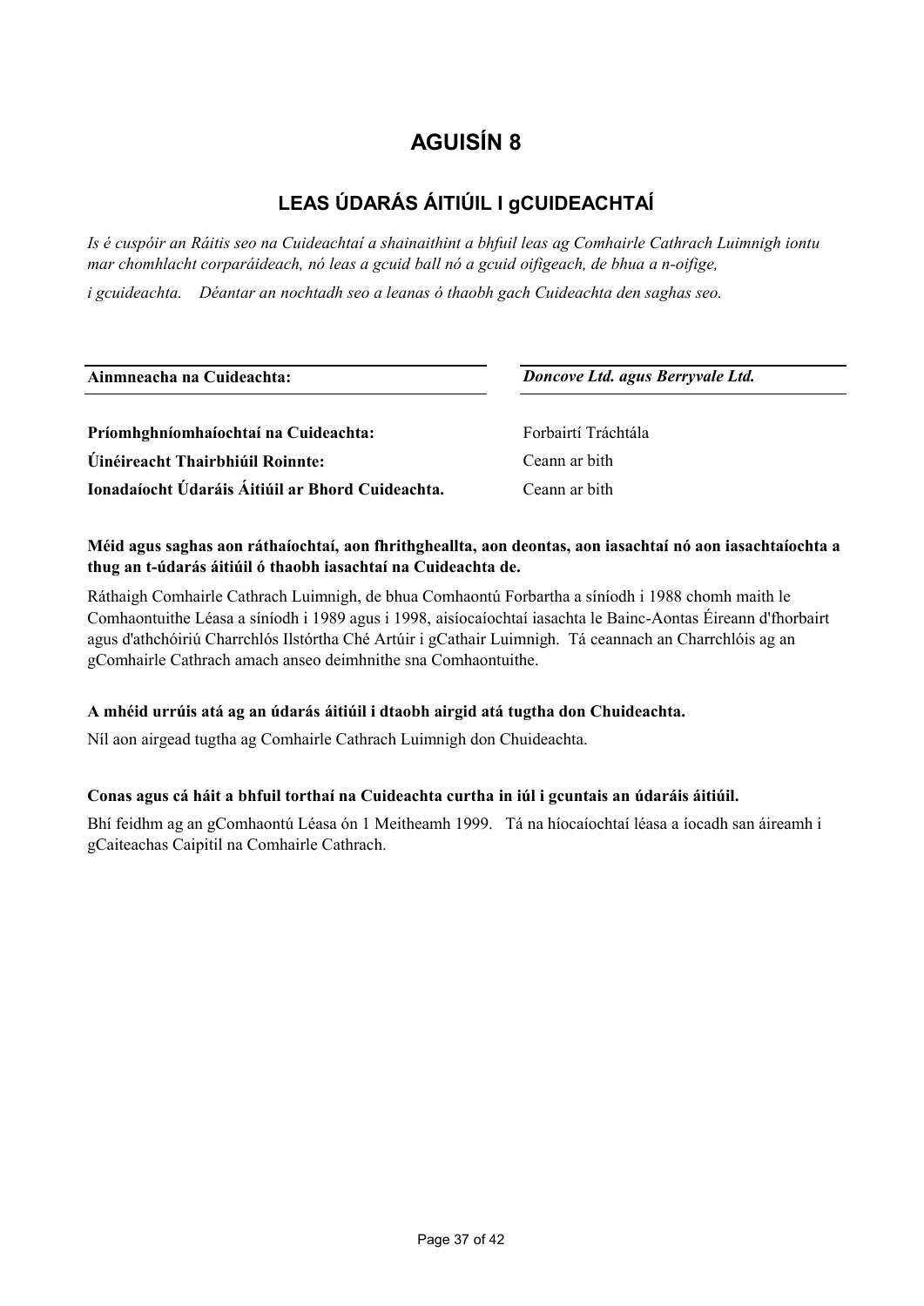# AGUISÍN 8

## LEAS ÚDARÁS ÁITIÚIL I gCUIDEACHTAÍ

*Is é cuspóir an Ráitis seo na Cuideachtaí a shainaithint a bhfuil leas ag Comhairle Cathrach Luimnigh iontu mar chomhlacht corparáideach, nó leas a gcuid ball nó a gcuid oifigeach, de bhua a n-oifige, i gcuideachta. Déantar an nochtadh seo a leanas ó thaobh gach Cuideachta den saghas seo.*

| **Ainmneacha na Cuideachta:** | ***Doncove Ltd. agus Berryvale Ltd.*** |
|---|---|
| **Príomhghníomhaíochtaí na Cuideachta:** | Forbairtí Tráchtála |
| **Úinéireacht Thairbhiúil Roinnte:** | Ceann ar bith |
| **Ionadaíocht Údaráis Áitiúil ar Bhord Cuideachta.** | Ceann ar bith |

**Méid agus saghas aon ráthaíochtaí, aon fhrithgheallta, aon deontas, aon iasachtaí nó aon iasachtaíochta a thug an t-údarás áitiúil ó thaobh iasachtaí na Cuideachta de.**

Ráthaigh Comhairle Cathrach Luimnigh, de bhua Comhaontú Forbartha a síníodh i 1988 chomh maith le Comhaontuithe Léasa a síníodh i 1989 agus i 1998, aisíocaíochtaí iasachta le Bainc-Aontas Éireann d'fhorbairt agus d'athchóiriú Charrchlós Ilstórtha Ché Artúir i gCathair Luimnigh. Tá ceannach an Charrchlóis ag an gComhairle Cathrach amach anseo deimhnithe sna Comhaontuithe.

**A mhéid urrúis atá ag an údarás áitiúil i dtaobh airgid atá tugtha don Chuideachta.**

Níl aon airgead tugtha ag Comhairle Cathrach Luimnigh don Chuideachta.

**Conas agus cá háit a bhfuil torthaí na Cuideachta curtha in iúl i gcuntais an údaráis áitiúil.**

Bhí feidhm ag an gComhaontú Léasa ón 1 Meitheamh 1999. Tá na híocaíochtaí léasa a íocadh san áireamh i gCaiteachas Caipitil na Comhairle Cathrach.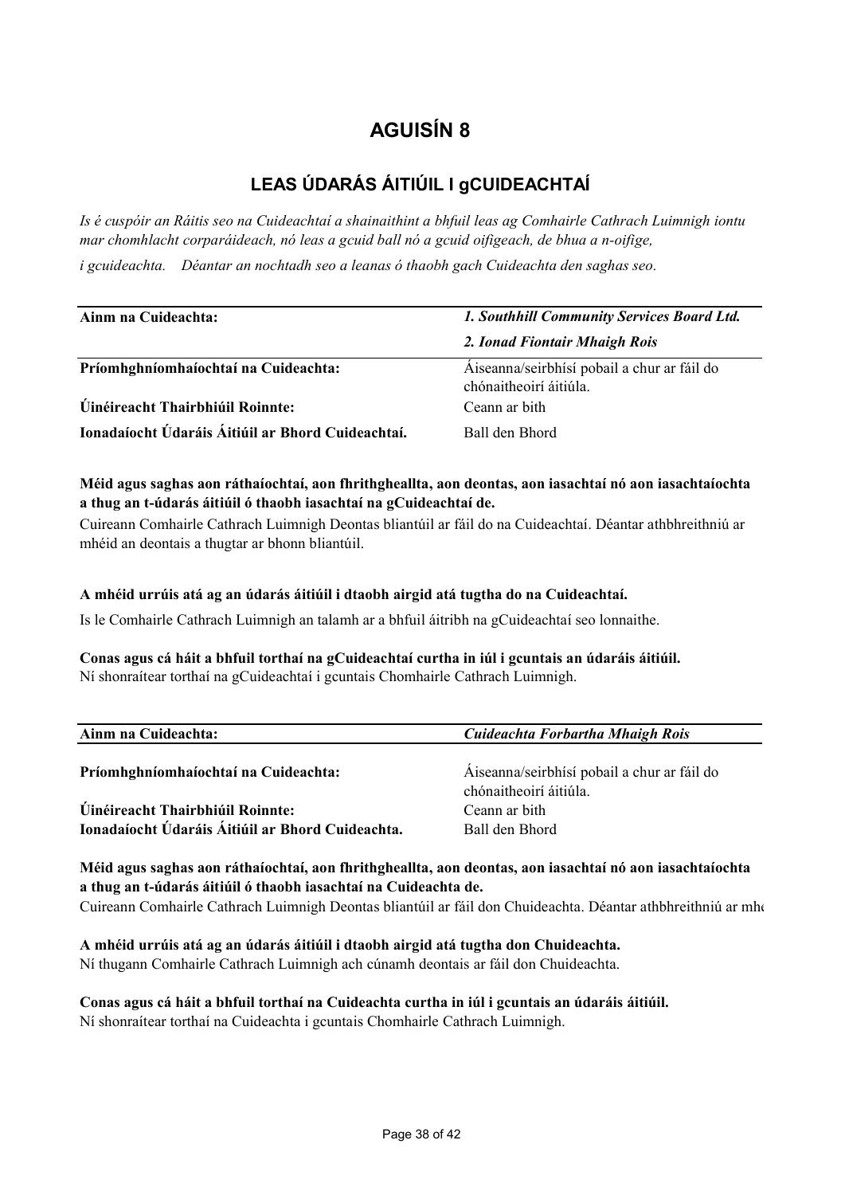# AGUISÍN 8

## LEAS ÚDARÁS ÁITIÚIL I gCUIDEACHTAÍ

*Is é cuspóir an Ráitis seo na Cuideachtaí a shainaithint a bhfuil leas ag Comhairle Cathrach Luimnigh iontu mar chomhlacht corparáideach, nó leas a gcuid ball nó a gcuid oifigeach, de bhua a n-oifige, i gcuideachta. Déantar an nochtadh seo a leanas ó thaobh gach Cuideachta den saghas seo.*

| **Ainm na Cuideachta:** | ***1. Southhill Community Services Board Ltd.*** |
|---|---|
| | ***2. Ionad Fiontair Mhaigh Rois*** |
| **Príomhghníomhaíochtaí na Cuideachta:** | Áiseanna/seirbhísí pobail a chur ar fáil do chónaitheoirí áitiúla. |
| **Úinéireacht Thairbhiúil Roinnte:** | Ceann ar bith |
| **Ionadaíocht Údaráis Áitiúil ar Bhord Cuideachtaí.** | Ball den Bhord |

**Méid agus saghas aon ráthaíochtaí, aon fhrithgheallta, aon deontas, aon iasachtaí nó aon iasachtaíochta a thug an t-údarás áitiúil ó thaobh iasachtaí na gCuideachtaí de.**

Cuireann Comhairle Cathrach Luimnigh Deontas bliantúil ar fáil do na Cuideachtaí. Déantar athbhreithniú ar mhéid an deontais a thugtar ar bhonn bliantúil.

**A mhéid urrúis atá ag an údarás áitiúil i dtaobh airgid atá tugtha do na Cuideachtaí.**

Is le Comhairle Cathrach Luimnigh an talamh ar a bhfuil áitribh na gCuideachtaí seo lonnaithe.

**Conas agus cá háit a bhfuil torthaí na gCuideachtaí curtha in iúl i gcuntais an údaráis áitiúil.**

Ní shonraítear torthaí na gCuideachtaí i gcuntais Chomhairle Cathrach Luimnigh.

| **Ainm na Cuideachta:** | ***Cuideachta Forbartha Mhaigh Rois*** |
|---|---|
| **Príomhghníomhaíochtaí na Cuideachta:** | Áiseanna/seirbhísí pobail a chur ar fáil do chónaitheoirí áitiúla. |
| **Úinéireacht Thairbhiúil Roinnte:** | Ceann ar bith |
| **Ionadaíocht Údaráis Áitiúil ar Bhord Cuideachta.** | Ball den Bhord |

**Méid agus saghas aon ráthaíochtaí, aon fhrithgheallta, aon deontas, aon iasachtaí nó aon iasachtaíochta a thug an t-údarás áitiúil ó thaobh iasachtaí na Cuideachta de.**

Cuireann Comhairle Cathrach Luimnigh Deontas bliantúil ar fáil don Chuideachta. Déantar athbhreithniú ar mh

**A mhéid urrúis atá ag an údarás áitiúil i dtaobh airgid atá tugtha don Chuideachta.**

Ní thugann Comhairle Cathrach Luimnigh ach cúnamh deontais ar fáil don Chuideachta.

**Conas agus cá háit a bhfuil torthaí na Cuideachta curtha in iúl i gcuntais an údaráis áitiúil.**

Ní shonraítear torthaí na Cuideachta i gcuntais Chomhairle Cathrach Luimnigh.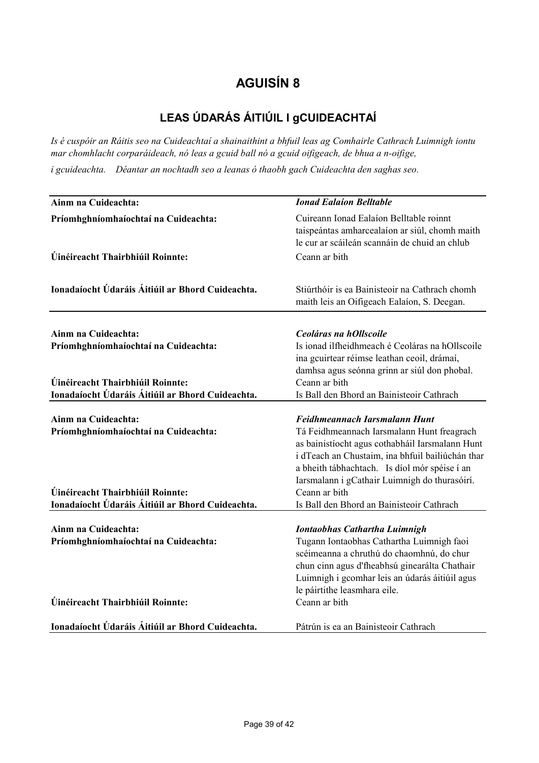# AGUISÍN 8

## LEAS ÚDARÁS ÁITIÚIL I gCUIDEACHTAÍ

*Is é cuspóir an Ráitis seo na Cuideachtaí a shainaithint a bhfuil leas ag Comhairle Cathrach Luimnigh iontu mar chomhlacht corparáideach, nó leas a gcuid ball nó a gcuid oifigeach, de bhua a n-oifige, i gcuideachta. Déantar an nochtadh seo a leanas ó thaobh gach Cuideachta den saghas seo.*

| | |
|---|---|
| **Ainm na Cuideachta:** | ***Ionad Ealaíon Belltable*** |
| **Príomhghníomhaíochtaí na Cuideachta:** | Cuireann Ionad Ealaíon Belltable roinnt taispeántas amharcealaíon ar siúl, chomh maith le cur ar scáileán scannáin de chuid an chlub |
| **Úinéireacht Thairbhiúil Roinnte:** | Ceann ar bith |
| **Ionadaíocht Údaráis Áitiúil ar Bhord Cuideachta.** | Stiúrthóir is ea Bainisteoir na Cathrach chomh maith leis an Oifigeach Ealaíon, S. Deegan. |

| | |
|---|---|
| **Ainm na Cuideachta:** | ***Ceoláras na hOllscoile*** |
| **Príomhghníomhaíochtaí na Cuideachta:** | Is ionad ilfheidhmeach é Ceoláras na hOllscoile ina gcuirtear réimse leathan ceoil, drámaí, damhsa agus seónna grinn ar siúl don phobal. |
| **Úinéireacht Thairbhiúil Roinnte:** | Ceann ar bith |
| **Ionadaíocht Údaráis Áitiúil ar Bhord Cuideachta.** | Is Ball den Bhord an Bainisteoir Cathrach |

| | |
|---|---|
| **Ainm na Cuideachta:** | ***Feidhmeannach Iarsmalann Hunt*** |
| **Príomhghníomhaíochtaí na Cuideachta:** | Tá Feidhmeannach Iarsmalann Hunt freagrach as bainistíocht agus cothabháil Iarsmalann Hunt i dTeach an Chustaim, ina bhfuil bailiúchán thar a bheith tábhachtach. Is díol mór spéise í an Iarsmalann i gCathair Luimnigh do thurasóirí. |
| **Úinéireacht Thairbhiúil Roinnte:** | Ceann ar bith |
| **Ionadaíocht Údaráis Áitiúil ar Bhord Cuideachta.** | Is Ball den Bhord an Bainisteoir Cathrach |

| | |
|---|---|
| **Ainm na Cuideachta:** | ***Iontaobhas Cathartha Luimnigh*** |
| **Príomhghníomhaíochtaí na Cuideachta:** | Tugann Iontaobhas Cathartha Luimnigh faoi scéimeanna a chruthú do chaomhnú, do chur chun cinn agus d'fheabhsú ginearálta Chathair Luimnigh i gcomhar leis an údarás áitiúil agus le páirtithe leasmhara eile. |
| **Úinéireacht Thairbhiúil Roinnte:** | Ceann ar bith |
| **Ionadaíocht Údaráis Áitiúil ar Bhord Cuideachta.** | Pátrún is ea an Bainisteoir Cathrach |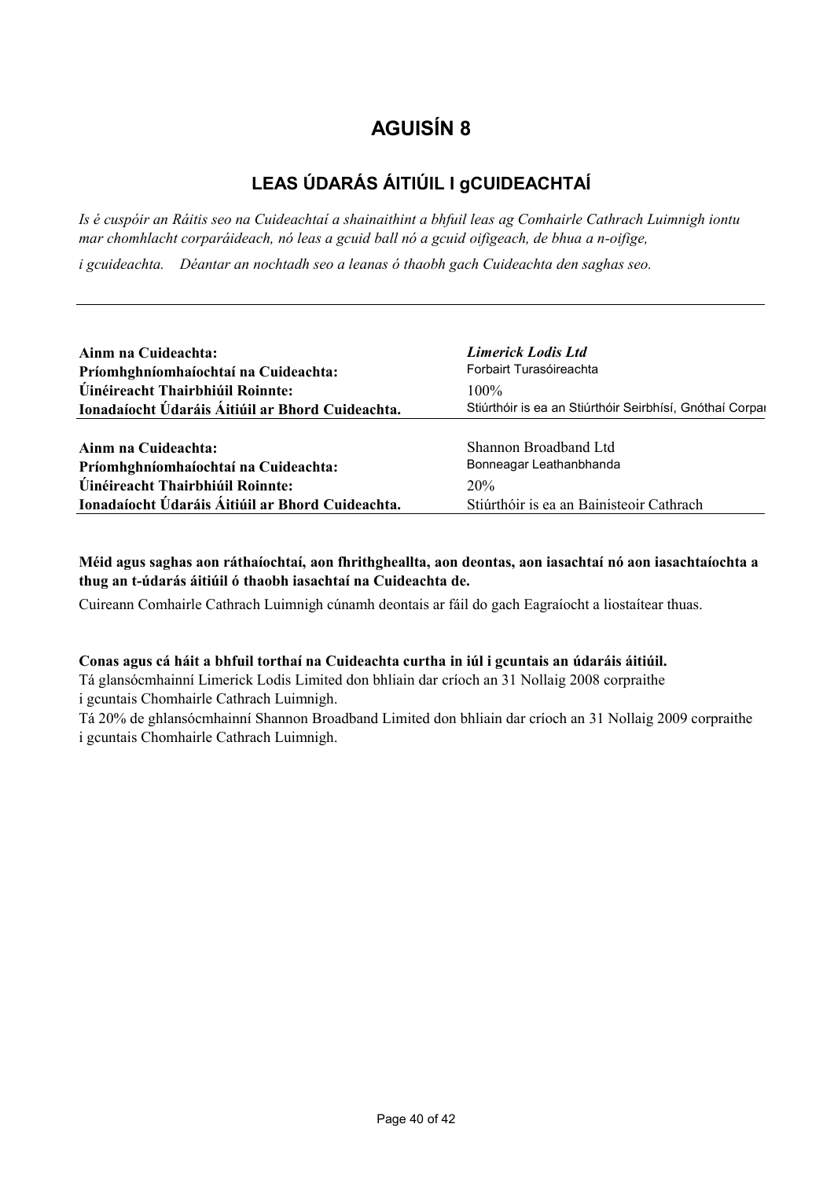# AGUISÍN 8

## LEAS ÚDARÁS ÁITIÚIL I gCUIDEACHTAÍ

*Is é cuspóir an Ráitis seo na Cuideachtaí a shainaithint a bhfuil leas ag Comhairle Cathrach Luimnigh iontu mar chomhlacht corparáideach, nó leas a gcuid ball nó a gcuid oifigeach, de bhua a n-oifige,*

*i gcuideachta. Déantar an nochtadh seo a leanas ó thaobh gach Cuideachta den saghas seo.*

---

| | |
|---|---|
| **Ainm na Cuideachta:** | ***Limerick Lodis Ltd*** |
| **Príomhghníomhaíochtaí na Cuideachta:** | Forbairt Turasóireachta |
| **Úinéireacht Thairbhiúil Roinnte:** | 100% |
| **Ionadaíocht Údaráis Áitiúil ar Bhord Cuideachta.** | Stiúrthóir is ea an Stiúrthóir Seirbhísí, Gnóthaí Corpai |

| | |
|---|---|
| **Ainm na Cuideachta:** | Shannon Broadband Ltd |
| **Príomhghníomhaíochtaí na Cuideachta:** | Bonneagar Leathanbhanda |
| **Úinéireacht Thairbhiúil Roinnte:** | 20% |
| **Ionadaíocht Údaráis Áitiúil ar Bhord Cuideachta.** | Stiúrthóir is ea an Bainisteoir Cathrach |

**Méid agus saghas aon ráthaíochtaí, aon fhrithgheallta, aon deontas, aon iasachtaí nó aon iasachtaíochta a thug an t-údarás áitiúil ó thaobh iasachtaí na Cuideachta de.**

Cuireann Comhairle Cathrach Luimnigh cúnamh deontais ar fáil do gach Eagraíocht a liostaítear thuas.

**Conas agus cá háit a bhfuil torthaí na Cuideachta curtha in iúl i gcuntais an údaráis áitiúil.**

Tá glansócmhainní Limerick Lodis Limited don bhliain dar críoch an 31 Nollaig 2008 corpraithe i gcuntais Chomhairle Cathrach Luimnigh.

Tá 20% de ghlansócmhainní Shannon Broadband Limited don bhliain dar críoch an 31 Nollaig 2009 corpraithe i gcuntais Chomhairle Cathrach Luimnigh.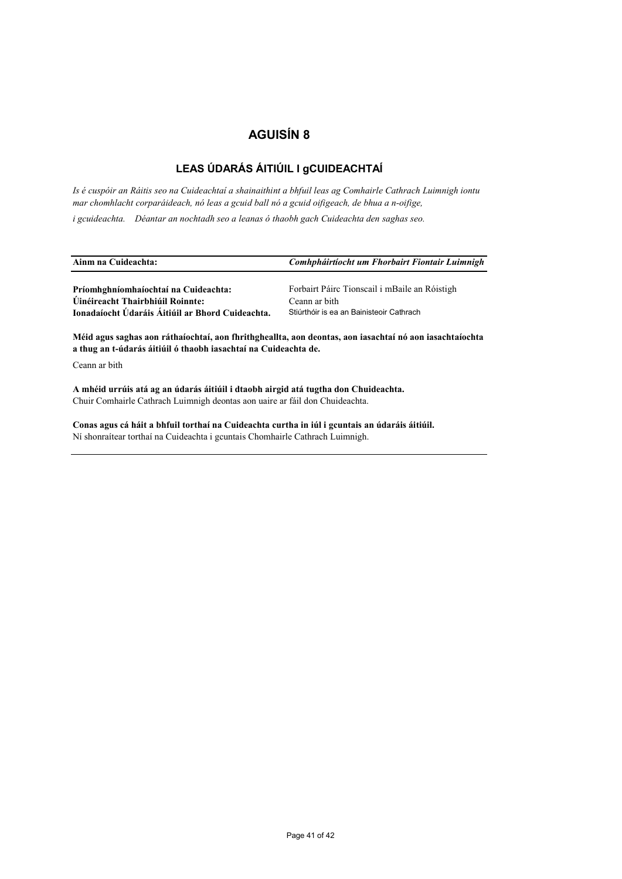# AGUISÍN 8

## LEAS ÚDARÁS ÁITIÚIL I gCUIDEACHTAÍ

*Is é cuspóir an Ráitis seo na Cuideachtaí a shainaithint a bhfuil leas ag Comhairle Cathrach Luimnigh iontu mar chomhlacht corparáideach, nó leas a gcuid ball nó a gcuid oifigeach, de bhua a n-oifige, i gcuideachta. Déantar an nochtadh seo a leanas ó thaobh gach Cuideachta den saghas seo.*

| **Ainm na Cuideachta:** | ***Comhpháirtíocht um Fhorbairt Fiontair Luimnigh*** |
|---|---|
| **Príomhghníomhaíochtaí na Cuideachta:** | Forbairt Páirc Tionscail i mBaile an Róistigh |
| **Úinéireacht Thairbhiúil Roinnte:** | Ceann ar bith |
| **Ionadaíocht Údaráis Áitiúil ar Bhord Cuideachta.** | Stiúrthóir is ea an Bainisteoir Cathrach |

**Méid agus saghas aon ráthaíochtaí, aon fhrithgheallta, aon deontas, aon iasachtaí nó aon iasachtaíochta a thug an t-údarás áitiúil ó thaobh iasachtaí na Cuideachta de.**

Ceann ar bith

**A mhéid urrúis atá ag an údarás áitiúil i dtaobh airgid atá tugtha don Chuideachta.**
Chuir Comhairle Cathrach Luimnigh deontas aon uaire ar fáil don Chuideachta.

**Conas agus cá háit a bhfuil torthaí na Cuideachta curtha in iúl i gcuntais an údaráis áitiúil.**
Ní shonraítear torthaí na Cuideachta i gcuntais Chomhairle Cathrach Luimnigh.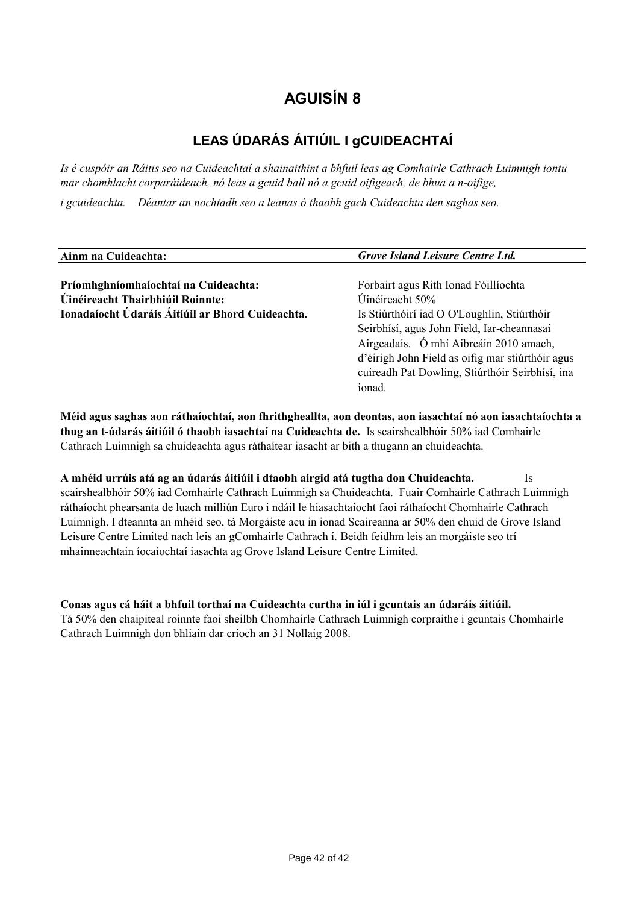# AGUISÍN 8

## LEAS ÚDARÁS ÁITIÚIL I gCUIDEACHTAÍ

*Is é cuspóir an Ráitis seo na Cuideachtaí a shainaithint a bhfuil leas ag Comhairle Cathrach Luimnigh iontu mar chomhlacht corparáideach, nó leas a gcuid ball nó a gcuid oifigeach, de bhua a n-oifige, i gcuideachta. Déantar an nochtadh seo a leanas ó thaobh gach Cuideachta den saghas seo.*

| **Ainm na Cuideachta:** | ***Grove Island Leisure Centre Ltd.*** |
|---|---|
| **Príomhghníomhaíochtaí na Cuideachta:** | Forbairt agus Rith Ionad Fóillíochta |
| **Úinéireacht Thairbhiúil Roinnte:** | Úinéireacht 50% |
| **Ionadaíocht Údaráis Áitiúil ar Bhord Cuideachta.** | Is Stiúrthóirí iad O O'Loughlin, Stiúrthóir Seirbhísí, agus John Field, Iar-cheannasaí Airgeadais. Ó mhí Aibreáin 2010 amach, d'éirigh John Field as oifig mar stiúrthóir agus cuireadh Pat Dowling, Stiúrthóir Seirbhísí, ina ionad. |

**Méid agus saghas aon ráthaíochtaí, aon fhrithgheallta, aon deontas, aon iasachtaí nó aon iasachtaíochta a thug an t-údarás áitiúil ó thaobh iasachtaí na Cuideachta de.** Is scairshealbhóir 50% iad Comhairle Cathrach Luimnigh sa chuideachta agus ráthaítear iasacht ar bith a thugann an chuideachta.

**A mhéid urrúis atá ag an údarás áitiúil i dtaobh airgid atá tugtha don Chuideachta.** Is scairshealbhóir 50% iad Comhairle Cathrach Luimnigh sa Chuideachta. Fuair Comhairle Cathrach Luimnigh ráthaíocht phearsanta de luach milliún Euro i ndáil le hiasachtaíocht faoi ráthaíocht Chomhairle Cathrach Luimnigh. I dteannta an mhéid seo, tá Morgáiste acu in ionad Scaireanna ar 50% den chuid de Grove Island Leisure Centre Limited nach leis an gComhairle Cathrach í. Beidh feidhm leis an morgáiste seo trí mhainneachtain íocaíochtaí iasachta ag Grove Island Leisure Centre Limited.

**Conas agus cá háit a bhfuil torthaí na Cuideachta curtha in iúl i gcuntais an údaráis áitiúil.**
Tá 50% den chaipiteal roinnte faoi sheilbh Chomhairle Cathrach Luimnigh corpraithe i gcuntais Chomhairle Cathrach Luimnigh don bhliain dar críoch an 31 Nollaig 2008.